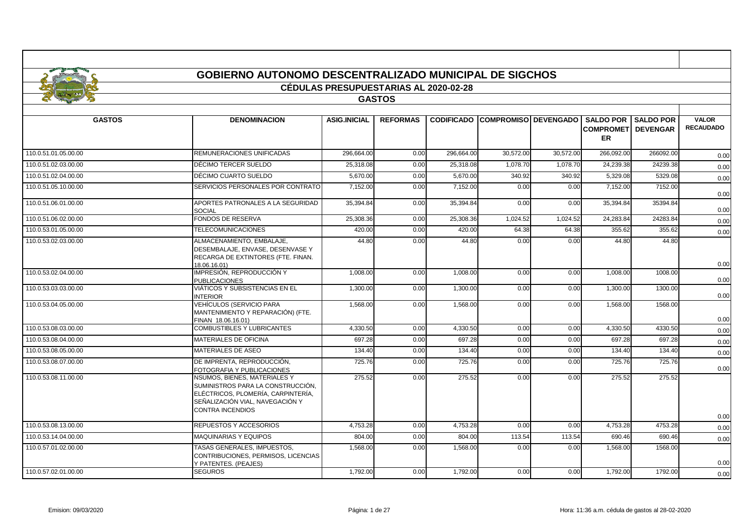# GOBIERNO AUTONOMO DESCENTRALIZADO MUNICIPAL DE SIGCHOS

## CÉDULAS PRESUPUESTARIAS AL 2020-02-28

### GASTOS

| GASTOS | DENOMINACION | ASIG.INICIAL | REFORMAS | CODIFICADO | COMPROMISO | DEVENGADO | SALDO POR COMPROMETER | SALDO POR DEVENGAR | VALOR RECAUDADO |
|---|---|---|---|---|---|---|---|---|---|
| 110.0.51.01.05.00.00 | REMUNERACIONES UNIFICADAS | 296,664.00 | 0.00 | 296,664.00 | 30,572.00 | 30,572.00 | 266,092.00 | 266092.00 | 0.00 |
| 110.0.51.02.03.00.00 | DÉCIMO TERCER SUELDO | 25,318.08 | 0.00 | 25,318.08 | 1,078.70 | 1,078.70 | 24,239.38 | 24239.38 | 0.00 |
| 110.0.51.02.04.00.00 | DÉCIMO CUARTO SUELDO | 5,670.00 | 0.00 | 5,670.00 | 340.92 | 340.92 | 5,329.08 | 5329.08 | 0.00 |
| 110.0.51.05.10.00.00 | SERVICIOS PERSONALES POR CONTRATO | 7,152.00 | 0.00 | 7,152.00 | 0.00 | 0.00 | 7,152.00 | 7152.00 | 0.00 |
| 110.0.51.06.01.00.00 | APORTES PATRONALES A LA SEGURIDAD SOCIAL | 35,394.84 | 0.00 | 35,394.84 | 0.00 | 0.00 | 35,394.84 | 35394.84 | 0.00 |
| 110.0.51.06.02.00.00 | FONDOS DE RESERVA | 25,308.36 | 0.00 | 25,308.36 | 1,024.52 | 1,024.52 | 24,283.84 | 24283.84 | 0.00 |
| 110.0.53.01.05.00.00 | TELECOMUNICACIONES | 420.00 | 0.00 | 420.00 | 64.38 | 64.38 | 355.62 | 355.62 | 0.00 |
| 110.0.53.02.03.00.00 | ALMACENAMIENTO, EMBALAJE, DESEMBALAJE, ENVASE, DESENVASE Y RECARGA DE EXTINTORES (FTE. FINAN. 18.06.16.01) | 44.80 | 0.00 | 44.80 | 0.00 | 0.00 | 44.80 | 44.80 | 0.00 |
| 110.0.53.02.04.00.00 | IMPRESIÓN, REPRODUCCIÓN Y PUBLICACIONES | 1,008.00 | 0.00 | 1,008.00 | 0.00 | 0.00 | 1,008.00 | 1008.00 | 0.00 |
| 110.0.53.03.03.00.00 | VIÁTICOS Y SUBSISTENCIAS EN EL INTERIOR | 1,300.00 | 0.00 | 1,300.00 | 0.00 | 0.00 | 1,300.00 | 1300.00 | 0.00 |
| 110.0.53.04.05.00.00 | VEHÍCULOS (SERVICIO PARA MANTENIMIENTO Y REPARACIÓN) (FTE. FINAN 18.06.16.01) | 1,568.00 | 0.00 | 1,568.00 | 0.00 | 0.00 | 1,568.00 | 1568.00 | 0.00 |
| 110.0.53.08.03.00.00 | COMBUSTIBLES Y LUBRICANTES | 4,330.50 | 0.00 | 4,330.50 | 0.00 | 0.00 | 4,330.50 | 4330.50 | 0.00 |
| 110.0.53.08.04.00.00 | MATERIALES DE OFICINA | 697.28 | 0.00 | 697.28 | 0.00 | 0.00 | 697.28 | 697.28 | 0.00 |
| 110.0.53.08.05.00.00 | MATERIALES DE ASEO | 134.40 | 0.00 | 134.40 | 0.00 | 0.00 | 134.40 | 134.40 | 0.00 |
| 110.0.53.08.07.00.00 | DE IMPRENTA, REPRODUCCIÓN, FOTOGRAFIA Y PUBLICACIONES | 725.76 | 0.00 | 725.76 | 0.00 | 0.00 | 725.76 | 725.76 | 0.00 |
| 110.0.53.08.11.00.00 | NSUMOS, BIENES, MATERIALES Y SUMINISTROS PARA LA CONSTRUCCIÓN, ELÉCTRICOS, PLOMERÍA, CARPINTERÍA, SEÑALIZACIÓN VIAL, NAVEGACIÓN Y CONTRA INCENDIOS | 275.52 | 0.00 | 275.52 | 0.00 | 0.00 | 275.52 | 275.52 | 0.00 |
| 110.0.53.08.13.00.00 | REPUESTOS Y ACCESORIOS | 4,753.28 | 0.00 | 4,753.28 | 0.00 | 0.00 | 4,753.28 | 4753.28 | 0.00 |
| 110.0.53.14.04.00.00 | MAQUINARIAS Y EQUIPOS | 804.00 | 0.00 | 804.00 | 113.54 | 113.54 | 690.46 | 690.46 | 0.00 |
| 110.0.57.01.02.00.00 | TASAS GENERALES, IMPUESTOS, CONTRIBUCIONES, PERMISOS, LICENCIAS Y PATENTES. (PEAJES) | 1,568.00 | 0.00 | 1,568.00 | 0.00 | 0.00 | 1,568.00 | 1568.00 | 0.00 |
| 110.0.57.02.01.00.00 | SEGUROS | 1,792.00 | 0.00 | 1,792.00 | 0.00 | 0.00 | 1,792.00 | 1792.00 | 0.00 |

Emision: 09/03/2020 — Hora: 11:36 a.m. cédula de gastos al 28-02-2020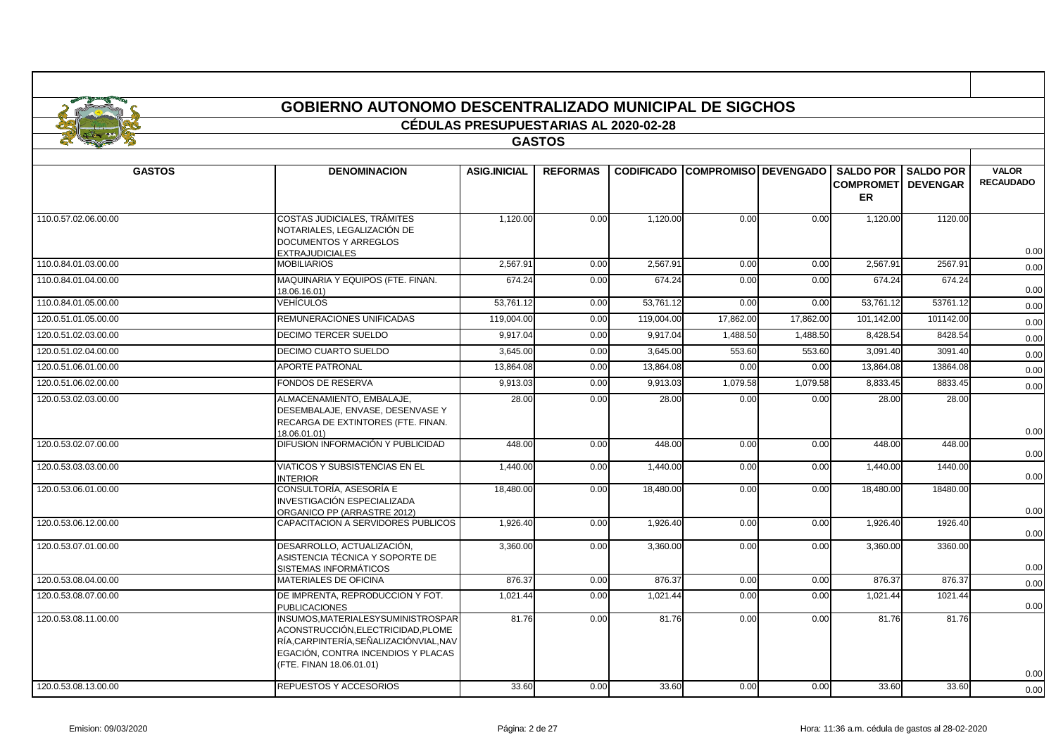# GOBIERNO AUTONOMO DESCENTRALIZADO MUNICIPAL DE SIGCHOS

## CÉDULAS PRESUPUESTARIAS AL 2020-02-28

### GASTOS

| GASTOS | DENOMINACION | ASIG.INICIAL | REFORMAS | CODIFICADO | COMPROMISO | DEVENGADO | SALDO POR COMPROMETER | SALDO POR DEVENGAR | VALOR RECAUDADO |
|---|---|---|---|---|---|---|---|---|---|
| 110.0.57.02.06.00.00 | COSTAS JUDICIALES, TRÁMITES NOTARIALES, LEGALIZACIÓN DE DOCUMENTOS Y ARREGLOS EXTRAJUDICIALES | 1,120.00 | 0.00 | 1,120.00 | 0.00 | 0.00 | 1,120.00 | 1120.00 | 0.00 |
| 110.0.84.01.03.00.00 | MOBILIARIOS | 2,567.91 | 0.00 | 2,567.91 | 0.00 | 0.00 | 2,567.91 | 2567.91 | 0.00 |
| 110.0.84.01.04.00.00 | MAQUINARIA Y EQUIPOS (FTE. FINAN. 18.06.16.01) | 674.24 | 0.00 | 674.24 | 0.00 | 0.00 | 674.24 | 674.24 | 0.00 |
| 110.0.84.01.05.00.00 | VEHÍCULOS | 53,761.12 | 0.00 | 53,761.12 | 0.00 | 0.00 | 53,761.12 | 53761.12 | 0.00 |
| 120.0.51.01.05.00.00 | REMUNERACIONES UNIFICADAS | 119,004.00 | 0.00 | 119,004.00 | 17,862.00 | 17,862.00 | 101,142.00 | 101142.00 | 0.00 |
| 120.0.51.02.03.00.00 | DECIMO TERCER SUELDO | 9,917.04 | 0.00 | 9,917.04 | 1,488.50 | 1,488.50 | 8,428.54 | 8428.54 | 0.00 |
| 120.0.51.02.04.00.00 | DECIMO CUARTO SUELDO | 3,645.00 | 0.00 | 3,645.00 | 553.60 | 553.60 | 3,091.40 | 3091.40 | 0.00 |
| 120.0.51.06.01.00.00 | APORTE PATRONAL | 13,864.08 | 0.00 | 13,864.08 | 0.00 | 0.00 | 13,864.08 | 13864.08 | 0.00 |
| 120.0.51.06.02.00.00 | FONDOS DE RESERVA | 9,913.03 | 0.00 | 9,913.03 | 1,079.58 | 1,079.58 | 8,833.45 | 8833.45 | 0.00 |
| 120.0.53.02.03.00.00 | ALMACENAMIENTO, EMBALAJE, DESEMBALAJE, ENVASE, DESENVASE Y RECARGA DE EXTINTORES (FTE. FINAN. 18.06.01.01) | 28.00 | 0.00 | 28.00 | 0.00 | 0.00 | 28.00 | 28.00 | 0.00 |
| 120.0.53.02.07.00.00 | DIFUSION INFORMACIÓN Y PUBLICIDAD | 448.00 | 0.00 | 448.00 | 0.00 | 0.00 | 448.00 | 448.00 | 0.00 |
| 120.0.53.03.03.00.00 | VIATICOS Y SUBSISTENCIAS EN EL INTERIOR | 1,440.00 | 0.00 | 1,440.00 | 0.00 | 0.00 | 1,440.00 | 1440.00 | 0.00 |
| 120.0.53.06.01.00.00 | CONSULTORÍA, ASESORÍA E INVESTIGACIÓN ESPECIALIZADA ORGANICO PP (ARRASTRE 2012) | 18,480.00 | 0.00 | 18,480.00 | 0.00 | 0.00 | 18,480.00 | 18480.00 | 0.00 |
| 120.0.53.06.12.00.00 | CAPACITACION A SERVIDORES PUBLICOS | 1,926.40 | 0.00 | 1,926.40 | 0.00 | 0.00 | 1,926.40 | 1926.40 | 0.00 |
| 120.0.53.07.01.00.00 | DESARROLLO, ACTUALIZACIÓN, ASISTENCIA TÉCNICA Y SOPORTE DE SISTEMAS INFORMÁTICOS | 3,360.00 | 0.00 | 3,360.00 | 0.00 | 0.00 | 3,360.00 | 3360.00 | 0.00 |
| 120.0.53.08.04.00.00 | MATERIALES DE OFICINA | 876.37 | 0.00 | 876.37 | 0.00 | 0.00 | 876.37 | 876.37 | 0.00 |
| 120.0.53.08.07.00.00 | DE IMPRENTA, REPRODUCCION Y FOT. PUBLICACIONES | 1,021.44 | 0.00 | 1,021.44 | 0.00 | 0.00 | 1,021.44 | 1021.44 | 0.00 |
| 120.0.53.08.11.00.00 | INSUMOS,MATERIALESYSUMINISTROSPARACONSTRUCCIÓN,ELECTRICIDAD,PLOMERÍA,CARPINTERÍA,SEÑALIZACIÓNVIAL,NAVEGACIÓN, CONTRA INCENDIOS Y PLACAS (FTE. FINAN 18.06.01.01) | 81.76 | 0.00 | 81.76 | 0.00 | 0.00 | 81.76 | 81.76 | 0.00 |
| 120.0.53.08.13.00.00 | REPUESTOS Y ACCESORIOS | 33.60 | 0.00 | 33.60 | 0.00 | 0.00 | 33.60 | 33.60 | 0.00 |

Emision: 09/03/2020 Hora: 11:36 a.m. cédula de gastos al 28-02-2020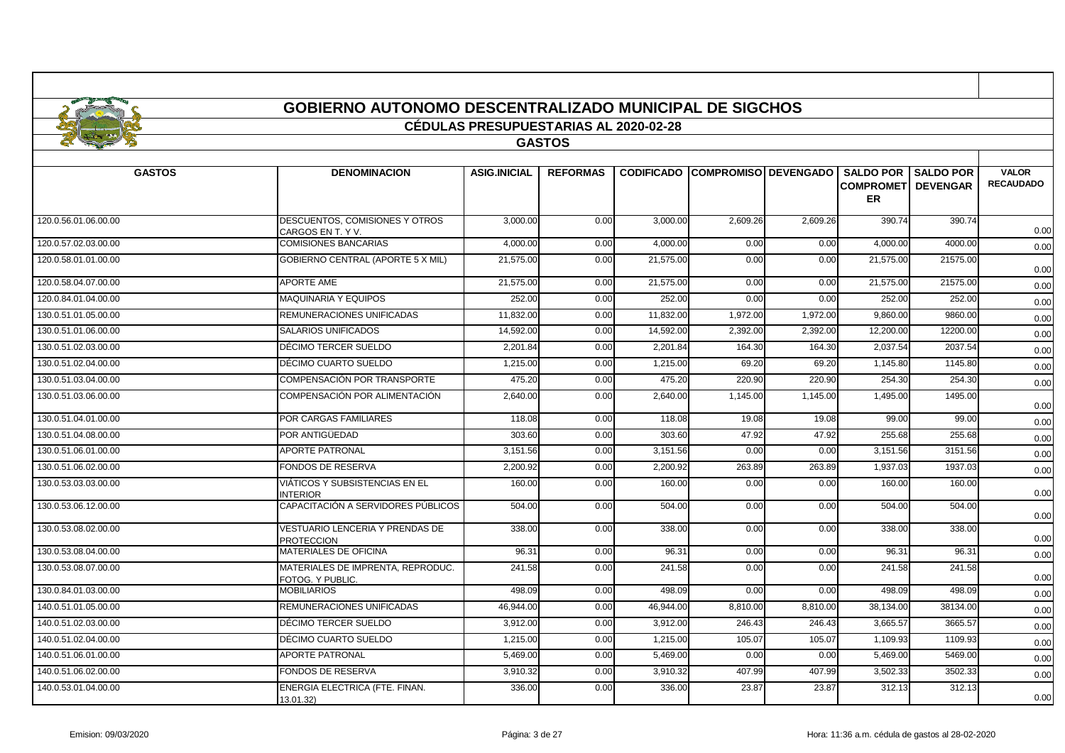# GOBIERNO AUTONOMO DESCENTRALIZADO MUNICIPAL DE SIGCHOS

## CÉDULAS PRESUPUESTARIAS AL 2020-02-28

### GASTOS

| GASTOS | DENOMINACION | ASIG.INICIAL | REFORMAS | CODIFICADO | COMPROMISO | DEVENGADO | SALDO POR COMPROMETER | SALDO POR DEVENGAR | VALOR RECAUDADO |
|---|---|---|---|---|---|---|---|---|---|
| 120.0.56.01.06.00.00 | DESCUENTOS, COMISIONES Y OTROS CARGOS EN T. Y V. | 3,000.00 | 0.00 | 3,000.00 | 2,609.26 | 2,609.26 | 390.74 | 390.74 | 0.00 |
| 120.0.57.02.03.00.00 | COMISIONES BANCARIAS | 4,000.00 | 0.00 | 4,000.00 | 0.00 | 0.00 | 4,000.00 | 4000.00 | 0.00 |
| 120.0.58.01.01.00.00 | GOBIERNO CENTRAL (APORTE 5 X MIL) | 21,575.00 | 0.00 | 21,575.00 | 0.00 | 0.00 | 21,575.00 | 21575.00 | 0.00 |
| 120.0.58.04.07.00.00 | APORTE AME | 21,575.00 | 0.00 | 21,575.00 | 0.00 | 0.00 | 21,575.00 | 21575.00 | 0.00 |
| 120.0.84.01.04.00.00 | MAQUINARIA Y EQUIPOS | 252.00 | 0.00 | 252.00 | 0.00 | 0.00 | 252.00 | 252.00 | 0.00 |
| 130.0.51.01.05.00.00 | REMUNERACIONES UNIFICADAS | 11,832.00 | 0.00 | 11,832.00 | 1,972.00 | 1,972.00 | 9,860.00 | 9860.00 | 0.00 |
| 130.0.51.01.06.00.00 | SALARIOS UNIFICADOS | 14,592.00 | 0.00 | 14,592.00 | 2,392.00 | 2,392.00 | 12,200.00 | 12200.00 | 0.00 |
| 130.0.51.02.03.00.00 | DÉCIMO TERCER SUELDO | 2,201.84 | 0.00 | 2,201.84 | 164.30 | 164.30 | 2,037.54 | 2037.54 | 0.00 |
| 130.0.51.02.04.00.00 | DÉCIMO CUARTO SUELDO | 1,215.00 | 0.00 | 1,215.00 | 69.20 | 69.20 | 1,145.80 | 1145.80 | 0.00 |
| 130.0.51.03.04.00.00 | COMPENSACIÓN POR TRANSPORTE | 475.20 | 0.00 | 475.20 | 220.90 | 220.90 | 254.30 | 254.30 | 0.00 |
| 130.0.51.03.06.00.00 | COMPENSACIÓN POR ALIMENTACIÓN | 2,640.00 | 0.00 | 2,640.00 | 1,145.00 | 1,145.00 | 1,495.00 | 1495.00 | 0.00 |
| 130.0.51.04.01.00.00 | POR CARGAS FAMILIARES | 118.08 | 0.00 | 118.08 | 19.08 | 19.08 | 99.00 | 99.00 | 0.00 |
| 130.0.51.04.08.00.00 | POR ANTIGÜEDAD | 303.60 | 0.00 | 303.60 | 47.92 | 47.92 | 255.68 | 255.68 | 0.00 |
| 130.0.51.06.01.00.00 | APORTE PATRONAL | 3,151.56 | 0.00 | 3,151.56 | 0.00 | 0.00 | 3,151.56 | 3151.56 | 0.00 |
| 130.0.51.06.02.00.00 | FONDOS DE RESERVA | 2,200.92 | 0.00 | 2,200.92 | 263.89 | 263.89 | 1,937.03 | 1937.03 | 0.00 |
| 130.0.53.03.03.00.00 | VIÁTICOS Y SUBSISTENCIAS EN EL INTERIOR | 160.00 | 0.00 | 160.00 | 0.00 | 0.00 | 160.00 | 160.00 | 0.00 |
| 130.0.53.06.12.00.00 | CAPACITACIÓN A SERVIDORES PÚBLICOS | 504.00 | 0.00 | 504.00 | 0.00 | 0.00 | 504.00 | 504.00 | 0.00 |
| 130.0.53.08.02.00.00 | VESTUARIO LENCERIA Y PRENDAS DE PROTECCION | 338.00 | 0.00 | 338.00 | 0.00 | 0.00 | 338.00 | 338.00 | 0.00 |
| 130.0.53.08.04.00.00 | MATERIALES DE OFICINA | 96.31 | 0.00 | 96.31 | 0.00 | 0.00 | 96.31 | 96.31 | 0.00 |
| 130.0.53.08.07.00.00 | MATERIALES DE IMPRENTA, REPRODUC. FOTOG. Y PUBLIC. | 241.58 | 0.00 | 241.58 | 0.00 | 0.00 | 241.58 | 241.58 | 0.00 |
| 130.0.84.01.03.00.00 | MOBILIARIOS | 498.09 | 0.00 | 498.09 | 0.00 | 0.00 | 498.09 | 498.09 | 0.00 |
| 140.0.51.01.05.00.00 | REMUNERACIONES UNIFICADAS | 46,944.00 | 0.00 | 46,944.00 | 8,810.00 | 8,810.00 | 38,134.00 | 38134.00 | 0.00 |
| 140.0.51.02.03.00.00 | DÉCIMO TERCER SUELDO | 3,912.00 | 0.00 | 3,912.00 | 246.43 | 246.43 | 3,665.57 | 3665.57 | 0.00 |
| 140.0.51.02.04.00.00 | DÉCIMO CUARTO SUELDO | 1,215.00 | 0.00 | 1,215.00 | 105.07 | 105.07 | 1,109.93 | 1109.93 | 0.00 |
| 140.0.51.06.01.00.00 | APORTE PATRONAL | 5,469.00 | 0.00 | 5,469.00 | 0.00 | 0.00 | 5,469.00 | 5469.00 | 0.00 |
| 140.0.51.06.02.00.00 | FONDOS DE RESERVA | 3,910.32 | 0.00 | 3,910.32 | 407.99 | 407.99 | 3,502.33 | 3502.33 | 0.00 |
| 140.0.53.01.04.00.00 | ENERGIA ELECTRICA (FTE. FINAN. 13.01.32) | 336.00 | 0.00 | 336.00 | 23.87 | 23.87 | 312.13 | 312.13 | 0.00 |

Emision: 09/03/2020 — Hora: 11:36 a.m. cédula de gastos al 28-02-2020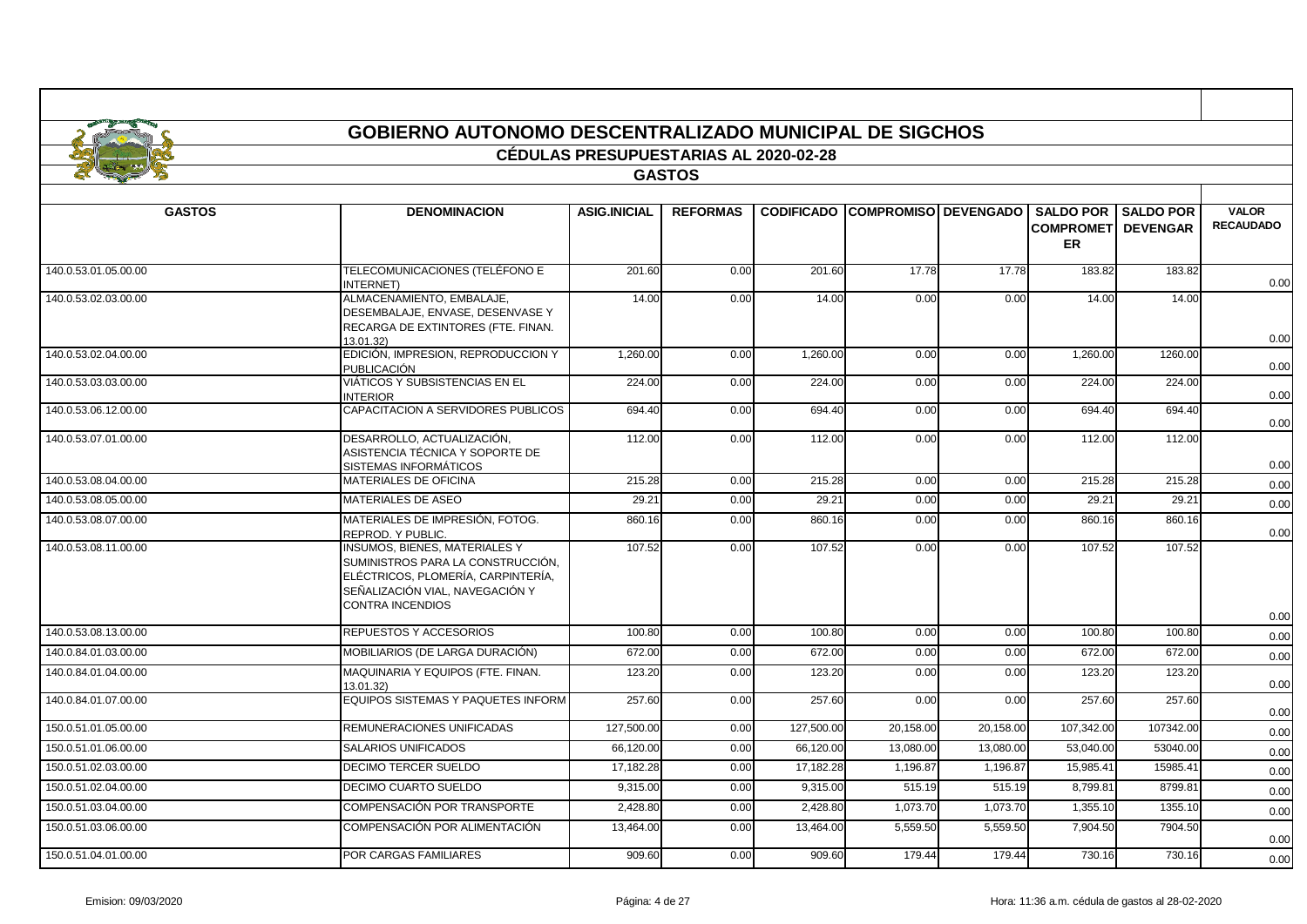# GOBIERNO AUTONOMO DESCENTRALIZADO MUNICIPAL DE SIGCHOS

## CÉDULAS PRESUPUESTARIAS AL 2020-02-28

### GASTOS

| GASTOS | DENOMINACION | ASIG.INICIAL | REFORMAS | CODIFICADO | COMPROMISO | DEVENGADO | SALDO POR COMPROMETER | SALDO POR DEVENGAR | VALOR RECAUDADO |
|---|---|---|---|---|---|---|---|---|---|
| 140.0.53.01.05.00.00 | TELECOMUNICACIONES (TELÉFONO E INTERNET) | 201.60 | 0.00 | 201.60 | 17.78 | 17.78 | 183.82 | 183.82 | 0.00 |
| 140.0.53.02.03.00.00 | ALMACENAMIENTO, EMBALAJE, DESEMBALAJE, ENVASE, DESENVASE Y RECARGA DE EXTINTORES (FTE. FINAN. 13.01.32) | 14.00 | 0.00 | 14.00 | 0.00 | 0.00 | 14.00 | 14.00 | 0.00 |
| 140.0.53.02.04.00.00 | EDICIÓN, IMPRESION, REPRODUCCION Y PUBLICACIÓN | 1,260.00 | 0.00 | 1,260.00 | 0.00 | 0.00 | 1,260.00 | 1260.00 | 0.00 |
| 140.0.53.03.03.00.00 | VIÁTICOS Y SUBSISTENCIAS EN EL INTERIOR | 224.00 | 0.00 | 224.00 | 0.00 | 0.00 | 224.00 | 224.00 | 0.00 |
| 140.0.53.06.12.00.00 | CAPACITACION A SERVIDORES PUBLICOS | 694.40 | 0.00 | 694.40 | 0.00 | 0.00 | 694.40 | 694.40 | 0.00 |
| 140.0.53.07.01.00.00 | DESARROLLO, ACTUALIZACIÓN, ASISTENCIA TÉCNICA Y SOPORTE DE SISTEMAS INFORMÁTICOS | 112.00 | 0.00 | 112.00 | 0.00 | 0.00 | 112.00 | 112.00 | 0.00 |
| 140.0.53.08.04.00.00 | MATERIALES DE OFICINA | 215.28 | 0.00 | 215.28 | 0.00 | 0.00 | 215.28 | 215.28 | 0.00 |
| 140.0.53.08.05.00.00 | MATERIALES DE ASEO | 29.21 | 0.00 | 29.21 | 0.00 | 0.00 | 29.21 | 29.21 | 0.00 |
| 140.0.53.08.07.00.00 | MATERIALES DE IMPRESIÓN, FOTOG. REPROD. Y PUBLIC. | 860.16 | 0.00 | 860.16 | 0.00 | 0.00 | 860.16 | 860.16 | 0.00 |
| 140.0.53.08.11.00.00 | INSUMOS, BIENES, MATERIALES Y SUMINISTROS PARA LA CONSTRUCCIÓN, ELÉCTRICOS, PLOMERÍA, CARPINTERÍA, SEÑALIZACIÓN VIAL, NAVEGACIÓN Y CONTRA INCENDIOS | 107.52 | 0.00 | 107.52 | 0.00 | 0.00 | 107.52 | 107.52 | 0.00 |
| 140.0.53.08.13.00.00 | REPUESTOS Y ACCESORIOS | 100.80 | 0.00 | 100.80 | 0.00 | 0.00 | 100.80 | 100.80 | 0.00 |
| 140.0.84.01.03.00.00 | MOBILIARIOS (DE LARGA DURACIÓN) | 672.00 | 0.00 | 672.00 | 0.00 | 0.00 | 672.00 | 672.00 | 0.00 |
| 140.0.84.01.04.00.00 | MAQUINARIA Y EQUIPOS (FTE. FINAN. 13.01.32) | 123.20 | 0.00 | 123.20 | 0.00 | 0.00 | 123.20 | 123.20 | 0.00 |
| 140.0.84.01.07.00.00 | EQUIPOS SISTEMAS Y PAQUETES INFORM | 257.60 | 0.00 | 257.60 | 0.00 | 0.00 | 257.60 | 257.60 | 0.00 |
| 150.0.51.01.05.00.00 | REMUNERACIONES UNIFICADAS | 127,500.00 | 0.00 | 127,500.00 | 20,158.00 | 20,158.00 | 107,342.00 | 107342.00 | 0.00 |
| 150.0.51.01.06.00.00 | SALARIOS UNIFICADOS | 66,120.00 | 0.00 | 66,120.00 | 13,080.00 | 13,080.00 | 53,040.00 | 53040.00 | 0.00 |
| 150.0.51.02.03.00.00 | DECIMO TERCER SUELDO | 17,182.28 | 0.00 | 17,182.28 | 1,196.87 | 1,196.87 | 15,985.41 | 15985.41 | 0.00 |
| 150.0.51.02.04.00.00 | DECIMO CUARTO SUELDO | 9,315.00 | 0.00 | 9,315.00 | 515.19 | 515.19 | 8,799.81 | 8799.81 | 0.00 |
| 150.0.51.03.04.00.00 | COMPENSACIÓN POR TRANSPORTE | 2,428.80 | 0.00 | 2,428.80 | 1,073.70 | 1,073.70 | 1,355.10 | 1355.10 | 0.00 |
| 150.0.51.03.06.00.00 | COMPENSACIÓN POR ALIMENTACIÓN | 13,464.00 | 0.00 | 13,464.00 | 5,559.50 | 5,559.50 | 7,904.50 | 7904.50 | 0.00 |
| 150.0.51.04.01.00.00 | POR CARGAS FAMILIARES | 909.60 | 0.00 | 909.60 | 179.44 | 179.44 | 730.16 | 730.16 | 0.00 |

Emision: 09/03/2020 | Hora: 11:36 a.m. cédula de gastos al 28-02-2020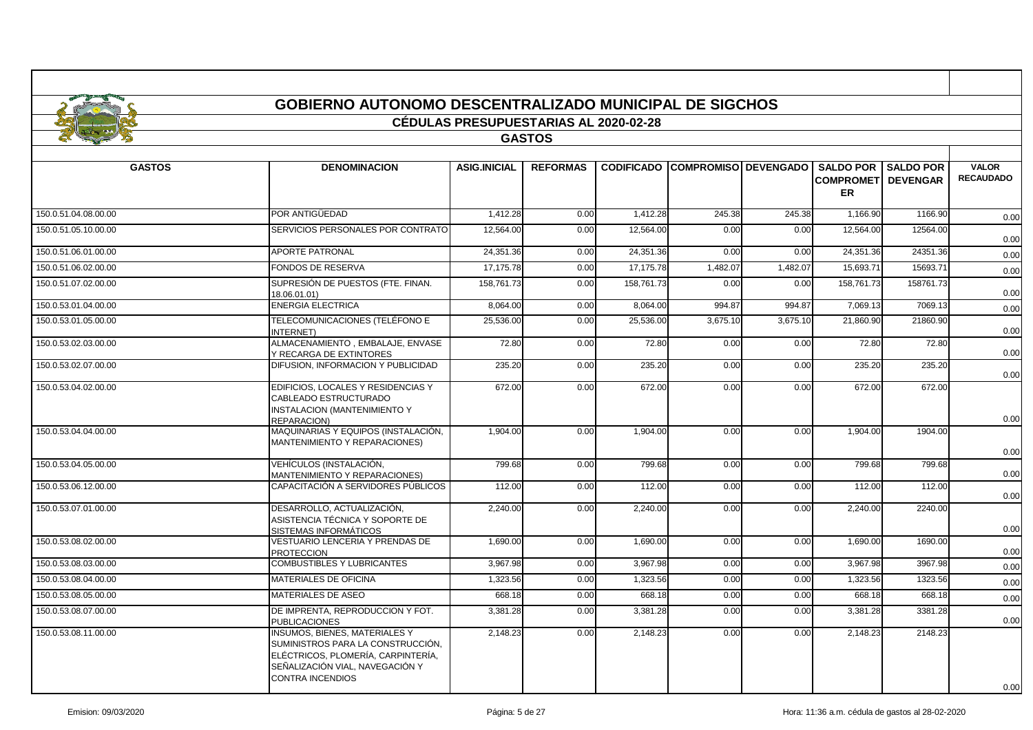# GOBIERNO AUTONOMO DESCENTRALIZADO MUNICIPAL DE SIGCHOS

## CÉDULAS PRESUPUESTARIAS AL 2020-02-28

### GASTOS

| GASTOS | DENOMINACION | ASIG.INICIAL | REFORMAS | CODIFICADO | COMPROMISO | DEVENGADO | SALDO POR COMPROMETER | SALDO POR DEVENGAR | VALOR RECAUDADO |
|---|---|---|---|---|---|---|---|---|---|
| 150.0.51.04.08.00.00 | POR ANTIGÜEDAD | 1,412.28 | 0.00 | 1,412.28 | 245.38 | 245.38 | 1,166.90 | 1166.90 | 0.00 |
| 150.0.51.05.10.00.00 | SERVICIOS PERSONALES POR CONTRATO | 12,564.00 | 0.00 | 12,564.00 | 0.00 | 0.00 | 12,564.00 | 12564.00 | 0.00 |
| 150.0.51.06.01.00.00 | APORTE PATRONAL | 24,351.36 | 0.00 | 24,351.36 | 0.00 | 0.00 | 24,351.36 | 24351.36 | 0.00 |
| 150.0.51.06.02.00.00 | FONDOS DE RESERVA | 17,175.78 | 0.00 | 17,175.78 | 1,482.07 | 1,482.07 | 15,693.71 | 15693.71 | 0.00 |
| 150.0.51.07.02.00.00 | SUPRESIÓN DE PUESTOS (FTE. FINAN. 18.06.01.01) | 158,761.73 | 0.00 | 158,761.73 | 0.00 | 0.00 | 158,761.73 | 158761.73 | 0.00 |
| 150.0.53.01.04.00.00 | ENERGIA ELECTRICA | 8,064.00 | 0.00 | 8,064.00 | 994.87 | 994.87 | 7,069.13 | 7069.13 | 0.00 |
| 150.0.53.01.05.00.00 | TELECOMUNICACIONES (TELÉFONO E INTERNET) | 25,536.00 | 0.00 | 25,536.00 | 3,675.10 | 3,675.10 | 21,860.90 | 21860.90 | 0.00 |
| 150.0.53.02.03.00.00 | ALMACENAMIENTO , EMBALAJE, ENVASE Y RECARGA DE EXTINTORES | 72.80 | 0.00 | 72.80 | 0.00 | 0.00 | 72.80 | 72.80 | 0.00 |
| 150.0.53.02.07.00.00 | DIFUSION, INFORMACION Y PUBLICIDAD | 235.20 | 0.00 | 235.20 | 0.00 | 0.00 | 235.20 | 235.20 | 0.00 |
| 150.0.53.04.02.00.00 | EDIFICIOS, LOCALES Y RESIDENCIAS Y CABLEADO ESTRUCTURADO INSTALACION (MANTENIMIENTO Y REPARACION) | 672.00 | 0.00 | 672.00 | 0.00 | 0.00 | 672.00 | 672.00 | 0.00 |
| 150.0.53.04.04.00.00 | MAQUINARIAS Y EQUIPOS (INSTALACIÓN, MANTENIMIENTO Y REPARACIONES) | 1,904.00 | 0.00 | 1,904.00 | 0.00 | 0.00 | 1,904.00 | 1904.00 | 0.00 |
| 150.0.53.04.05.00.00 | VEHÍCULOS (INSTALACIÓN, MANTENIMIENTO Y REPARACIONES) | 799.68 | 0.00 | 799.68 | 0.00 | 0.00 | 799.68 | 799.68 | 0.00 |
| 150.0.53.06.12.00.00 | CAPACITACIÓN A SERVIDORES PÚBLICOS | 112.00 | 0.00 | 112.00 | 0.00 | 0.00 | 112.00 | 112.00 | 0.00 |
| 150.0.53.07.01.00.00 | DESARROLLO, ACTUALIZACIÓN, ASISTENCIA TÉCNICA Y SOPORTE DE SISTEMAS INFORMÁTICOS | 2,240.00 | 0.00 | 2,240.00 | 0.00 | 0.00 | 2,240.00 | 2240.00 | 0.00 |
| 150.0.53.08.02.00.00 | VESTUARIO LENCERIA Y PRENDAS DE PROTECCION | 1,690.00 | 0.00 | 1,690.00 | 0.00 | 0.00 | 1,690.00 | 1690.00 | 0.00 |
| 150.0.53.08.03.00.00 | COMBUSTIBLES Y LUBRICANTES | 3,967.98 | 0.00 | 3,967.98 | 0.00 | 0.00 | 3,967.98 | 3967.98 | 0.00 |
| 150.0.53.08.04.00.00 | MATERIALES DE OFICINA | 1,323.56 | 0.00 | 1,323.56 | 0.00 | 0.00 | 1,323.56 | 1323.56 | 0.00 |
| 150.0.53.08.05.00.00 | MATERIALES DE ASEO | 668.18 | 0.00 | 668.18 | 0.00 | 0.00 | 668.18 | 668.18 | 0.00 |
| 150.0.53.08.07.00.00 | DE IMPRENTA, REPRODUCCION Y FOT. PUBLICACIONES | 3,381.28 | 0.00 | 3,381.28 | 0.00 | 0.00 | 3,381.28 | 3381.28 | 0.00 |
| 150.0.53.08.11.00.00 | INSUMOS, BIENES, MATERIALES Y SUMINISTROS PARA LA CONSTRUCCIÓN, ELÉCTRICOS, PLOMERÍA, CARPINTERÍA, SEÑALIZACIÓN VIAL, NAVEGACIÓN Y CONTRA INCENDIOS | 2,148.23 | 0.00 | 2,148.23 | 0.00 | 0.00 | 2,148.23 | 2148.23 | 0.00 |

Emision: 09/03/2020 | Hora: 11:36 a.m. cédula de gastos al 28-02-2020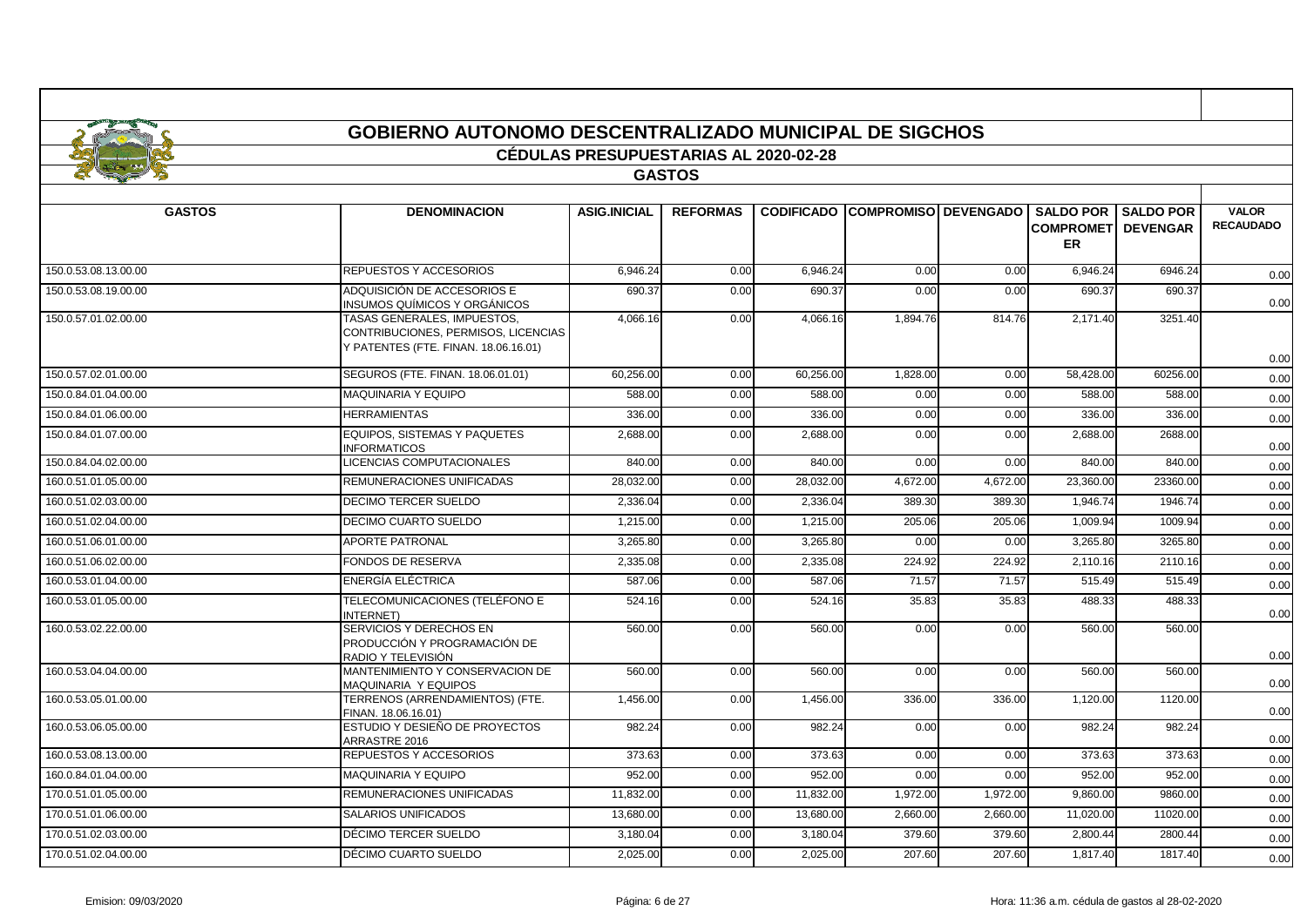# GOBIERNO AUTONOMO DESCENTRALIZADO MUNICIPAL DE SIGCHOS

## CÉDULAS PRESUPUESTARIAS AL 2020-02-28

## GASTOS

| GASTOS | DENOMINACION | ASIG.INICIAL | REFORMAS | CODIFICADO | COMPROMISO | DEVENGADO | SALDO POR COMPROMETER | SALDO POR DEVENGAR | VALOR RECAUDADO |
|---|---|---|---|---|---|---|---|---|---|
| 150.0.53.08.13.00.00 | REPUESTOS Y ACCESORIOS | 6,946.24 | 0.00 | 6,946.24 | 0.00 | 0.00 | 6,946.24 | 6946.24 | 0.00 |
| 150.0.53.08.19.00.00 | ADQUISICIÓN DE ACCESORIOS E INSUMOS QUÍMICOS Y ORGÁNICOS | 690.37 | 0.00 | 690.37 | 0.00 | 0.00 | 690.37 | 690.37 | 0.00 |
| 150.0.57.01.02.00.00 | TASAS GENERALES, IMPUESTOS, CONTRIBUCIONES, PERMISOS, LICENCIAS Y PATENTES (FTE. FINAN. 18.06.16.01) | 4,066.16 | 0.00 | 4,066.16 | 1,894.76 | 814.76 | 2,171.40 | 3251.40 | 0.00 |
| 150.0.57.02.01.00.00 | SEGUROS (FTE. FINAN. 18.06.01.01) | 60,256.00 | 0.00 | 60,256.00 | 1,828.00 | 0.00 | 58,428.00 | 60256.00 | 0.00 |
| 150.0.84.01.04.00.00 | MAQUINARIA Y EQUIPO | 588.00 | 0.00 | 588.00 | 0.00 | 0.00 | 588.00 | 588.00 | 0.00 |
| 150.0.84.01.06.00.00 | HERRAMIENTAS | 336.00 | 0.00 | 336.00 | 0.00 | 0.00 | 336.00 | 336.00 | 0.00 |
| 150.0.84.01.07.00.00 | EQUIPOS, SISTEMAS Y PAQUETES INFORMATICOS | 2,688.00 | 0.00 | 2,688.00 | 0.00 | 0.00 | 2,688.00 | 2688.00 | 0.00 |
| 150.0.84.04.02.00.00 | LICENCIAS COMPUTACIONALES | 840.00 | 0.00 | 840.00 | 0.00 | 0.00 | 840.00 | 840.00 | 0.00 |
| 160.0.51.01.05.00.00 | REMUNERACIONES UNIFICADAS | 28,032.00 | 0.00 | 28,032.00 | 4,672.00 | 4,672.00 | 23,360.00 | 23360.00 | 0.00 |
| 160.0.51.02.03.00.00 | DECIMO TERCER SUELDO | 2,336.04 | 0.00 | 2,336.04 | 389.30 | 389.30 | 1,946.74 | 1946.74 | 0.00 |
| 160.0.51.02.04.00.00 | DECIMO CUARTO SUELDO | 1,215.00 | 0.00 | 1,215.00 | 205.06 | 205.06 | 1,009.94 | 1009.94 | 0.00 |
| 160.0.51.06.01.00.00 | APORTE PATRONAL | 3,265.80 | 0.00 | 3,265.80 | 0.00 | 0.00 | 3,265.80 | 3265.80 | 0.00 |
| 160.0.51.06.02.00.00 | FONDOS DE RESERVA | 2,335.08 | 0.00 | 2,335.08 | 224.92 | 224.92 | 2,110.16 | 2110.16 | 0.00 |
| 160.0.53.01.04.00.00 | ENERGÍA ELÉCTRICA | 587.06 | 0.00 | 587.06 | 71.57 | 71.57 | 515.49 | 515.49 | 0.00 |
| 160.0.53.01.05.00.00 | TELECOMUNICACIONES (TELÉFONO E INTERNET) | 524.16 | 0.00 | 524.16 | 35.83 | 35.83 | 488.33 | 488.33 | 0.00 |
| 160.0.53.02.22.00.00 | SERVICIOS Y DERECHOS EN PRODUCCIÓN Y PROGRAMACIÓN DE RADIO Y TELEVISIÓN | 560.00 | 0.00 | 560.00 | 0.00 | 0.00 | 560.00 | 560.00 | 0.00 |
| 160.0.53.04.04.00.00 | MANTENIMIENTO Y CONSERVACION DE MAQUINARIA Y EQUIPOS | 560.00 | 0.00 | 560.00 | 0.00 | 0.00 | 560.00 | 560.00 | 0.00 |
| 160.0.53.05.01.00.00 | TERRENOS (ARRENDAMIENTOS) (FTE. FINAN. 18.06.16.01) | 1,456.00 | 0.00 | 1,456.00 | 336.00 | 336.00 | 1,120.00 | 1120.00 | 0.00 |
| 160.0.53.06.05.00.00 | ESTUDIO Y DESIEÑO DE PROYECTOS ARRASTRE 2016 | 982.24 | 0.00 | 982.24 | 0.00 | 0.00 | 982.24 | 982.24 | 0.00 |
| 160.0.53.08.13.00.00 | REPUESTOS Y ACCESORIOS | 373.63 | 0.00 | 373.63 | 0.00 | 0.00 | 373.63 | 373.63 | 0.00 |
| 160.0.84.01.04.00.00 | MAQUINARIA Y EQUIPO | 952.00 | 0.00 | 952.00 | 0.00 | 0.00 | 952.00 | 952.00 | 0.00 |
| 170.0.51.01.05.00.00 | REMUNERACIONES UNIFICADAS | 11,832.00 | 0.00 | 11,832.00 | 1,972.00 | 1,972.00 | 9,860.00 | 9860.00 | 0.00 |
| 170.0.51.01.06.00.00 | SALARIOS UNIFICADOS | 13,680.00 | 0.00 | 13,680.00 | 2,660.00 | 2,660.00 | 11,020.00 | 11020.00 | 0.00 |
| 170.0.51.02.03.00.00 | DÉCIMO TERCER SUELDO | 3,180.04 | 0.00 | 3,180.04 | 379.60 | 379.60 | 2,800.44 | 2800.44 | 0.00 |
| 170.0.51.02.04.00.00 | DÉCIMO CUARTO SUELDO | 2,025.00 | 0.00 | 2,025.00 | 207.60 | 207.60 | 1,817.40 | 1817.40 | 0.00 |

Emision: 09/03/2020 Hora: 11:36 a.m. cédula de gastos al 28-02-2020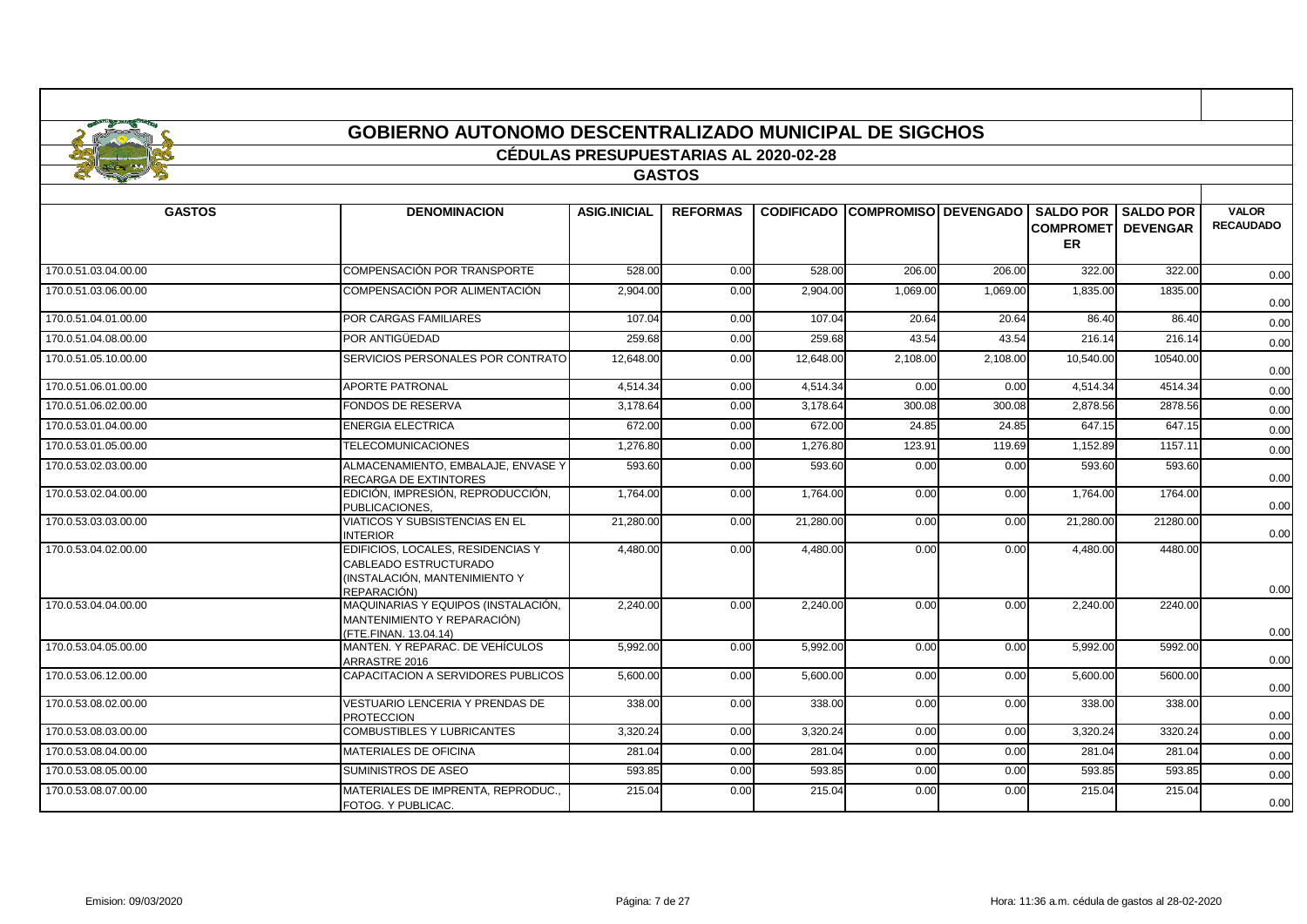# GOBIERNO AUTONOMO DESCENTRALIZADO MUNICIPAL DE SIGCHOS

## CÉDULAS PRESUPUESTARIAS AL 2020-02-28

### GASTOS

| GASTOS | DENOMINACION | ASIG.INICIAL | REFORMAS | CODIFICADO | COMPROMISO | DEVENGADO | SALDO POR COMPROMETER | SALDO POR DEVENGAR | VALOR RECAUDADO |
|---|---|---|---|---|---|---|---|---|---|
| 170.0.51.03.04.00.00 | COMPENSACIÓN POR TRANSPORTE | 528.00 | 0.00 | 528.00 | 206.00 | 206.00 | 322.00 | 322.00 | 0.00 |
| 170.0.51.03.06.00.00 | COMPENSACIÓN POR ALIMENTACIÓN | 2,904.00 | 0.00 | 2,904.00 | 1,069.00 | 1,069.00 | 1,835.00 | 1835.00 | 0.00 |
| 170.0.51.04.01.00.00 | POR CARGAS FAMILIARES | 107.04 | 0.00 | 107.04 | 20.64 | 20.64 | 86.40 | 86.40 | 0.00 |
| 170.0.51.04.08.00.00 | POR ANTIGÜEDAD | 259.68 | 0.00 | 259.68 | 43.54 | 43.54 | 216.14 | 216.14 | 0.00 |
| 170.0.51.05.10.00.00 | SERVICIOS PERSONALES POR CONTRATO | 12,648.00 | 0.00 | 12,648.00 | 2,108.00 | 2,108.00 | 10,540.00 | 10540.00 | 0.00 |
| 170.0.51.06.01.00.00 | APORTE PATRONAL | 4,514.34 | 0.00 | 4,514.34 | 0.00 | 0.00 | 4,514.34 | 4514.34 | 0.00 |
| 170.0.51.06.02.00.00 | FONDOS DE RESERVA | 3,178.64 | 0.00 | 3,178.64 | 300.08 | 300.08 | 2,878.56 | 2878.56 | 0.00 |
| 170.0.53.01.04.00.00 | ENERGIA ELECTRICA | 672.00 | 0.00 | 672.00 | 24.85 | 24.85 | 647.15 | 647.15 | 0.00 |
| 170.0.53.01.05.00.00 | TELECOMUNICACIONES | 1,276.80 | 0.00 | 1,276.80 | 123.91 | 119.69 | 1,152.89 | 1157.11 | 0.00 |
| 170.0.53.02.03.00.00 | ALMACENAMIENTO, EMBALAJE, ENVASE Y RECARGA DE EXTINTORES | 593.60 | 0.00 | 593.60 | 0.00 | 0.00 | 593.60 | 593.60 | 0.00 |
| 170.0.53.02.04.00.00 | EDICIÓN, IMPRESIÓN, REPRODUCCIÓN, PUBLICACIONES, | 1,764.00 | 0.00 | 1,764.00 | 0.00 | 0.00 | 1,764.00 | 1764.00 | 0.00 |
| 170.0.53.03.03.00.00 | VIATICOS Y SUBSISTENCIAS EN EL INTERIOR | 21,280.00 | 0.00 | 21,280.00 | 0.00 | 0.00 | 21,280.00 | 21280.00 | 0.00 |
| 170.0.53.04.02.00.00 | EDIFICIOS, LOCALES, RESIDENCIAS Y CABLEADO ESTRUCTURADO (INSTALACIÓN, MANTENIMIENTO Y REPARACIÓN) | 4,480.00 | 0.00 | 4,480.00 | 0.00 | 0.00 | 4,480.00 | 4480.00 | 0.00 |
| 170.0.53.04.04.00.00 | MAQUINARIAS Y EQUIPOS (INSTALACIÓN, MANTENIMIENTO Y REPARACIÓN) (FTE.FINAN. 13.04.14) | 2,240.00 | 0.00 | 2,240.00 | 0.00 | 0.00 | 2,240.00 | 2240.00 | 0.00 |
| 170.0.53.04.05.00.00 | MANTEN. Y REPARAC. DE VEHÍCULOS ARRASTRE 2016 | 5,992.00 | 0.00 | 5,992.00 | 0.00 | 0.00 | 5,992.00 | 5992.00 | 0.00 |
| 170.0.53.06.12.00.00 | CAPACITACION A SERVIDORES PUBLICOS | 5,600.00 | 0.00 | 5,600.00 | 0.00 | 0.00 | 5,600.00 | 5600.00 | 0.00 |
| 170.0.53.08.02.00.00 | VESTUARIO LENCERIA Y PRENDAS DE PROTECCION | 338.00 | 0.00 | 338.00 | 0.00 | 0.00 | 338.00 | 338.00 | 0.00 |
| 170.0.53.08.03.00.00 | COMBUSTIBLES Y LUBRICANTES | 3,320.24 | 0.00 | 3,320.24 | 0.00 | 0.00 | 3,320.24 | 3320.24 | 0.00 |
| 170.0.53.08.04.00.00 | MATERIALES DE OFICINA | 281.04 | 0.00 | 281.04 | 0.00 | 0.00 | 281.04 | 281.04 | 0.00 |
| 170.0.53.08.05.00.00 | SUMINISTROS DE ASEO | 593.85 | 0.00 | 593.85 | 0.00 | 0.00 | 593.85 | 593.85 | 0.00 |
| 170.0.53.08.07.00.00 | MATERIALES DE IMPRENTA, REPRODUC., FOTOG. Y PUBLICAC. | 215.04 | 0.00 | 215.04 | 0.00 | 0.00 | 215.04 | 215.04 | 0.00 |

Emision: 09/03/2020 Hora: 11:36 a.m. cédula de gastos al 28-02-2020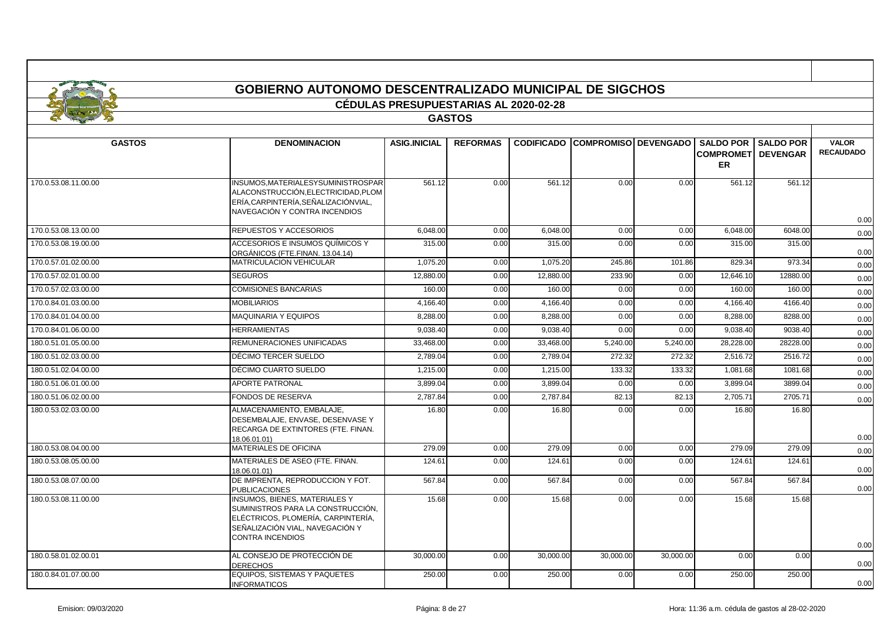# GOBIERNO AUTONOMO DESCENTRALIZADO MUNICIPAL DE SIGCHOS

## CÉDULAS PRESUPUESTARIAS AL 2020-02-28

### GASTOS

| GASTOS | DENOMINACION | ASIG.INICIAL | REFORMAS | CODIFICADO | COMPROMISO | DEVENGADO | SALDO POR COMPROMETER | SALDO POR DEVENGAR | VALOR RECAUDADO |
|---|---|---|---|---|---|---|---|---|---|
| 170.0.53.08.11.00.00 | INSUMOS,MATERIALESYSUMINISTROSPARALACONSTRUCCIÓN,ELECTRICIDAD,PLOMERÍA,CARPINTERÍA,SEÑALIZACIÓNVIAL, NAVEGACIÓN Y CONTRA INCENDIOS | 561.12 | 0.00 | 561.12 | 0.00 | 0.00 | 561.12 | 561.12 | 0.00 |
| 170.0.53.08.13.00.00 | REPUESTOS Y ACCESORIOS | 6,048.00 | 0.00 | 6,048.00 | 0.00 | 0.00 | 6,048.00 | 6048.00 | 0.00 |
| 170.0.53.08.19.00.00 | ACCESORIOS E INSUMOS QUÍMICOS Y ORGÁNICOS (FTE.FINAN. 13.04.14) | 315.00 | 0.00 | 315.00 | 0.00 | 0.00 | 315.00 | 315.00 | 0.00 |
| 170.0.57.01.02.00.00 | MATRICULACION VEHICULAR | 1,075.20 | 0.00 | 1,075.20 | 245.86 | 101.86 | 829.34 | 973.34 | 0.00 |
| 170.0.57.02.01.00.00 | SEGUROS | 12,880.00 | 0.00 | 12,880.00 | 233.90 | 0.00 | 12,646.10 | 12880.00 | 0.00 |
| 170.0.57.02.03.00.00 | COMISIONES BANCARIAS | 160.00 | 0.00 | 160.00 | 0.00 | 0.00 | 160.00 | 160.00 | 0.00 |
| 170.0.84.01.03.00.00 | MOBILIARIOS | 4,166.40 | 0.00 | 4,166.40 | 0.00 | 0.00 | 4,166.40 | 4166.40 | 0.00 |
| 170.0.84.01.04.00.00 | MAQUINARIA Y EQUIPOS | 8,288.00 | 0.00 | 8,288.00 | 0.00 | 0.00 | 8,288.00 | 8288.00 | 0.00 |
| 170.0.84.01.06.00.00 | HERRAMIENTAS | 9,038.40 | 0.00 | 9,038.40 | 0.00 | 0.00 | 9,038.40 | 9038.40 | 0.00 |
| 180.0.51.01.05.00.00 | REMUNERACIONES UNIFICADAS | 33,468.00 | 0.00 | 33,468.00 | 5,240.00 | 5,240.00 | 28,228.00 | 28228.00 | 0.00 |
| 180.0.51.02.03.00.00 | DÉCIMO TERCER SUELDO | 2,789.04 | 0.00 | 2,789.04 | 272.32 | 272.32 | 2,516.72 | 2516.72 | 0.00 |
| 180.0.51.02.04.00.00 | DÉCIMO CUARTO SUELDO | 1,215.00 | 0.00 | 1,215.00 | 133.32 | 133.32 | 1,081.68 | 1081.68 | 0.00 |
| 180.0.51.06.01.00.00 | APORTE PATRONAL | 3,899.04 | 0.00 | 3,899.04 | 0.00 | 0.00 | 3,899.04 | 3899.04 | 0.00 |
| 180.0.51.06.02.00.00 | FONDOS DE RESERVA | 2,787.84 | 0.00 | 2,787.84 | 82.13 | 82.13 | 2,705.71 | 2705.71 | 0.00 |
| 180.0.53.02.03.00.00 | ALMACENAMIENTO, EMBALAJE, DESEMBALAJE, ENVASE, DESENVASE Y RECARGA DE EXTINTORES (FTE. FINAN. 18.06.01.01) | 16.80 | 0.00 | 16.80 | 0.00 | 0.00 | 16.80 | 16.80 | 0.00 |
| 180.0.53.08.04.00.00 | MATERIALES DE OFICINA | 279.09 | 0.00 | 279.09 | 0.00 | 0.00 | 279.09 | 279.09 | 0.00 |
| 180.0.53.08.05.00.00 | MATERIALES DE ASEO (FTE. FINAN. 18.06.01.01) | 124.61 | 0.00 | 124.61 | 0.00 | 0.00 | 124.61 | 124.61 | 0.00 |
| 180.0.53.08.07.00.00 | DE IMPRENTA, REPRODUCCION Y FOT. PUBLICACIONES | 567.84 | 0.00 | 567.84 | 0.00 | 0.00 | 567.84 | 567.84 | 0.00 |
| 180.0.53.08.11.00.00 | INSUMOS, BIENES, MATERIALES Y SUMINISTROS PARA LA CONSTRUCCIÓN, ELÉCTRICOS, PLOMERÍA, CARPINTERÍA, SEÑALIZACIÓN VIAL, NAVEGACIÓN Y CONTRA INCENDIOS | 15.68 | 0.00 | 15.68 | 0.00 | 0.00 | 15.68 | 15.68 | 0.00 |
| 180.0.58.01.02.00.01 | AL CONSEJO DE PROTECCIÓN DE DERECHOS | 30,000.00 | 0.00 | 30,000.00 | 30,000.00 | 30,000.00 | 0.00 | 0.00 | 0.00 |
| 180.0.84.01.07.00.00 | EQUIPOS, SISTEMAS Y PAQUETES INFORMATICOS | 250.00 | 0.00 | 250.00 | 0.00 | 0.00 | 250.00 | 250.00 | 0.00 |

Emision: 09/03/2020 | Hora: 11:36 a.m. cédula de gastos al 28-02-2020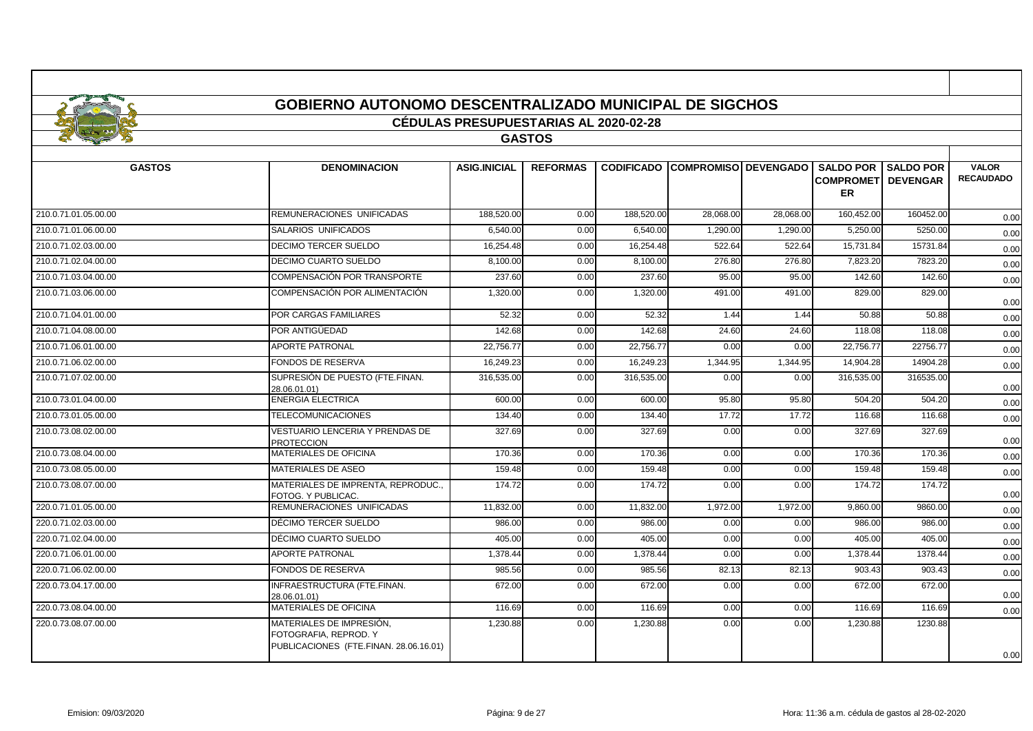# GOBIERNO AUTONOMO DESCENTRALIZADO MUNICIPAL DE SIGCHOS

## CÉDULAS PRESUPUESTARIAS AL 2020-02-28

### GASTOS

| GASTOS | DENOMINACION | ASIG.INICIAL | REFORMAS | CODIFICADO | COMPROMISO | DEVENGADO | SALDO POR COMPROMETER | SALDO POR DEVENGAR | VALOR RECAUDADO |
|---|---|---|---|---|---|---|---|---|---|
| 210.0.71.01.05.00.00 | REMUNERACIONES UNIFICADAS | 188,520.00 | 0.00 | 188,520.00 | 28,068.00 | 28,068.00 | 160,452.00 | 160452.00 | 0.00 |
| 210.0.71.01.06.00.00 | SALARIOS UNIFICADOS | 6,540.00 | 0.00 | 6,540.00 | 1,290.00 | 1,290.00 | 5,250.00 | 5250.00 | 0.00 |
| 210.0.71.02.03.00.00 | DECIMO TERCER SUELDO | 16,254.48 | 0.00 | 16,254.48 | 522.64 | 522.64 | 15,731.84 | 15731.84 | 0.00 |
| 210.0.71.02.04.00.00 | DECIMO CUARTO SUELDO | 8,100.00 | 0.00 | 8,100.00 | 276.80 | 276.80 | 7,823.20 | 7823.20 | 0.00 |
| 210.0.71.03.04.00.00 | COMPENSACIÓN POR TRANSPORTE | 237.60 | 0.00 | 237.60 | 95.00 | 95.00 | 142.60 | 142.60 | 0.00 |
| 210.0.71.03.06.00.00 | COMPENSACIÓN POR ALIMENTACIÓN | 1,320.00 | 0.00 | 1,320.00 | 491.00 | 491.00 | 829.00 | 829.00 | 0.00 |
| 210.0.71.04.01.00.00 | POR CARGAS FAMILIARES | 52.32 | 0.00 | 52.32 | 1.44 | 1.44 | 50.88 | 50.88 | 0.00 |
| 210.0.71.04.08.00.00 | POR ANTIGÜEDAD | 142.68 | 0.00 | 142.68 | 24.60 | 24.60 | 118.08 | 118.08 | 0.00 |
| 210.0.71.06.01.00.00 | APORTE PATRONAL | 22,756.77 | 0.00 | 22,756.77 | 0.00 | 0.00 | 22,756.77 | 22756.77 | 0.00 |
| 210.0.71.06.02.00.00 | FONDOS DE RESERVA | 16,249.23 | 0.00 | 16,249.23 | 1,344.95 | 1,344.95 | 14,904.28 | 14904.28 | 0.00 |
| 210.0.71.07.02.00.00 | SUPRESIÓN DE PUESTO (FTE.FINAN. 28.06.01.01) | 316,535.00 | 0.00 | 316,535.00 | 0.00 | 0.00 | 316,535.00 | 316535.00 | 0.00 |
| 210.0.73.01.04.00.00 | ENERGIA ELECTRICA | 600.00 | 0.00 | 600.00 | 95.80 | 95.80 | 504.20 | 504.20 | 0.00 |
| 210.0.73.01.05.00.00 | TELECOMUNICACIONES | 134.40 | 0.00 | 134.40 | 17.72 | 17.72 | 116.68 | 116.68 | 0.00 |
| 210.0.73.08.02.00.00 | VESTUARIO LENCERIA Y PRENDAS DE PROTECCION | 327.69 | 0.00 | 327.69 | 0.00 | 0.00 | 327.69 | 327.69 | 0.00 |
| 210.0.73.08.04.00.00 | MATERIALES DE OFICINA | 170.36 | 0.00 | 170.36 | 0.00 | 0.00 | 170.36 | 170.36 | 0.00 |
| 210.0.73.08.05.00.00 | MATERIALES DE ASEO | 159.48 | 0.00 | 159.48 | 0.00 | 0.00 | 159.48 | 159.48 | 0.00 |
| 210.0.73.08.07.00.00 | MATERIALES DE IMPRENTA, REPRODUC., FOTOG. Y PUBLICAC. | 174.72 | 0.00 | 174.72 | 0.00 | 0.00 | 174.72 | 174.72 | 0.00 |
| 220.0.71.01.05.00.00 | REMUNERACIONES UNIFICADAS | 11,832.00 | 0.00 | 11,832.00 | 1,972.00 | 1,972.00 | 9,860.00 | 9860.00 | 0.00 |
| 220.0.71.02.03.00.00 | DÉCIMO TERCER SUELDO | 986.00 | 0.00 | 986.00 | 0.00 | 0.00 | 986.00 | 986.00 | 0.00 |
| 220.0.71.02.04.00.00 | DÉCIMO CUARTO SUELDO | 405.00 | 0.00 | 405.00 | 0.00 | 0.00 | 405.00 | 405.00 | 0.00 |
| 220.0.71.06.01.00.00 | APORTE PATRONAL | 1,378.44 | 0.00 | 1,378.44 | 0.00 | 0.00 | 1,378.44 | 1378.44 | 0.00 |
| 220.0.71.06.02.00.00 | FONDOS DE RESERVA | 985.56 | 0.00 | 985.56 | 82.13 | 82.13 | 903.43 | 903.43 | 0.00 |
| 220.0.73.04.17.00.00 | INFRAESTRUCTURA (FTE.FINAN. 28.06.01.01) | 672.00 | 0.00 | 672.00 | 0.00 | 0.00 | 672.00 | 672.00 | 0.00 |
| 220.0.73.08.04.00.00 | MATERIALES DE OFICINA | 116.69 | 0.00 | 116.69 | 0.00 | 0.00 | 116.69 | 116.69 | 0.00 |
| 220.0.73.08.07.00.00 | MATERIALES DE IMPRESIÓN, FOTOGRAFIA, REPROD. Y PUBLICACIONES (FTE.FINAN. 28.06.16.01) | 1,230.88 | 0.00 | 1,230.88 | 0.00 | 0.00 | 1,230.88 | 1230.88 | 0.00 |

Emision: 09/03/2020 — Hora: 11:36 a.m. cédula de gastos al 28-02-2020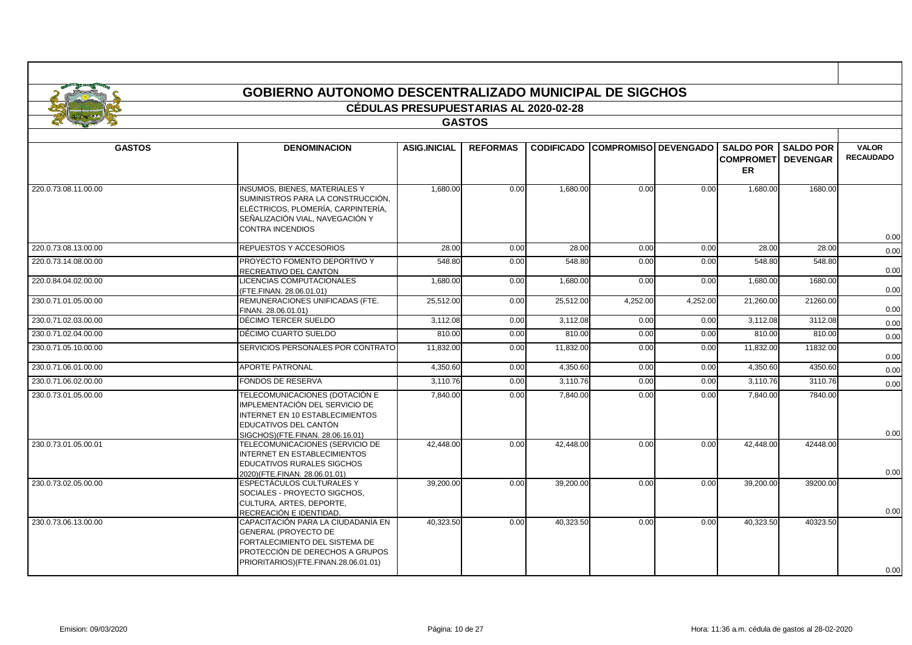# GOBIERNO AUTONOMO DESCENTRALIZADO MUNICIPAL DE SIGCHOS

## CÉDULAS PRESUPUESTARIAS AL 2020-02-28

### GASTOS

| GASTOS | DENOMINACION | ASIG.INICIAL | REFORMAS | CODIFICADO | COMPROMISO | DEVENGADO | SALDO POR COMPROMETER | SALDO POR DEVENGAR | VALOR RECAUDADO |
|---|---|---|---|---|---|---|---|---|---|
| 220.0.73.08.11.00.00 | INSUMOS, BIENES, MATERIALES Y SUMINISTROS PARA LA CONSTRUCCIÓN, ELÉCTRICOS, PLOMERÍA, CARPINTERÍA, SEÑALIZACIÓN VIAL, NAVEGACIÓN Y CONTRA INCENDIOS | 1,680.00 | 0.00 | 1,680.00 | 0.00 | 0.00 | 1,680.00 | 1680.00 | 0.00 |
| 220.0.73.08.13.00.00 | REPUESTOS Y ACCESORIOS | 28.00 | 0.00 | 28.00 | 0.00 | 0.00 | 28.00 | 28.00 | 0.00 |
| 220.0.73.14.08.00.00 | PROYECTO FOMENTO DEPORTIVO Y RECREATIVO DEL CANTON | 548.80 | 0.00 | 548.80 | 0.00 | 0.00 | 548.80 | 548.80 | 0.00 |
| 220.0.84.04.02.00.00 | LICENCIAS COMPUTACIONALES (FTE.FINAN. 28.06.01.01) | 1,680.00 | 0.00 | 1,680.00 | 0.00 | 0.00 | 1,680.00 | 1680.00 | 0.00 |
| 230.0.71.01.05.00.00 | REMUNERACIONES UNIFICADAS (FTE. FINAN. 28.06.01.01) | 25,512.00 | 0.00 | 25,512.00 | 4,252.00 | 4,252.00 | 21,260.00 | 21260.00 | 0.00 |
| 230.0.71.02.03.00.00 | DÉCIMO TERCER SUELDO | 3,112.08 | 0.00 | 3,112.08 | 0.00 | 0.00 | 3,112.08 | 3112.08 | 0.00 |
| 230.0.71.02.04.00.00 | DÉCIMO CUARTO SUELDO | 810.00 | 0.00 | 810.00 | 0.00 | 0.00 | 810.00 | 810.00 | 0.00 |
| 230.0.71.05.10.00.00 | SERVICIOS PERSONALES POR CONTRATO | 11,832.00 | 0.00 | 11,832.00 | 0.00 | 0.00 | 11,832.00 | 11832.00 | 0.00 |
| 230.0.71.06.01.00.00 | APORTE PATRONAL | 4,350.60 | 0.00 | 4,350.60 | 0.00 | 0.00 | 4,350.60 | 4350.60 | 0.00 |
| 230.0.71.06.02.00.00 | FONDOS DE RESERVA | 3,110.76 | 0.00 | 3,110.76 | 0.00 | 0.00 | 3,110.76 | 3110.76 | 0.00 |
| 230.0.73.01.05.00.00 | TELECOMUNICACIONES (DOTACIÓN E IMPLEMENTACIÓN DEL SERVICIO DE INTERNET EN 10 ESTABLECIMIENTOS EDUCATIVOS DEL CANTÓN SIGCHOS)(FTE.FINAN. 28.06.16.01) | 7,840.00 | 0.00 | 7,840.00 | 0.00 | 0.00 | 7,840.00 | 7840.00 | 0.00 |
| 230.0.73.01.05.00.01 | TELECOMUNICACIONES (SERVICIO DE INTERNET EN ESTABLECIMIENTOS EDUCATIVOS RURALES SIGCHOS 2020)(FTE.FINAN. 28.06.01.01) | 42,448.00 | 0.00 | 42,448.00 | 0.00 | 0.00 | 42,448.00 | 42448.00 | 0.00 |
| 230.0.73.02.05.00.00 | ESPECTÁCULOS CULTURALES Y SOCIALES - PROYECTO SIGCHOS, CULTURA, ARTES, DEPORTE, RECREACIÓN E IDENTIDAD. | 39,200.00 | 0.00 | 39,200.00 | 0.00 | 0.00 | 39,200.00 | 39200.00 | 0.00 |
| 230.0.73.06.13.00.00 | CAPACITACIÓN PARA LA CIUDADANÍA EN GENERAL (PROYECTO DE FORTALECIMIENTO DEL SISTEMA DE PROTECCIÓN DE DERECHOS A GRUPOS PRIORITARIOS)(FTE.FINAN.28.06.01.01) | 40,323.50 | 0.00 | 40,323.50 | 0.00 | 0.00 | 40,323.50 | 40323.50 | 0.00 |

Emision: 09/03/2020 Hora: 11:36 a.m. cédula de gastos al 28-02-2020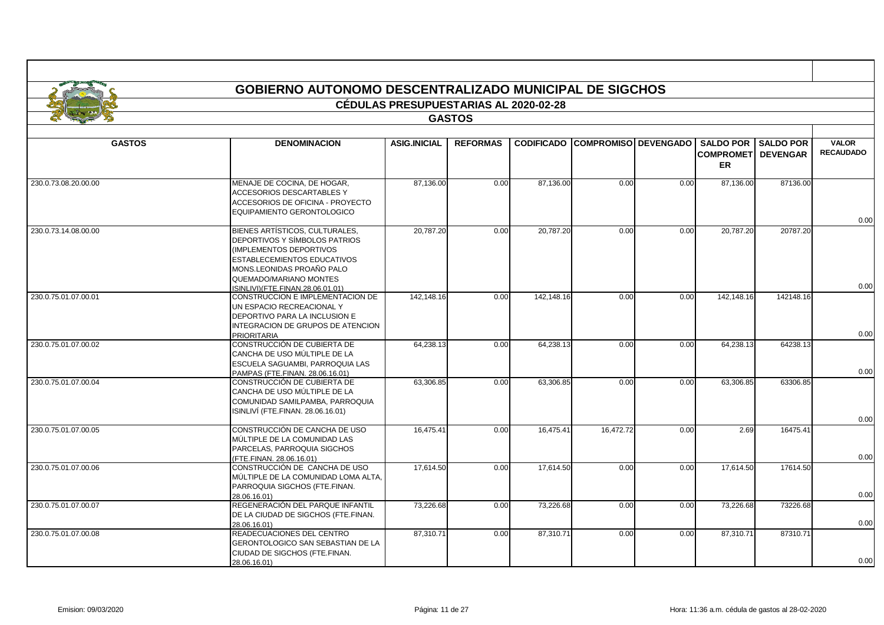# GOBIERNO AUTONOMO DESCENTRALIZADO MUNICIPAL DE SIGCHOS

## CÉDULAS PRESUPUESTARIAS AL 2020-02-28

### GASTOS

| GASTOS | DENOMINACION | ASIG.INICIAL | REFORMAS | CODIFICADO | COMPROMISO | DEVENGADO | SALDO POR COMPROMETER | SALDO POR DEVENGAR | VALOR RECAUDADO |
|---|---|---|---|---|---|---|---|---|---|
| 230.0.73.08.20.00.00 | MENAJE DE COCINA, DE HOGAR, ACCESORIOS DESCARTABLES Y ACCESORIOS DE OFICINA - PROYECTO EQUIPAMIENTO GERONTOLOGICO | 87,136.00 | 0.00 | 87,136.00 | 0.00 | 0.00 | 87,136.00 | 87136.00 | 0.00 |
| 230.0.73.14.08.00.00 | BIENES ARTÍSTICOS, CULTURALES, DEPORTIVOS Y SÍMBOLOS PATRIOS (IMPLEMENTOS DEPORTIVOS ESTABLECEMIENTOS EDUCATIVOS MONS.LEONIDAS PROAÑO PALO QUEMADO/MARIANO MONTES ISINLIVI)(FTE.FINAN.28.06.01.01) | 20,787.20 | 0.00 | 20,787.20 | 0.00 | 0.00 | 20,787.20 | 20787.20 | 0.00 |
| 230.0.75.01.07.00.01 | CONSTRUCCION E IMPLEMENTACION DE UN ESPACIO RECREACIONAL Y DEPORTIVO PARA LA INCLUSION E INTEGRACION DE GRUPOS DE ATENCION PRIORITARIA | 142,148.16 | 0.00 | 142,148.16 | 0.00 | 0.00 | 142,148.16 | 142148.16 | 0.00 |
| 230.0.75.01.07.00.02 | CONSTRUCCIÓN DE CUBIERTA DE CANCHA DE USO MÚLTIPLE DE LA ESCUELA SAGUAMBI, PARROQUIA LAS PAMPAS (FTE.FINAN. 28.06.16.01) | 64,238.13 | 0.00 | 64,238.13 | 0.00 | 0.00 | 64,238.13 | 64238.13 | 0.00 |
| 230.0.75.01.07.00.04 | CONSTRUCCIÓN DE CUBIERTA DE CANCHA DE USO MÚLTIPLE DE LA COMUNIDAD SAMILPAMBA, PARROQUIA ISINLIVÍ (FTE.FINAN. 28.06.16.01) | 63,306.85 | 0.00 | 63,306.85 | 0.00 | 0.00 | 63,306.85 | 63306.85 | 0.00 |
| 230.0.75.01.07.00.05 | CONSTRUCCIÓN DE CANCHA DE USO MÚLTIPLE DE LA COMUNIDAD LAS PARCELAS, PARROQUIA SIGCHOS (FTE.FINAN. 28.06.16.01) | 16,475.41 | 0.00 | 16,475.41 | 16,472.72 | 0.00 | 2.69 | 16475.41 | 0.00 |
| 230.0.75.01.07.00.06 | CONSTRUCCIÓN DE CANCHA DE USO MÚLTIPLE DE LA COMUNIDAD LOMA ALTA, PARROQUIA SIGCHOS (FTE.FINAN. 28.06.16.01) | 17,614.50 | 0.00 | 17,614.50 | 0.00 | 0.00 | 17,614.50 | 17614.50 | 0.00 |
| 230.0.75.01.07.00.07 | REGENERACIÓN DEL PARQUE INFANTIL DE LA CIUDAD DE SIGCHOS (FTE.FINAN. 28.06.16.01) | 73,226.68 | 0.00 | 73,226.68 | 0.00 | 0.00 | 73,226.68 | 73226.68 | 0.00 |
| 230.0.75.01.07.00.08 | READECUACIONES DEL CENTRO GERONTOLOGICO SAN SEBASTIAN DE LA CIUDAD DE SIGCHOS (FTE.FINAN. 28.06.16.01) | 87,310.71 | 0.00 | 87,310.71 | 0.00 | 0.00 | 87,310.71 | 87310.71 | 0.00 |

Emision: 09/03/2020 | Hora: 11:36 a.m. cédula de gastos al 28-02-2020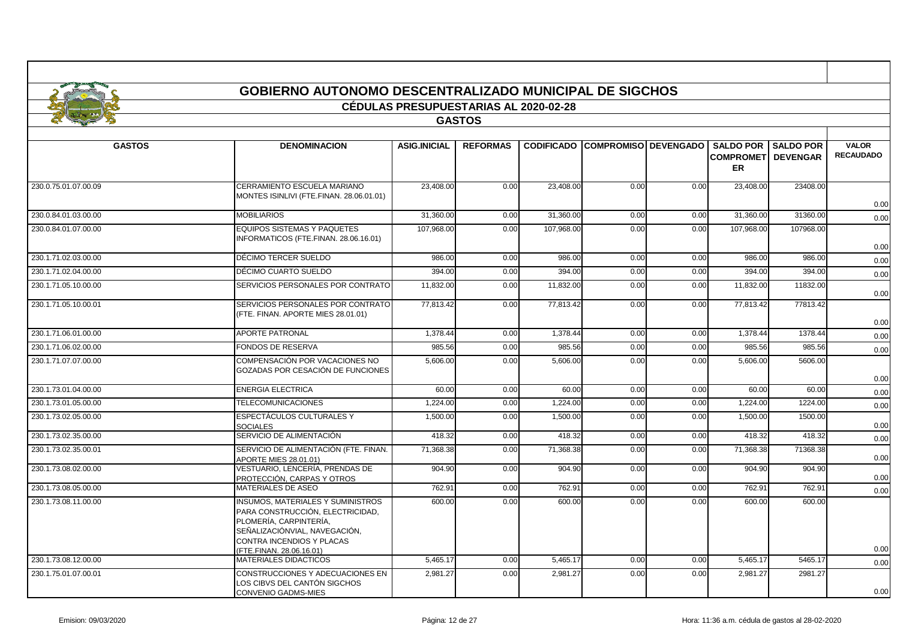# GOBIERNO AUTONOMO DESCENTRALIZADO MUNICIPAL DE SIGCHOS

## CÉDULAS PRESUPUESTARIAS AL 2020-02-28

### GASTOS

| GASTOS | DENOMINACION | ASIG.INICIAL | REFORMAS | CODIFICADO | COMPROMISO | DEVENGADO | SALDO POR COMPROMETER | SALDO POR DEVENGAR | VALOR RECAUDADO |
|---|---|---|---|---|---|---|---|---|---|
| 230.0.75.01.07.00.09 | CERRAMIENTO ESCUELA MARIANO MONTES ISINLIVI (FTE.FINAN. 28.06.01.01) | 23,408.00 | 0.00 | 23,408.00 | 0.00 | 0.00 | 23,408.00 | 23408.00 | 0.00 |
| 230.0.84.01.03.00.00 | MOBILIARIOS | 31,360.00 | 0.00 | 31,360.00 | 0.00 | 0.00 | 31,360.00 | 31360.00 | 0.00 |
| 230.0.84.01.07.00.00 | EQUIPOS SISTEMAS Y PAQUETES INFORMATICOS (FTE.FINAN. 28.06.16.01) | 107,968.00 | 0.00 | 107,968.00 | 0.00 | 0.00 | 107,968.00 | 107968.00 | 0.00 |
| 230.1.71.02.03.00.00 | DÉCIMO TERCER SUELDO | 986.00 | 0.00 | 986.00 | 0.00 | 0.00 | 986.00 | 986.00 | 0.00 |
| 230.1.71.02.04.00.00 | DÉCIMO CUARTO SUELDO | 394.00 | 0.00 | 394.00 | 0.00 | 0.00 | 394.00 | 394.00 | 0.00 |
| 230.1.71.05.10.00.00 | SERVICIOS PERSONALES POR CONTRATO | 11,832.00 | 0.00 | 11,832.00 | 0.00 | 0.00 | 11,832.00 | 11832.00 | 0.00 |
| 230.1.71.05.10.00.01 | SERVICIOS PERSONALES POR CONTRATO (FTE. FINAN. APORTE MIES 28.01.01) | 77,813.42 | 0.00 | 77,813.42 | 0.00 | 0.00 | 77,813.42 | 77813.42 | 0.00 |
| 230.1.71.06.01.00.00 | APORTE PATRONAL | 1,378.44 | 0.00 | 1,378.44 | 0.00 | 0.00 | 1,378.44 | 1378.44 | 0.00 |
| 230.1.71.06.02.00.00 | FONDOS DE RESERVA | 985.56 | 0.00 | 985.56 | 0.00 | 0.00 | 985.56 | 985.56 | 0.00 |
| 230.1.71.07.07.00.00 | COMPENSACIÓN POR VACACIONES NO GOZADAS POR CESACIÓN DE FUNCIONES | 5,606.00 | 0.00 | 5,606.00 | 0.00 | 0.00 | 5,606.00 | 5606.00 | 0.00 |
| 230.1.73.01.04.00.00 | ENERGIA ELECTRICA | 60.00 | 0.00 | 60.00 | 0.00 | 0.00 | 60.00 | 60.00 | 0.00 |
| 230.1.73.01.05.00.00 | TELECOMUNICACIONES | 1,224.00 | 0.00 | 1,224.00 | 0.00 | 0.00 | 1,224.00 | 1224.00 | 0.00 |
| 230.1.73.02.05.00.00 | ESPECTÁCULOS CULTURALES Y SOCIALES | 1,500.00 | 0.00 | 1,500.00 | 0.00 | 0.00 | 1,500.00 | 1500.00 | 0.00 |
| 230.1.73.02.35.00.00 | SERVICIO DE ALIMENTACIÓN | 418.32 | 0.00 | 418.32 | 0.00 | 0.00 | 418.32 | 418.32 | 0.00 |
| 230.1.73.02.35.00.01 | SERVICIO DE ALIMENTACIÓN (FTE. FINAN. APORTE MIES 28.01.01) | 71,368.38 | 0.00 | 71,368.38 | 0.00 | 0.00 | 71,368.38 | 71368.38 | 0.00 |
| 230.1.73.08.02.00.00 | VESTUARIO, LENCERÍA, PRENDAS DE PROTECCIÓN, CARPAS Y OTROS | 904.90 | 0.00 | 904.90 | 0.00 | 0.00 | 904.90 | 904.90 | 0.00 |
| 230.1.73.08.05.00.00 | MATERIALES DE ASEO | 762.91 | 0.00 | 762.91 | 0.00 | 0.00 | 762.91 | 762.91 | 0.00 |
| 230.1.73.08.11.00.00 | INSUMOS, MATERIALES Y SUMINISTROS PARA CONSTRUCCIÓN, ELECTRICIDAD, PLOMERÍA, CARPINTERÍA, SEÑALIZACIÓNVIAL, NAVEGACIÓN, CONTRA INCENDIOS Y PLACAS (FTE.FINAN. 28.06.16.01) | 600.00 | 0.00 | 600.00 | 0.00 | 0.00 | 600.00 | 600.00 | 0.00 |
| 230.1.73.08.12.00.00 | MATERIALES DIDACTICOS | 5,465.17 | 0.00 | 5,465.17 | 0.00 | 0.00 | 5,465.17 | 5465.17 | 0.00 |
| 230.1.75.01.07.00.01 | CONSTRUCCIONES Y ADECUACIONES EN LOS CIBVS DEL CANTÓN SIGCHOS CONVENIO GADMS-MIES | 2,981.27 | 0.00 | 2,981.27 | 0.00 | 0.00 | 2,981.27 | 2981.27 | 0.00 |

Emision: 09/03/2020 Hora: 11:36 a.m. cédula de gastos al 28-02-2020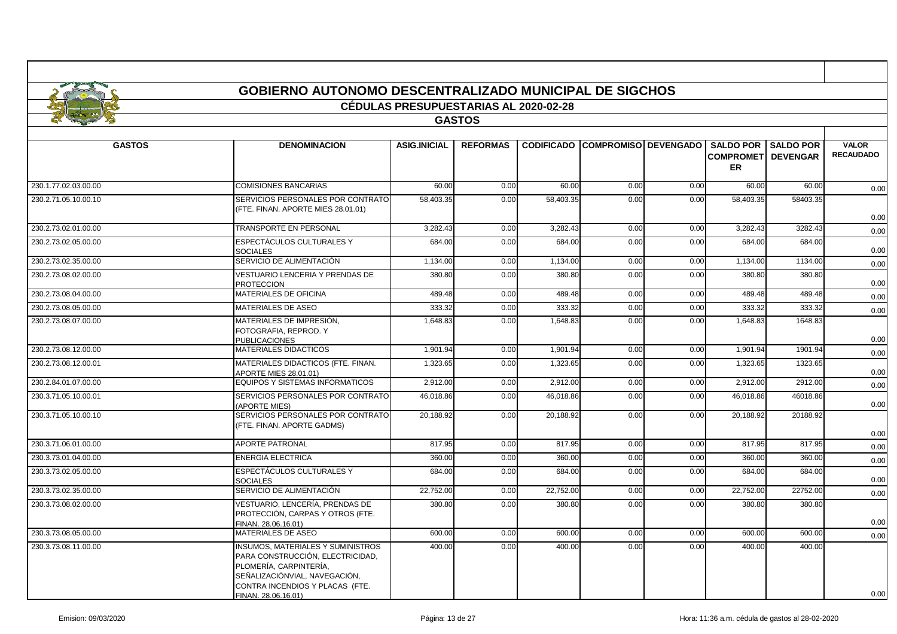# GOBIERNO AUTONOMO DESCENTRALIZADO MUNICIPAL DE SIGCHOS

## CÉDULAS PRESUPUESTARIAS AL 2020-02-28

### GASTOS

| GASTOS | DENOMINACION | ASIG.INICIAL | REFORMAS | CODIFICADO | COMPROMISO | DEVENGADO | SALDO POR COMPROMETER | SALDO POR DEVENGAR | VALOR RECAUDADO |
|---|---|---|---|---|---|---|---|---|---|
| 230.1.77.02.03.00.00 | COMISIONES BANCARIAS | 60.00 | 0.00 | 60.00 | 0.00 | 0.00 | 60.00 | 60.00 | 0.00 |
| 230.2.71.05.10.00.10 | SERVICIOS PERSONALES POR CONTRATO (FTE. FINAN. APORTE MIES 28.01.01) | 58,403.35 | 0.00 | 58,403.35 | 0.00 | 0.00 | 58,403.35 | 58403.35 | 0.00 |
| 230.2.73.02.01.00.00 | TRANSPORTE EN PERSONAL | 3,282.43 | 0.00 | 3,282.43 | 0.00 | 0.00 | 3,282.43 | 3282.43 | 0.00 |
| 230.2.73.02.05.00.00 | ESPECTÁCULOS CULTURALES Y SOCIALES | 684.00 | 0.00 | 684.00 | 0.00 | 0.00 | 684.00 | 684.00 | 0.00 |
| 230.2.73.02.35.00.00 | SERVICIO DE ALIMENTACIÓN | 1,134.00 | 0.00 | 1,134.00 | 0.00 | 0.00 | 1,134.00 | 1134.00 | 0.00 |
| 230.2.73.08.02.00.00 | VESTUARIO LENCERIA Y PRENDAS DE PROTECCION | 380.80 | 0.00 | 380.80 | 0.00 | 0.00 | 380.80 | 380.80 | 0.00 |
| 230.2.73.08.04.00.00 | MATERIALES DE OFICINA | 489.48 | 0.00 | 489.48 | 0.00 | 0.00 | 489.48 | 489.48 | 0.00 |
| 230.2.73.08.05.00.00 | MATERIALES DE ASEO | 333.32 | 0.00 | 333.32 | 0.00 | 0.00 | 333.32 | 333.32 | 0.00 |
| 230.2.73.08.07.00.00 | MATERIALES DE IMPRESIÓN, FOTOGRAFIA, REPROD. Y PUBLICACIONES | 1,648.83 | 0.00 | 1,648.83 | 0.00 | 0.00 | 1,648.83 | 1648.83 | 0.00 |
| 230.2.73.08.12.00.00 | MATERIALES DIDACTICOS | 1,901.94 | 0.00 | 1,901.94 | 0.00 | 0.00 | 1,901.94 | 1901.94 | 0.00 |
| 230.2.73.08.12.00.01 | MATERIALES DIDACTICOS (FTE. FINAN. APORTE MIES 28.01.01) | 1,323.65 | 0.00 | 1,323.65 | 0.00 | 0.00 | 1,323.65 | 1323.65 | 0.00 |
| 230.2.84.01.07.00.00 | EQUIPOS Y SISTEMAS INFORMATICOS | 2,912.00 | 0.00 | 2,912.00 | 0.00 | 0.00 | 2,912.00 | 2912.00 | 0.00 |
| 230.3.71.05.10.00.01 | SERVICIOS PERSONALES POR CONTRATO (APORTE MIES) | 46,018.86 | 0.00 | 46,018.86 | 0.00 | 0.00 | 46,018.86 | 46018.86 | 0.00 |
| 230.3.71.05.10.00.10 | SERVICIOS PERSONALES POR CONTRATO (FTE. FINAN. APORTE GADMS) | 20,188.92 | 0.00 | 20,188.92 | 0.00 | 0.00 | 20,188.92 | 20188.92 | 0.00 |
| 230.3.71.06.01.00.00 | APORTE PATRONAL | 817.95 | 0.00 | 817.95 | 0.00 | 0.00 | 817.95 | 817.95 | 0.00 |
| 230.3.73.01.04.00.00 | ENERGIA ELECTRICA | 360.00 | 0.00 | 360.00 | 0.00 | 0.00 | 360.00 | 360.00 | 0.00 |
| 230.3.73.02.05.00.00 | ESPECTÁCULOS CULTURALES Y SOCIALES | 684.00 | 0.00 | 684.00 | 0.00 | 0.00 | 684.00 | 684.00 | 0.00 |
| 230.3.73.02.35.00.00 | SERVICIO DE ALIMENTACIÓN | 22,752.00 | 0.00 | 22,752.00 | 0.00 | 0.00 | 22,752.00 | 22752.00 | 0.00 |
| 230.3.73.08.02.00.00 | VESTUARIO, LENCERÍA, PRENDAS DE PROTECCIÓN, CARPAS Y OTROS (FTE. FINAN. 28.06.16.01) | 380.80 | 0.00 | 380.80 | 0.00 | 0.00 | 380.80 | 380.80 | 0.00 |
| 230.3.73.08.05.00.00 | MATERIALES DE ASEO | 600.00 | 0.00 | 600.00 | 0.00 | 0.00 | 600.00 | 600.00 | 0.00 |
| 230.3.73.08.11.00.00 | INSUMOS, MATERIALES Y SUMINISTROS PARA CONSTRUCCIÓN, ELECTRICIDAD, PLOMERÍA, CARPINTERÍA, SEÑALIZACIÓNVIAL, NAVEGACIÓN, CONTRA INCENDIOS Y PLACAS (FTE. FINAN. 28.06.16.01) | 400.00 | 0.00 | 400.00 | 0.00 | 0.00 | 400.00 | 400.00 | 0.00 |

Emision: 09/03/2020 | Hora: 11:36 a.m. cédula de gastos al 28-02-2020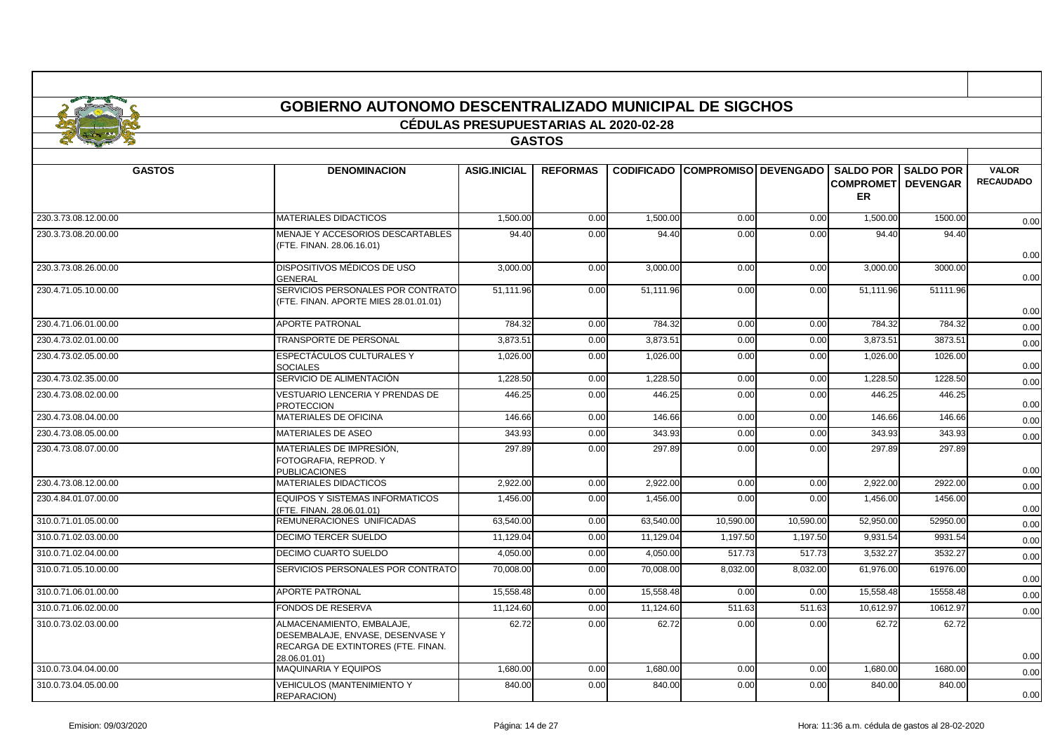# GOBIERNO AUTONOMO DESCENTRALIZADO MUNICIPAL DE SIGCHOS

## CÉDULAS PRESUPUESTARIAS AL 2020-02-28

### GASTOS

| GASTOS | DENOMINACION | ASIG.INICIAL | REFORMAS | CODIFICADO | COMPROMISO | DEVENGADO | SALDO POR COMPROMETER | SALDO POR DEVENGAR | VALOR RECAUDADO |
|---|---|---|---|---|---|---|---|---|---|
| 230.3.73.08.12.00.00 | MATERIALES DIDACTICOS | 1,500.00 | 0.00 | 1,500.00 | 0.00 | 0.00 | 1,500.00 | 1500.00 | 0.00 |
| 230.3.73.08.20.00.00 | MENAJE Y ACCESORIOS DESCARTABLES (FTE. FINAN. 28.06.16.01) | 94.40 | 0.00 | 94.40 | 0.00 | 0.00 | 94.40 | 94.40 | 0.00 |
| 230.3.73.08.26.00.00 | DISPOSITIVOS MÉDICOS DE USO GENERAL | 3,000.00 | 0.00 | 3,000.00 | 0.00 | 0.00 | 3,000.00 | 3000.00 | 0.00 |
| 230.4.71.05.10.00.00 | SERVICIOS PERSONALES POR CONTRATO (FTE. FINAN. APORTE MIES 28.01.01.01) | 51,111.96 | 0.00 | 51,111.96 | 0.00 | 0.00 | 51,111.96 | 51111.96 | 0.00 |
| 230.4.71.06.01.00.00 | APORTE PATRONAL | 784.32 | 0.00 | 784.32 | 0.00 | 0.00 | 784.32 | 784.32 | 0.00 |
| 230.4.73.02.01.00.00 | TRANSPORTE DE PERSONAL | 3,873.51 | 0.00 | 3,873.51 | 0.00 | 0.00 | 3,873.51 | 3873.51 | 0.00 |
| 230.4.73.02.05.00.00 | ESPECTÁCULOS CULTURALES Y SOCIALES | 1,026.00 | 0.00 | 1,026.00 | 0.00 | 0.00 | 1,026.00 | 1026.00 | 0.00 |
| 230.4.73.02.35.00.00 | SERVICIO DE ALIMENTACIÓN | 1,228.50 | 0.00 | 1,228.50 | 0.00 | 0.00 | 1,228.50 | 1228.50 | 0.00 |
| 230.4.73.08.02.00.00 | VESTUARIO LENCERIA Y PRENDAS DE PROTECCION | 446.25 | 0.00 | 446.25 | 0.00 | 0.00 | 446.25 | 446.25 | 0.00 |
| 230.4.73.08.04.00.00 | MATERIALES DE OFICINA | 146.66 | 0.00 | 146.66 | 0.00 | 0.00 | 146.66 | 146.66 | 0.00 |
| 230.4.73.08.05.00.00 | MATERIALES DE ASEO | 343.93 | 0.00 | 343.93 | 0.00 | 0.00 | 343.93 | 343.93 | 0.00 |
| 230.4.73.08.07.00.00 | MATERIALES DE IMPRESIÓN, FOTOGRAFIA, REPROD. Y PUBLICACIONES | 297.89 | 0.00 | 297.89 | 0.00 | 0.00 | 297.89 | 297.89 | 0.00 |
| 230.4.73.08.12.00.00 | MATERIALES DIDACTICOS | 2,922.00 | 0.00 | 2,922.00 | 0.00 | 0.00 | 2,922.00 | 2922.00 | 0.00 |
| 230.4.84.01.07.00.00 | EQUIPOS Y SISTEMAS INFORMATICOS (FTE. FINAN. 28.06.01.01) | 1,456.00 | 0.00 | 1,456.00 | 0.00 | 0.00 | 1,456.00 | 1456.00 | 0.00 |
| 310.0.71.01.05.00.00 | REMUNERACIONES UNIFICADAS | 63,540.00 | 0.00 | 63,540.00 | 10,590.00 | 10,590.00 | 52,950.00 | 52950.00 | 0.00 |
| 310.0.71.02.03.00.00 | DECIMO TERCER SUELDO | 11,129.04 | 0.00 | 11,129.04 | 1,197.50 | 1,197.50 | 9,931.54 | 9931.54 | 0.00 |
| 310.0.71.02.04.00.00 | DECIMO CUARTO SUELDO | 4,050.00 | 0.00 | 4,050.00 | 517.73 | 517.73 | 3,532.27 | 3532.27 | 0.00 |
| 310.0.71.05.10.00.00 | SERVICIOS PERSONALES POR CONTRATO | 70,008.00 | 0.00 | 70,008.00 | 8,032.00 | 8,032.00 | 61,976.00 | 61976.00 | 0.00 |
| 310.0.71.06.01.00.00 | APORTE PATRONAL | 15,558.48 | 0.00 | 15,558.48 | 0.00 | 0.00 | 15,558.48 | 15558.48 | 0.00 |
| 310.0.71.06.02.00.00 | FONDOS DE RESERVA | 11,124.60 | 0.00 | 11,124.60 | 511.63 | 511.63 | 10,612.97 | 10612.97 | 0.00 |
| 310.0.73.02.03.00.00 | ALMACENAMIENTO, EMBALAJE, DESEMBALAJE, ENVASE, DESENVASE Y RECARGA DE EXTINTORES (FTE. FINAN. 28.06.01.01) | 62.72 | 0.00 | 62.72 | 0.00 | 0.00 | 62.72 | 62.72 | 0.00 |
| 310.0.73.04.04.00.00 | MAQUINARIA Y EQUIPOS | 1,680.00 | 0.00 | 1,680.00 | 0.00 | 0.00 | 1,680.00 | 1680.00 | 0.00 |
| 310.0.73.04.05.00.00 | VEHICULOS (MANTENIMIENTO Y REPARACION) | 840.00 | 0.00 | 840.00 | 0.00 | 0.00 | 840.00 | 840.00 | 0.00 |

Emision: 09/03/2020

Hora: 11:36 a.m. cédula de gastos al 28-02-2020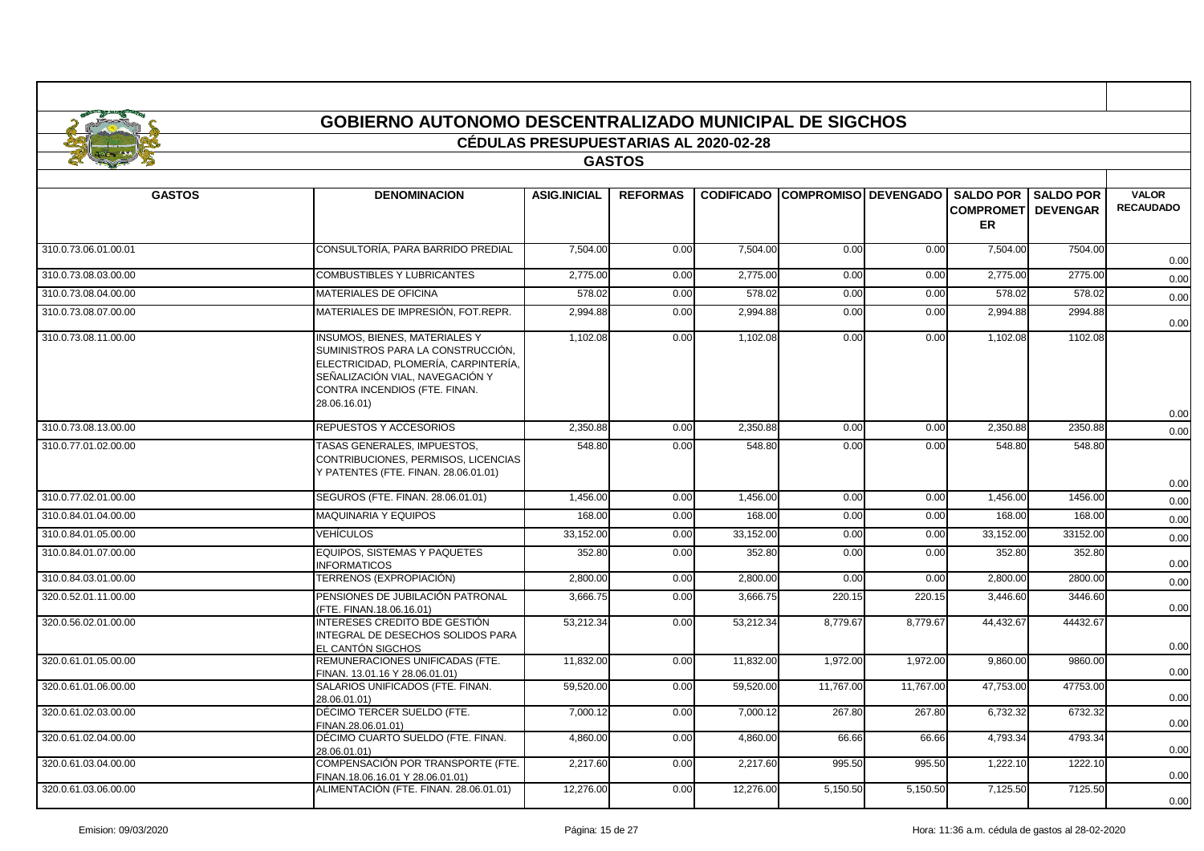# GOBIERNO AUTONOMO DESCENTRALIZADO MUNICIPAL DE SIGCHOS

## CÉDULAS PRESUPUESTARIAS AL 2020-02-28

### GASTOS

| GASTOS | DENOMINACION | ASIG.INICIAL | REFORMAS | CODIFICADO | COMPROMISO | DEVENGADO | SALDO POR COMPROMETER | SALDO POR DEVENGAR | VALOR RECAUDADO |
|---|---|---|---|---|---|---|---|---|---|
| 310.0.73.06.01.00.01 | CONSULTORÍA, PARA BARRIDO PREDIAL | 7,504.00 | 0.00 | 7,504.00 | 0.00 | 0.00 | 7,504.00 | 7504.00 | 0.00 |
| 310.0.73.08.03.00.00 | COMBUSTIBLES Y LUBRICANTES | 2,775.00 | 0.00 | 2,775.00 | 0.00 | 0.00 | 2,775.00 | 2775.00 | 0.00 |
| 310.0.73.08.04.00.00 | MATERIALES DE OFICINA | 578.02 | 0.00 | 578.02 | 0.00 | 0.00 | 578.02 | 578.02 | 0.00 |
| 310.0.73.08.07.00.00 | MATERIALES DE IMPRESIÓN, FOT.REPR. | 2,994.88 | 0.00 | 2,994.88 | 0.00 | 0.00 | 2,994.88 | 2994.88 | 0.00 |
| 310.0.73.08.11.00.00 | INSUMOS, BIENES, MATERIALES Y SUMINISTROS PARA LA CONSTRUCCIÓN, ELECTRICIDAD, PLOMERÍA, CARPINTERÍA, SEÑALIZACIÓN VIAL, NAVEGACIÓN Y CONTRA INCENDIOS (FTE. FINAN. 28.06.16.01) | 1,102.08 | 0.00 | 1,102.08 | 0.00 | 0.00 | 1,102.08 | 1102.08 | 0.00 |
| 310.0.73.08.13.00.00 | REPUESTOS Y ACCESORIOS | 2,350.88 | 0.00 | 2,350.88 | 0.00 | 0.00 | 2,350.88 | 2350.88 | 0.00 |
| 310.0.77.01.02.00.00 | TASAS GENERALES, IMPUESTOS, CONTRIBUCIONES, PERMISOS, LICENCIAS Y PATENTES (FTE. FINAN. 28.06.01.01) | 548.80 | 0.00 | 548.80 | 0.00 | 0.00 | 548.80 | 548.80 | 0.00 |
| 310.0.77.02.01.00.00 | SEGUROS (FTE. FINAN. 28.06.01.01) | 1,456.00 | 0.00 | 1,456.00 | 0.00 | 0.00 | 1,456.00 | 1456.00 | 0.00 |
| 310.0.84.01.04.00.00 | MAQUINARIA Y EQUIPOS | 168.00 | 0.00 | 168.00 | 0.00 | 0.00 | 168.00 | 168.00 | 0.00 |
| 310.0.84.01.05.00.00 | VEHÍCULOS | 33,152.00 | 0.00 | 33,152.00 | 0.00 | 0.00 | 33,152.00 | 33152.00 | 0.00 |
| 310.0.84.01.07.00.00 | EQUIPOS, SISTEMAS Y PAQUETES INFORMATICOS | 352.80 | 0.00 | 352.80 | 0.00 | 0.00 | 352.80 | 352.80 | 0.00 |
| 310.0.84.03.01.00.00 | TERRENOS (EXPROPIACIÓN) | 2,800.00 | 0.00 | 2,800.00 | 0.00 | 0.00 | 2,800.00 | 2800.00 | 0.00 |
| 320.0.52.01.11.00.00 | PENSIONES DE JUBILACIÓN PATRONAL (FTE. FINAN.18.06.16.01) | 3,666.75 | 0.00 | 3,666.75 | 220.15 | 220.15 | 3,446.60 | 3446.60 | 0.00 |
| 320.0.56.02.01.00.00 | INTERESES CREDITO BDE GESTIÓN INTEGRAL DE DESECHOS SOLIDOS PARA EL CANTÓN SIGCHOS | 53,212.34 | 0.00 | 53,212.34 | 8,779.67 | 8,779.67 | 44,432.67 | 44432.67 | 0.00 |
| 320.0.61.01.05.00.00 | REMUNERACIONES UNIFICADAS (FTE. FINAN. 13.01.16 Y 28.06.01.01) | 11,832.00 | 0.00 | 11,832.00 | 1,972.00 | 1,972.00 | 9,860.00 | 9860.00 | 0.00 |
| 320.0.61.01.06.00.00 | SALARIOS UNIFICADOS (FTE. FINAN. 28.06.01.01) | 59,520.00 | 0.00 | 59,520.00 | 11,767.00 | 11,767.00 | 47,753.00 | 47753.00 | 0.00 |
| 320.0.61.02.03.00.00 | DÉCIMO TERCER SUELDO (FTE. FINAN.28.06.01.01) | 7,000.12 | 0.00 | 7,000.12 | 267.80 | 267.80 | 6,732.32 | 6732.32 | 0.00 |
| 320.0.61.02.04.00.00 | DÉCIMO CUARTO SUELDO (FTE. FINAN. 28.06.01.01) | 4,860.00 | 0.00 | 4,860.00 | 66.66 | 66.66 | 4,793.34 | 4793.34 | 0.00 |
| 320.0.61.03.04.00.00 | COMPENSACIÓN POR TRANSPORTE (FTE. FINAN.18.06.16.01 Y 28.06.01.01) | 2,217.60 | 0.00 | 2,217.60 | 995.50 | 995.50 | 1,222.10 | 1222.10 | 0.00 |
| 320.0.61.03.06.00.00 | ALIMENTACIÓN (FTE. FINAN. 28.06.01.01) | 12,276.00 | 0.00 | 12,276.00 | 5,150.50 | 5,150.50 | 7,125.50 | 7125.50 | 0.00 |

Emision: 09/03/2020 — Hora: 11:36 a.m. cédula de gastos al 28-02-2020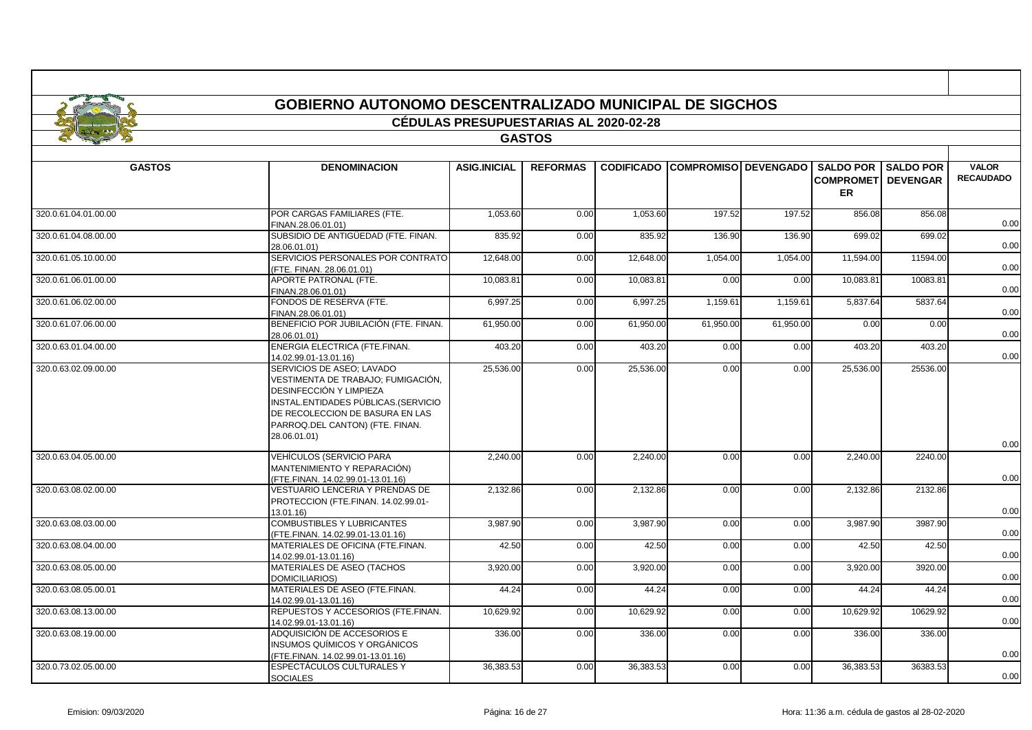# GOBIERNO AUTONOMO DESCENTRALIZADO MUNICIPAL DE SIGCHOS

## CÉDULAS PRESUPUESTARIAS AL 2020-02-28

### GASTOS

| GASTOS | DENOMINACION | ASIG.INICIAL | REFORMAS | CODIFICADO | COMPROMISO | DEVENGADO | SALDO POR COMPROMETER | SALDO POR DEVENGAR | VALOR RECAUDADO |
|---|---|---|---|---|---|---|---|---|---|
| 320.0.61.04.01.00.00 | POR CARGAS FAMILIARES (FTE. FINAN.28.06.01.01) | 1,053.60 | 0.00 | 1,053.60 | 197.52 | 197.52 | 856.08 | 856.08 | 0.00 |
| 320.0.61.04.08.00.00 | SUBSIDIO DE ANTIGÜEDAD (FTE. FINAN. 28.06.01.01) | 835.92 | 0.00 | 835.92 | 136.90 | 136.90 | 699.02 | 699.02 | 0.00 |
| 320.0.61.05.10.00.00 | SERVICIOS PERSONALES POR CONTRATO (FTE. FINAN. 28.06.01.01) | 12,648.00 | 0.00 | 12,648.00 | 1,054.00 | 1,054.00 | 11,594.00 | 11594.00 | 0.00 |
| 320.0.61.06.01.00.00 | APORTE PATRONAL (FTE. FINAN.28.06.01.01) | 10,083.81 | 0.00 | 10,083.81 | 0.00 | 0.00 | 10,083.81 | 10083.81 | 0.00 |
| 320.0.61.06.02.00.00 | FONDOS DE RESERVA (FTE. FINAN.28.06.01.01) | 6,997.25 | 0.00 | 6,997.25 | 1,159.61 | 1,159.61 | 5,837.64 | 5837.64 | 0.00 |
| 320.0.61.07.06.00.00 | BENEFICIO POR JUBILACIÓN (FTE. FINAN. 28.06.01.01) | 61,950.00 | 0.00 | 61,950.00 | 61,950.00 | 61,950.00 | 0.00 | 0.00 | 0.00 |
| 320.0.63.01.04.00.00 | ENERGIA ELECTRICA (FTE.FINAN. 14.02.99.01-13.01.16) | 403.20 | 0.00 | 403.20 | 0.00 | 0.00 | 403.20 | 403.20 | 0.00 |
| 320.0.63.02.09.00.00 | SERVICIOS DE ASEO; LAVADO VESTIMENTA DE TRABAJO; FUMIGACIÓN, DESINFECCIÓN Y LIMPIEZA INSTAL.ENTIDADES PÚBLICAS.(SERVICIO DE RECOLECCION DE BASURA EN LAS PARROQ.DEL CANTON) (FTE. FINAN. 28.06.01.01) | 25,536.00 | 0.00 | 25,536.00 | 0.00 | 0.00 | 25,536.00 | 25536.00 | 0.00 |
| 320.0.63.04.05.00.00 | VEHÍCULOS (SERVICIO PARA MANTENIMIENTO Y REPARACIÓN) (FTE.FINAN. 14.02.99.01-13.01.16) | 2,240.00 | 0.00 | 2,240.00 | 0.00 | 0.00 | 2,240.00 | 2240.00 | 0.00 |
| 320.0.63.08.02.00.00 | VESTUARIO LENCERIA Y PRENDAS DE PROTECCION (FTE.FINAN. 14.02.99.01-13.01.16) | 2,132.86 | 0.00 | 2,132.86 | 0.00 | 0.00 | 2,132.86 | 2132.86 | 0.00 |
| 320.0.63.08.03.00.00 | COMBUSTIBLES Y LUBRICANTES (FTE.FINAN. 14.02.99.01-13.01.16) | 3,987.90 | 0.00 | 3,987.90 | 0.00 | 0.00 | 3,987.90 | 3987.90 | 0.00 |
| 320.0.63.08.04.00.00 | MATERIALES DE OFICINA (FTE.FINAN. 14.02.99.01-13.01.16) | 42.50 | 0.00 | 42.50 | 0.00 | 0.00 | 42.50 | 42.50 | 0.00 |
| 320.0.63.08.05.00.00 | MATERIALES DE ASEO (TACHOS DOMICILIARIOS) | 3,920.00 | 0.00 | 3,920.00 | 0.00 | 0.00 | 3,920.00 | 3920.00 | 0.00 |
| 320.0.63.08.05.00.01 | MATERIALES DE ASEO (FTE.FINAN. 14.02.99.01-13.01.16) | 44.24 | 0.00 | 44.24 | 0.00 | 0.00 | 44.24 | 44.24 | 0.00 |
| 320.0.63.08.13.00.00 | REPUESTOS Y ACCESORIOS (FTE.FINAN. 14.02.99.01-13.01.16) | 10,629.92 | 0.00 | 10,629.92 | 0.00 | 0.00 | 10,629.92 | 10629.92 | 0.00 |
| 320.0.63.08.19.00.00 | ADQUISICIÓN DE ACCESORIOS E INSUMOS QUÍMICOS Y ORGÁNICOS (FTE.FINAN. 14.02.99.01-13.01.16) | 336.00 | 0.00 | 336.00 | 0.00 | 0.00 | 336.00 | 336.00 | 0.00 |
| 320.0.73.02.05.00.00 | ESPECTÁCULOS CULTURALES Y SOCIALES | 36,383.53 | 0.00 | 36,383.53 | 0.00 | 0.00 | 36,383.53 | 36383.53 | 0.00 |

Emision: 09/03/2020 Hora: 11:36 a.m. cédula de gastos al 28-02-2020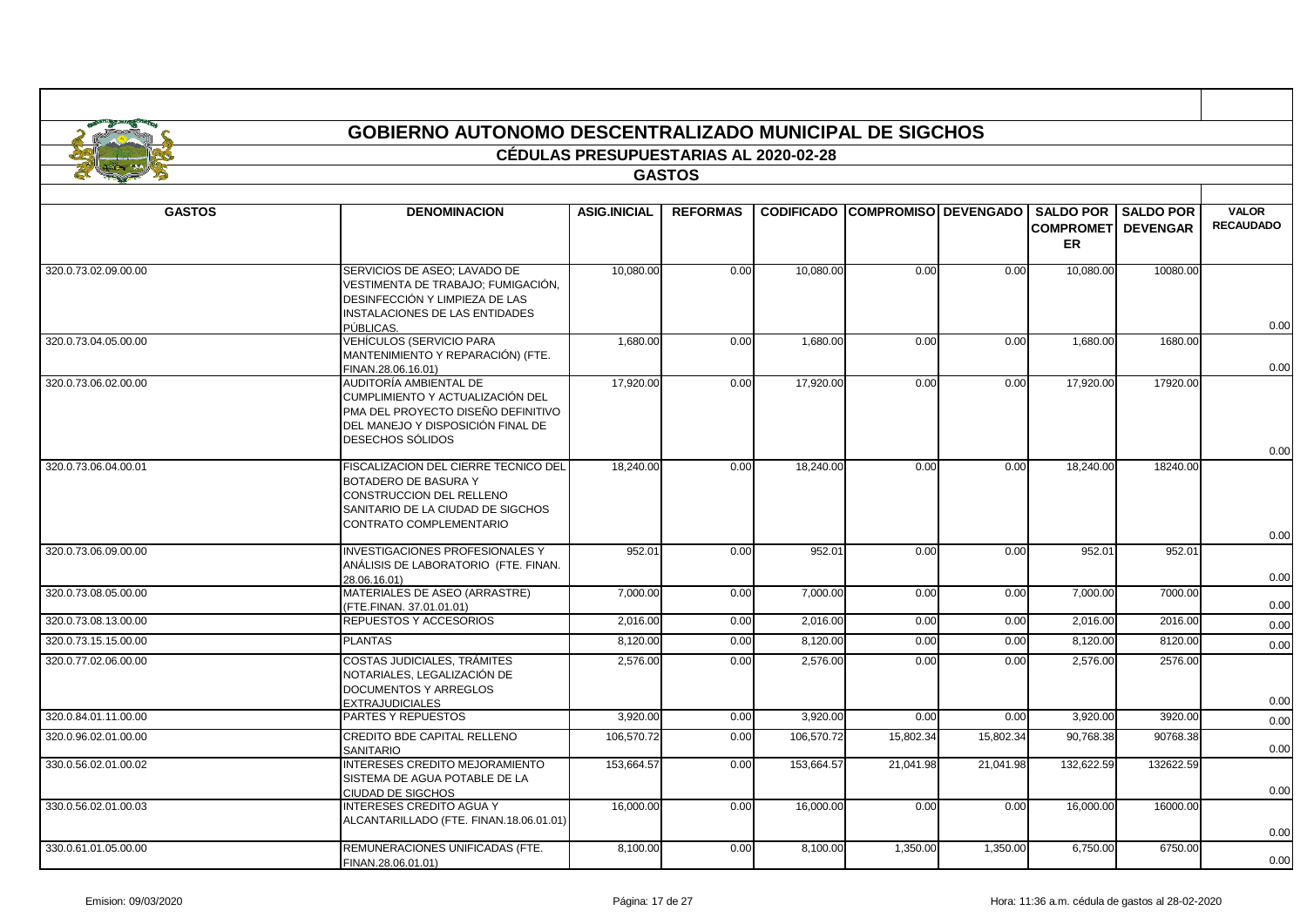# GOBIERNO AUTONOMO DESCENTRALIZADO MUNICIPAL DE SIGCHOS

## CÉDULAS PRESUPUESTARIAS AL 2020-02-28

### GASTOS

| GASTOS | DENOMINACION | ASIG.INICIAL | REFORMAS | CODIFICADO | COMPROMISO | DEVENGADO | SALDO POR COMPROMETER | SALDO POR DEVENGAR | VALOR RECAUDADO |
|---|---|---|---|---|---|---|---|---|---|
| 320.0.73.02.09.00.00 | SERVICIOS DE ASEO; LAVADO DE VESTIMENTA DE TRABAJO; FUMIGACIÓN, DESINFECCIÓN Y LIMPIEZA DE LAS INSTALACIONES DE LAS ENTIDADES PÚBLICAS. | 10,080.00 | 0.00 | 10,080.00 | 0.00 | 0.00 | 10,080.00 | 10080.00 | 0.00 |
| 320.0.73.04.05.00.00 | VEHÍCULOS (SERVICIO PARA MANTENIMIENTO Y REPARACIÓN) (FTE. FINAN.28.06.16.01) | 1,680.00 | 0.00 | 1,680.00 | 0.00 | 0.00 | 1,680.00 | 1680.00 | 0.00 |
| 320.0.73.06.02.00.00 | AUDITORÍA AMBIENTAL DE CUMPLIMIENTO Y ACTUALIZACIÓN DEL PMA DEL PROYECTO DISEÑO DEFINITIVO DEL MANEJO Y DISPOSICIÓN FINAL DE DESECHOS SÓLIDOS | 17,920.00 | 0.00 | 17,920.00 | 0.00 | 0.00 | 17,920.00 | 17920.00 | 0.00 |
| 320.0.73.06.04.00.01 | FISCALIZACION DEL CIERRE TECNICO DEL BOTADERO DE BASURA Y CONSTRUCCION DEL RELLENO SANITARIO DE LA CIUDAD DE SIGCHOS CONTRATO COMPLEMENTARIO | 18,240.00 | 0.00 | 18,240.00 | 0.00 | 0.00 | 18,240.00 | 18240.00 | 0.00 |
| 320.0.73.06.09.00.00 | INVESTIGACIONES PROFESIONALES Y ANÁLISIS DE LABORATORIO (FTE. FINAN. 28.06.16.01) | 952.01 | 0.00 | 952.01 | 0.00 | 0.00 | 952.01 | 952.01 | 0.00 |
| 320.0.73.08.05.00.00 | MATERIALES DE ASEO (ARRASTRE) (FTE.FINAN. 37.01.01.01) | 7,000.00 | 0.00 | 7,000.00 | 0.00 | 0.00 | 7,000.00 | 7000.00 | 0.00 |
| 320.0.73.08.13.00.00 | REPUESTOS Y ACCESORIOS | 2,016.00 | 0.00 | 2,016.00 | 0.00 | 0.00 | 2,016.00 | 2016.00 | 0.00 |
| 320.0.73.15.15.00.00 | PLANTAS | 8,120.00 | 0.00 | 8,120.00 | 0.00 | 0.00 | 8,120.00 | 8120.00 | 0.00 |
| 320.0.77.02.06.00.00 | COSTAS JUDICIALES, TRÁMITES NOTARIALES, LEGALIZACIÓN DE DOCUMENTOS Y ARREGLOS EXTRAJUDICIALES | 2,576.00 | 0.00 | 2,576.00 | 0.00 | 0.00 | 2,576.00 | 2576.00 | 0.00 |
| 320.0.84.01.11.00.00 | PARTES Y REPUESTOS | 3,920.00 | 0.00 | 3,920.00 | 0.00 | 0.00 | 3,920.00 | 3920.00 | 0.00 |
| 320.0.96.02.01.00.00 | CREDITO BDE CAPITAL RELLENO SANITARIO | 106,570.72 | 0.00 | 106,570.72 | 15,802.34 | 15,802.34 | 90,768.38 | 90768.38 | 0.00 |
| 330.0.56.02.01.00.02 | INTERESES CREDITO MEJORAMIENTO SISTEMA DE AGUA POTABLE DE LA CIUDAD DE SIGCHOS | 153,664.57 | 0.00 | 153,664.57 | 21,041.98 | 21,041.98 | 132,622.59 | 132622.59 | 0.00 |
| 330.0.56.02.01.00.03 | INTERESES CREDITO AGUA Y ALCANTARILLADO (FTE. FINAN.18.06.01.01) | 16,000.00 | 0.00 | 16,000.00 | 0.00 | 0.00 | 16,000.00 | 16000.00 | 0.00 |
| 330.0.61.01.05.00.00 | REMUNERACIONES UNIFICADAS (FTE. FINAN.28.06.01.01) | 8,100.00 | 0.00 | 8,100.00 | 1,350.00 | 1,350.00 | 6,750.00 | 6750.00 | 0.00 |

Emision: 09/03/2020 | Hora: 11:36 a.m. cédula de gastos al 28-02-2020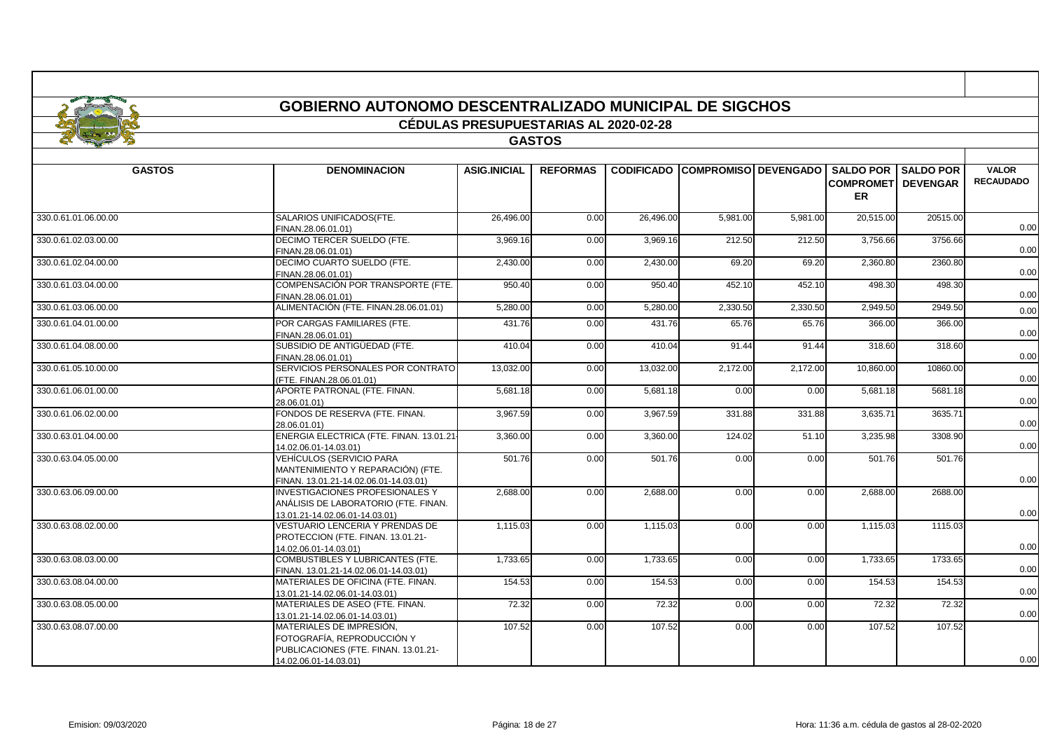# GOBIERNO AUTONOMO DESCENTRALIZADO MUNICIPAL DE SIGCHOS

## CÉDULAS PRESUPUESTARIAS AL 2020-02-28

### GASTOS

| GASTOS | DENOMINACION | ASIG.INICIAL | REFORMAS | CODIFICADO | COMPROMISO | DEVENGADO | SALDO POR COMPROMETER | SALDO POR DEVENGAR | VALOR RECAUDADO |
|---|---|---|---|---|---|---|---|---|---|
| 330.0.61.01.06.00.00 | SALARIOS UNIFICADOS(FTE. FINAN.28.06.01.01) | 26,496.00 | 0.00 | 26,496.00 | 5,981.00 | 5,981.00 | 20,515.00 | 20515.00 | 0.00 |
| 330.0.61.02.03.00.00 | DECIMO TERCER SUELDO (FTE. FINAN.28.06.01.01) | 3,969.16 | 0.00 | 3,969.16 | 212.50 | 212.50 | 3,756.66 | 3756.66 | 0.00 |
| 330.0.61.02.04.00.00 | DECIMO CUARTO SUELDO (FTE. FINAN.28.06.01.01) | 2,430.00 | 0.00 | 2,430.00 | 69.20 | 69.20 | 2,360.80 | 2360.80 | 0.00 |
| 330.0.61.03.04.00.00 | COMPENSACIÓN POR TRANSPORTE (FTE. FINAN.28.06.01.01) | 950.40 | 0.00 | 950.40 | 452.10 | 452.10 | 498.30 | 498.30 | 0.00 |
| 330.0.61.03.06.00.00 | ALIMENTACIÓN (FTE. FINAN.28.06.01.01) | 5,280.00 | 0.00 | 5,280.00 | 2,330.50 | 2,330.50 | 2,949.50 | 2949.50 | 0.00 |
| 330.0.61.04.01.00.00 | POR CARGAS FAMILIARES (FTE. FINAN.28.06.01.01) | 431.76 | 0.00 | 431.76 | 65.76 | 65.76 | 366.00 | 366.00 | 0.00 |
| 330.0.61.04.08.00.00 | SUBSIDIO DE ANTIGÜEDAD (FTE. FINAN.28.06.01.01) | 410.04 | 0.00 | 410.04 | 91.44 | 91.44 | 318.60 | 318.60 | 0.00 |
| 330.0.61.05.10.00.00 | SERVICIOS PERSONALES POR CONTRATO (FTE. FINAN.28.06.01.01) | 13,032.00 | 0.00 | 13,032.00 | 2,172.00 | 2,172.00 | 10,860.00 | 10860.00 | 0.00 |
| 330.0.61.06.01.00.00 | APORTE PATRONAL (FTE. FINAN. 28.06.01.01) | 5,681.18 | 0.00 | 5,681.18 | 0.00 | 0.00 | 5,681.18 | 5681.18 | 0.00 |
| 330.0.61.06.02.00.00 | FONDOS DE RESERVA (FTE. FINAN. 28.06.01.01) | 3,967.59 | 0.00 | 3,967.59 | 331.88 | 331.88 | 3,635.71 | 3635.71 | 0.00 |
| 330.0.63.01.04.00.00 | ENERGIA ELECTRICA (FTE. FINAN. 13.01.21-14.02.06.01-14.03.01) | 3,360.00 | 0.00 | 3,360.00 | 124.02 | 51.10 | 3,235.98 | 3308.90 | 0.00 |
| 330.0.63.04.05.00.00 | VEHÍCULOS (SERVICIO PARA MANTENIMIENTO Y REPARACIÓN) (FTE. FINAN. 13.01.21-14.02.06.01-14.03.01) | 501.76 | 0.00 | 501.76 | 0.00 | 0.00 | 501.76 | 501.76 | 0.00 |
| 330.0.63.06.09.00.00 | INVESTIGACIONES PROFESIONALES Y ANÁLISIS DE LABORATORIO (FTE. FINAN. 13.01.21-14.02.06.01-14.03.01) | 2,688.00 | 0.00 | 2,688.00 | 0.00 | 0.00 | 2,688.00 | 2688.00 | 0.00 |
| 330.0.63.08.02.00.00 | VESTUARIO LENCERIA Y PRENDAS DE PROTECCION (FTE. FINAN. 13.01.21-14.02.06.01-14.03.01) | 1,115.03 | 0.00 | 1,115.03 | 0.00 | 0.00 | 1,115.03 | 1115.03 | 0.00 |
| 330.0.63.08.03.00.00 | COMBUSTIBLES Y LUBRICANTES (FTE. FINAN. 13.01.21-14.02.06.01-14.03.01) | 1,733.65 | 0.00 | 1,733.65 | 0.00 | 0.00 | 1,733.65 | 1733.65 | 0.00 |
| 330.0.63.08.04.00.00 | MATERIALES DE OFICINA (FTE. FINAN. 13.01.21-14.02.06.01-14.03.01) | 154.53 | 0.00 | 154.53 | 0.00 | 0.00 | 154.53 | 154.53 | 0.00 |
| 330.0.63.08.05.00.00 | MATERIALES DE ASEO (FTE. FINAN. 13.01.21-14.02.06.01-14.03.01) | 72.32 | 0.00 | 72.32 | 0.00 | 0.00 | 72.32 | 72.32 | 0.00 |
| 330.0.63.08.07.00.00 | MATERIALES DE IMPRESIÓN, FOTOGRAFÍA, REPRODUCCIÓN Y PUBLICACIONES (FTE. FINAN. 13.01.21-14.02.06.01-14.03.01) | 107.52 | 0.00 | 107.52 | 0.00 | 0.00 | 107.52 | 107.52 | 0.00 |

Emision: 09/03/2020 | Hora: 11:36 a.m. cédula de gastos al 28-02-2020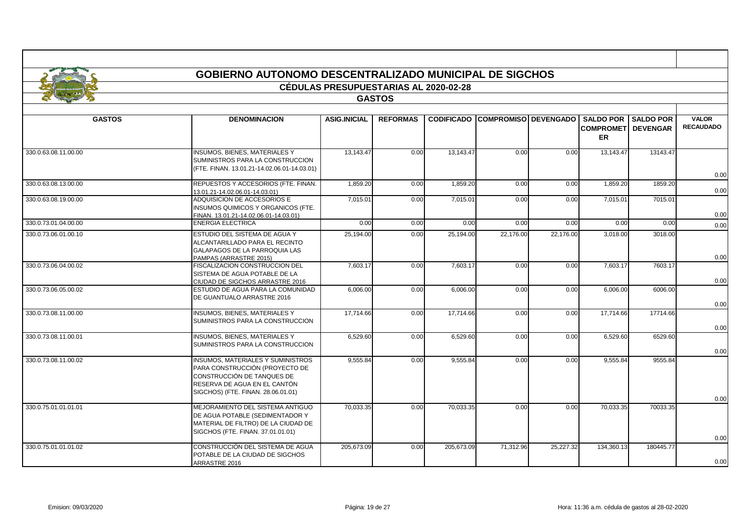# GOBIERNO AUTONOMO DESCENTRALIZADO MUNICIPAL DE SIGCHOS

## CÉDULAS PRESUPUESTARIAS AL 2020-02-28

### GASTOS

| GASTOS | DENOMINACION | ASIG.INICIAL | REFORMAS | CODIFICADO | COMPROMISO | DEVENGADO | SALDO POR COMPROMETER | SALDO POR DEVENGAR | VALOR RECAUDADO |
|---|---|---|---|---|---|---|---|---|---|
| 330.0.63.08.11.00.00 | INSUMOS, BIENES, MATERIALES Y SUMINISTROS PARA LA CONSTRUCCION (FTE. FINAN. 13.01.21-14.02.06.01-14.03.01) | 13,143.47 | 0.00 | 13,143.47 | 0.00 | 0.00 | 13,143.47 | 13143.47 | 0.00 |
| 330.0.63.08.13.00.00 | REPUESTOS Y ACCESORIOS (FTE. FINAN. 13.01.21-14.02.06.01-14.03.01) | 1,859.20 | 0.00 | 1,859.20 | 0.00 | 0.00 | 1,859.20 | 1859.20 | 0.00 |
| 330.0.63.08.19.00.00 | ADQUISICION DE ACCESORIOS E INSUMOS QUIMICOS Y ORGANICOS (FTE. FINAN. 13.01.21-14.02.06.01-14.03.01) | 7,015.01 | 0.00 | 7,015.01 | 0.00 | 0.00 | 7,015.01 | 7015.01 | 0.00 |
| 330.0.73.01.04.00.00 | ENERGIA ELECTRICA | 0.00 | 0.00 | 0.00 | 0.00 | 0.00 | 0.00 | 0.00 | 0.00 |
| 330.0.73.06.01.00.10 | ESTUDIO DEL SISTEMA DE AGUA Y ALCANTARILLADO PARA EL RECINTO GALAPAGOS DE LA PARROQUIA LAS PAMPAS (ARRASTRE 2015) | 25,194.00 | 0.00 | 25,194.00 | 22,176.00 | 22,176.00 | 3,018.00 | 3018.00 | 0.00 |
| 330.0.73.06.04.00.02 | FISCALIZACION CONSTRUCCION DEL SISTEMA DE AGUA POTABLE DE LA CIUDAD DE SIGCHOS ARRASTRE 2016 | 7,603.17 | 0.00 | 7,603.17 | 0.00 | 0.00 | 7,603.17 | 7603.17 | 0.00 |
| 330.0.73.06.05.00.02 | ESTUDIO DE AGUA PARA LA COMUNIDAD DE GUANTUALO ARRASTRE 2016 | 6,006.00 | 0.00 | 6,006.00 | 0.00 | 0.00 | 6,006.00 | 6006.00 | 0.00 |
| 330.0.73.08.11.00.00 | INSUMOS, BIENES, MATERIALES Y SUMINISTROS PARA LA CONSTRUCCION | 17,714.66 | 0.00 | 17,714.66 | 0.00 | 0.00 | 17,714.66 | 17714.66 | 0.00 |
| 330.0.73.08.11.00.01 | INSUMOS, BIENES, MATERIALES Y SUMINISTROS PARA LA CONSTRUCCION | 6,529.60 | 0.00 | 6,529.60 | 0.00 | 0.00 | 6,529.60 | 6529.60 | 0.00 |
| 330.0.73.08.11.00.02 | INSUMOS, MATERIALES Y SUMINISTROS PARA CONSTRUCCIÓN (PROYECTO DE CONSTRUCCIÓN DE TANQUES DE RESERVA DE AGUA EN EL CANTÓN SIGCHOS) (FTE. FINAN. 28.06.01.01) | 9,555.84 | 0.00 | 9,555.84 | 0.00 | 0.00 | 9,555.84 | 9555.84 | 0.00 |
| 330.0.75.01.01.01.01 | MEJORAMIENTO DEL SISTEMA ANTIGUO DE AGUA POTABLE (SEDIMENTADOR Y MATERIAL DE FILTRO) DE LA CIUDAD DE SIGCHOS (FTE. FINAN. 37.01.01.01) | 70,033.35 | 0.00 | 70,033.35 | 0.00 | 0.00 | 70,033.35 | 70033.35 | 0.00 |
| 330.0.75.01.01.01.02 | CONSTRUCCIÓN DEL SISTEMA DE AGUA POTABLE DE LA CIUDAD DE SIGCHOS ARRASTRE 2016 | 205,673.09 | 0.00 | 205,673.09 | 71,312.96 | 25,227.32 | 134,360.13 | 180445.77 | 0.00 |

Emision: 09/03/2020 — Hora: 11:36 a.m. cédula de gastos al 28-02-2020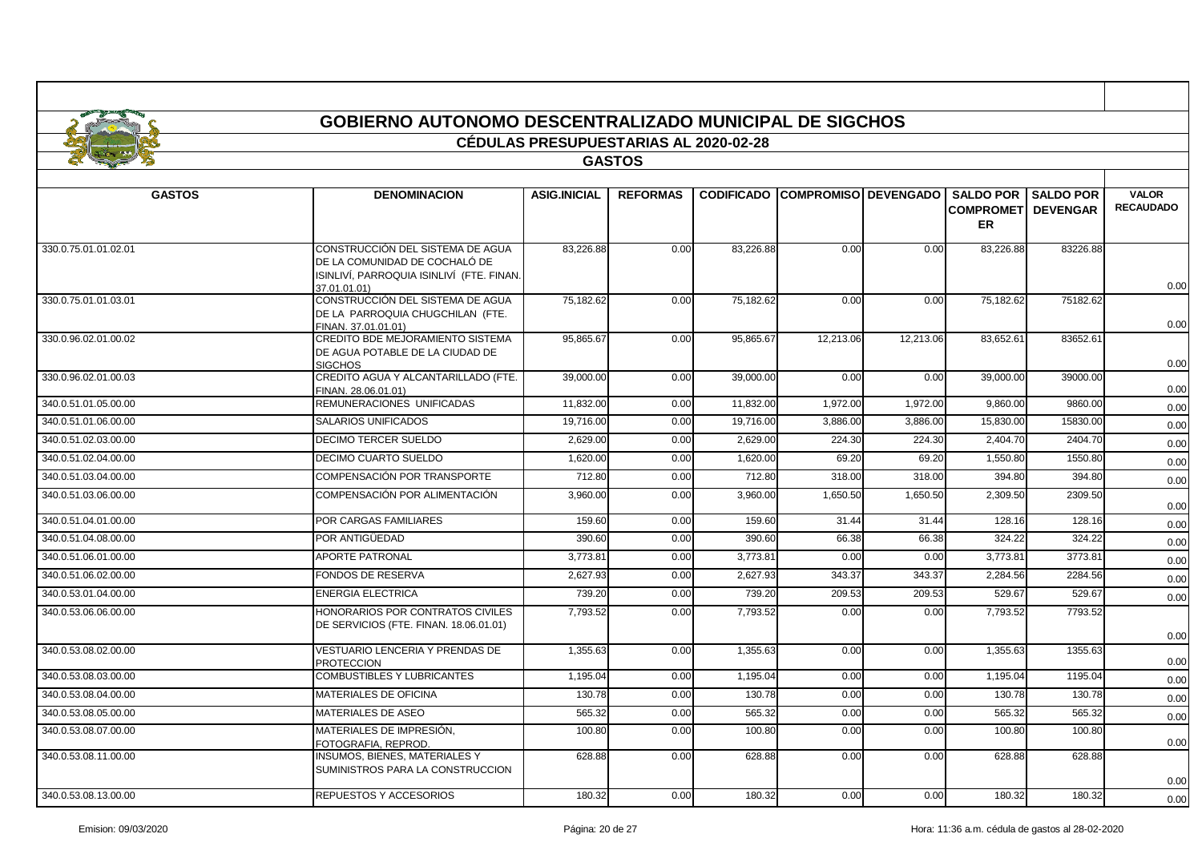# GOBIERNO AUTONOMO DESCENTRALIZADO MUNICIPAL DE SIGCHOS

## CÉDULAS PRESUPUESTARIAS AL 2020-02-28

### GASTOS

| GASTOS | DENOMINACION | ASIG.INICIAL | REFORMAS | CODIFICADO | COMPROMISO | DEVENGADO | SALDO POR COMPROMETER | SALDO POR DEVENGAR | VALOR RECAUDADO |
|---|---|---|---|---|---|---|---|---|---|
| 330.0.75.01.01.02.01 | CONSTRUCCIÓN DEL SISTEMA DE AGUA DE LA COMUNIDAD DE COCHALÓ DE ISINLIVÍ, PARROQUIA ISINLIVÍ (FTE. FINAN. 37.01.01.01) | 83,226.88 | 0.00 | 83,226.88 | 0.00 | 0.00 | 83,226.88 | 83226.88 | 0.00 |
| 330.0.75.01.01.03.01 | CONSTRUCCIÓN DEL SISTEMA DE AGUA DE LA PARROQUIA CHUGCHILAN (FTE. FINAN. 37.01.01.01) | 75,182.62 | 0.00 | 75,182.62 | 0.00 | 0.00 | 75,182.62 | 75182.62 | 0.00 |
| 330.0.96.02.01.00.02 | CREDITO BDE MEJORAMIENTO SISTEMA DE AGUA POTABLE DE LA CIUDAD DE SIGCHOS | 95,865.67 | 0.00 | 95,865.67 | 12,213.06 | 12,213.06 | 83,652.61 | 83652.61 | 0.00 |
| 330.0.96.02.01.00.03 | CREDITO AGUA Y ALCANTARILLADO (FTE. FINAN. 28.06.01.01) | 39,000.00 | 0.00 | 39,000.00 | 0.00 | 0.00 | 39,000.00 | 39000.00 | 0.00 |
| 340.0.51.01.05.00.00 | REMUNERACIONES UNIFICADAS | 11,832.00 | 0.00 | 11,832.00 | 1,972.00 | 1,972.00 | 9,860.00 | 9860.00 | 0.00 |
| 340.0.51.01.06.00.00 | SALARIOS UNIFICADOS | 19,716.00 | 0.00 | 19,716.00 | 3,886.00 | 3,886.00 | 15,830.00 | 15830.00 | 0.00 |
| 340.0.51.02.03.00.00 | DECIMO TERCER SUELDO | 2,629.00 | 0.00 | 2,629.00 | 224.30 | 224.30 | 2,404.70 | 2404.70 | 0.00 |
| 340.0.51.02.04.00.00 | DECIMO CUARTO SUELDO | 1,620.00 | 0.00 | 1,620.00 | 69.20 | 69.20 | 1,550.80 | 1550.80 | 0.00 |
| 340.0.51.03.04.00.00 | COMPENSACIÓN POR TRANSPORTE | 712.80 | 0.00 | 712.80 | 318.00 | 318.00 | 394.80 | 394.80 | 0.00 |
| 340.0.51.03.06.00.00 | COMPENSACIÓN POR ALIMENTACIÓN | 3,960.00 | 0.00 | 3,960.00 | 1,650.50 | 1,650.50 | 2,309.50 | 2309.50 | 0.00 |
| 340.0.51.04.01.00.00 | POR CARGAS FAMILIARES | 159.60 | 0.00 | 159.60 | 31.44 | 31.44 | 128.16 | 128.16 | 0.00 |
| 340.0.51.04.08.00.00 | POR ANTIGÜEDAD | 390.60 | 0.00 | 390.60 | 66.38 | 66.38 | 324.22 | 324.22 | 0.00 |
| 340.0.51.06.01.00.00 | APORTE PATRONAL | 3,773.81 | 0.00 | 3,773.81 | 0.00 | 0.00 | 3,773.81 | 3773.81 | 0.00 |
| 340.0.51.06.02.00.00 | FONDOS DE RESERVA | 2,627.93 | 0.00 | 2,627.93 | 343.37 | 343.37 | 2,284.56 | 2284.56 | 0.00 |
| 340.0.53.01.04.00.00 | ENERGIA ELECTRICA | 739.20 | 0.00 | 739.20 | 209.53 | 209.53 | 529.67 | 529.67 | 0.00 |
| 340.0.53.06.06.00.00 | HONORARIOS POR CONTRATOS CIVILES DE SERVICIOS (FTE. FINAN. 18.06.01.01) | 7,793.52 | 0.00 | 7,793.52 | 0.00 | 0.00 | 7,793.52 | 7793.52 | 0.00 |
| 340.0.53.08.02.00.00 | VESTUARIO LENCERIA Y PRENDAS DE PROTECCION | 1,355.63 | 0.00 | 1,355.63 | 0.00 | 0.00 | 1,355.63 | 1355.63 | 0.00 |
| 340.0.53.08.03.00.00 | COMBUSTIBLES Y LUBRICANTES | 1,195.04 | 0.00 | 1,195.04 | 0.00 | 0.00 | 1,195.04 | 1195.04 | 0.00 |
| 340.0.53.08.04.00.00 | MATERIALES DE OFICINA | 130.78 | 0.00 | 130.78 | 0.00 | 0.00 | 130.78 | 130.78 | 0.00 |
| 340.0.53.08.05.00.00 | MATERIALES DE ASEO | 565.32 | 0.00 | 565.32 | 0.00 | 0.00 | 565.32 | 565.32 | 0.00 |
| 340.0.53.08.07.00.00 | MATERIALES DE IMPRESIÓN, FOTOGRAFIA, REPROD. | 100.80 | 0.00 | 100.80 | 0.00 | 0.00 | 100.80 | 100.80 | 0.00 |
| 340.0.53.08.11.00.00 | INSUMOS, BIENES, MATERIALES Y SUMINISTROS PARA LA CONSTRUCCION | 628.88 | 0.00 | 628.88 | 0.00 | 0.00 | 628.88 | 628.88 | 0.00 |
| 340.0.53.08.13.00.00 | REPUESTOS Y ACCESORIOS | 180.32 | 0.00 | 180.32 | 0.00 | 0.00 | 180.32 | 180.32 | 0.00 |

Emision: 09/03/2020 — Hora: 11:36 a.m. cédula de gastos al 28-02-2020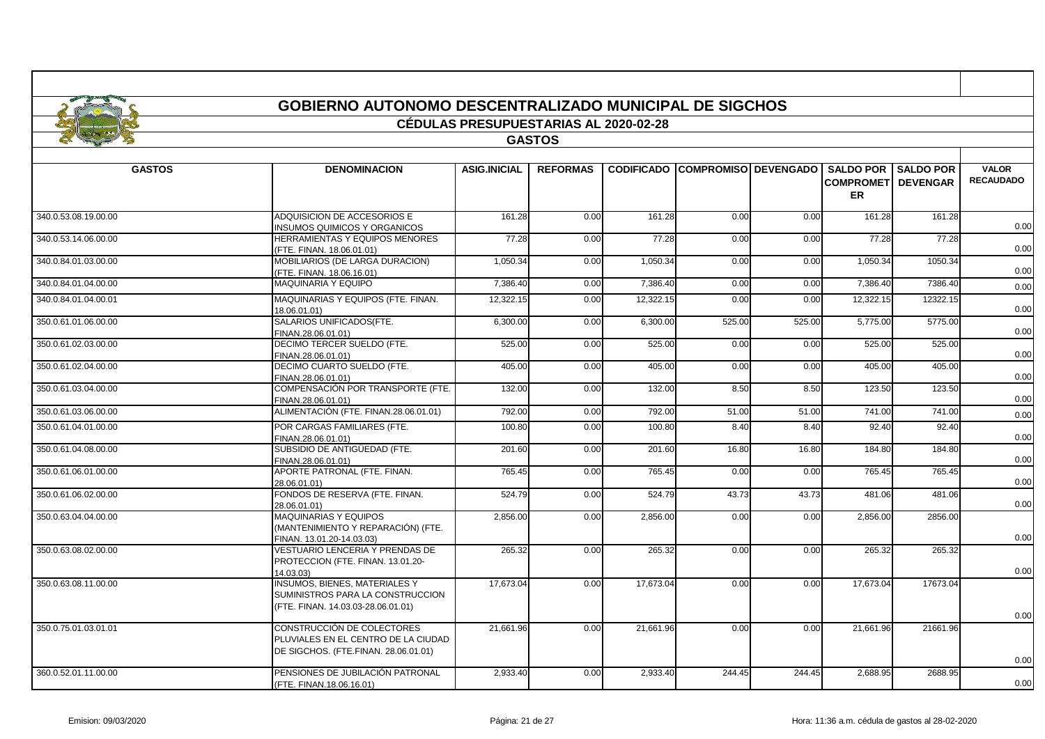# GOBIERNO AUTONOMO DESCENTRALIZADO MUNICIPAL DE SIGCHOS

## CÉDULAS PRESUPUESTARIAS AL 2020-02-28

### GASTOS

| GASTOS | DENOMINACION | ASIG.INICIAL | REFORMAS | CODIFICADO | COMPROMISO | DEVENGADO | SALDO POR COMPROMETER | SALDO POR DEVENGAR | VALOR RECAUDADO |
|---|---|---|---|---|---|---|---|---|---|
| 340.0.53.08.19.00.00 | ADQUISICION DE ACCESORIOS E INSUMOS QUIMICOS Y ORGANICOS | 161.28 | 0.00 | 161.28 | 0.00 | 0.00 | 161.28 | 161.28 | 0.00 |
| 340.0.53.14.06.00.00 | HERRAMIENTAS Y EQUIPOS MENORES (FTE. FINAN. 18.06.01.01) | 77.28 | 0.00 | 77.28 | 0.00 | 0.00 | 77.28 | 77.28 | 0.00 |
| 340.0.84.01.03.00.00 | MOBILIARIOS (DE LARGA DURACION) (FTE. FINAN. 18.06.16.01) | 1,050.34 | 0.00 | 1,050.34 | 0.00 | 0.00 | 1,050.34 | 1050.34 | 0.00 |
| 340.0.84.01.04.00.00 | MAQUINARIA Y EQUIPO | 7,386.40 | 0.00 | 7,386.40 | 0.00 | 0.00 | 7,386.40 | 7386.40 | 0.00 |
| 340.0.84.01.04.00.01 | MAQUINARIAS Y EQUIPOS (FTE. FINAN. 18.06.01.01) | 12,322.15 | 0.00 | 12,322.15 | 0.00 | 0.00 | 12,322.15 | 12322.15 | 0.00 |
| 350.0.61.01.06.00.00 | SALARIOS UNIFICADOS(FTE. FINAN.28.06.01.01) | 6,300.00 | 0.00 | 6,300.00 | 525.00 | 525.00 | 5,775.00 | 5775.00 | 0.00 |
| 350.0.61.02.03.00.00 | DECIMO TERCER SUELDO (FTE. FINAN.28.06.01.01) | 525.00 | 0.00 | 525.00 | 0.00 | 0.00 | 525.00 | 525.00 | 0.00 |
| 350.0.61.02.04.00.00 | DECIMO CUARTO SUELDO (FTE. FINAN.28.06.01.01) | 405.00 | 0.00 | 405.00 | 0.00 | 0.00 | 405.00 | 405.00 | 0.00 |
| 350.0.61.03.04.00.00 | COMPENSACIÓN POR TRANSPORTE (FTE. FINAN.28.06.01.01) | 132.00 | 0.00 | 132.00 | 8.50 | 8.50 | 123.50 | 123.50 | 0.00 |
| 350.0.61.03.06.00.00 | ALIMENTACIÓN (FTE. FINAN.28.06.01.01) | 792.00 | 0.00 | 792.00 | 51.00 | 51.00 | 741.00 | 741.00 | 0.00 |
| 350.0.61.04.01.00.00 | POR CARGAS FAMILIARES (FTE. FINAN.28.06.01.01) | 100.80 | 0.00 | 100.80 | 8.40 | 8.40 | 92.40 | 92.40 | 0.00 |
| 350.0.61.04.08.00.00 | SUBSIDIO DE ANTIGÜEDAD (FTE. FINAN.28.06.01.01) | 201.60 | 0.00 | 201.60 | 16.80 | 16.80 | 184.80 | 184.80 | 0.00 |
| 350.0.61.06.01.00.00 | APORTE PATRONAL (FTE. FINAN. 28.06.01.01) | 765.45 | 0.00 | 765.45 | 0.00 | 0.00 | 765.45 | 765.45 | 0.00 |
| 350.0.61.06.02.00.00 | FONDOS DE RESERVA (FTE. FINAN. 28.06.01.01) | 524.79 | 0.00 | 524.79 | 43.73 | 43.73 | 481.06 | 481.06 | 0.00 |
| 350.0.63.04.04.00.00 | MAQUINARIAS Y EQUIPOS (MANTENIMIENTO Y REPARACIÓN) (FTE. FINAN. 13.01.20-14.03.03) | 2,856.00 | 0.00 | 2,856.00 | 0.00 | 0.00 | 2,856.00 | 2856.00 | 0.00 |
| 350.0.63.08.02.00.00 | VESTUARIO LENCERIA Y PRENDAS DE PROTECCION (FTE. FINAN. 13.01.20-14.03.03) | 265.32 | 0.00 | 265.32 | 0.00 | 0.00 | 265.32 | 265.32 | 0.00 |
| 350.0.63.08.11.00.00 | INSUMOS, BIENES, MATERIALES Y SUMINISTROS PARA LA CONSTRUCCION (FTE. FINAN. 14.03.03-28.06.01.01) | 17,673.04 | 0.00 | 17,673.04 | 0.00 | 0.00 | 17,673.04 | 17673.04 | 0.00 |
| 350.0.75.01.03.01.01 | CONSTRUCCIÓN DE COLECTORES PLUVIALES EN EL CENTRO DE LA CIUDAD DE SIGCHOS. (FTE.FINAN. 28.06.01.01) | 21,661.96 | 0.00 | 21,661.96 | 0.00 | 0.00 | 21,661.96 | 21661.96 | 0.00 |
| 360.0.52.01.11.00.00 | PENSIONES DE JUBILACIÓN PATRONAL (FTE. FINAN.18.06.16.01) | 2,933.40 | 0.00 | 2,933.40 | 244.45 | 244.45 | 2,688.95 | 2688.95 | 0.00 |

Emision: 09/03/2020 Hora: 11:36 a.m. cédula de gastos al 28-02-2020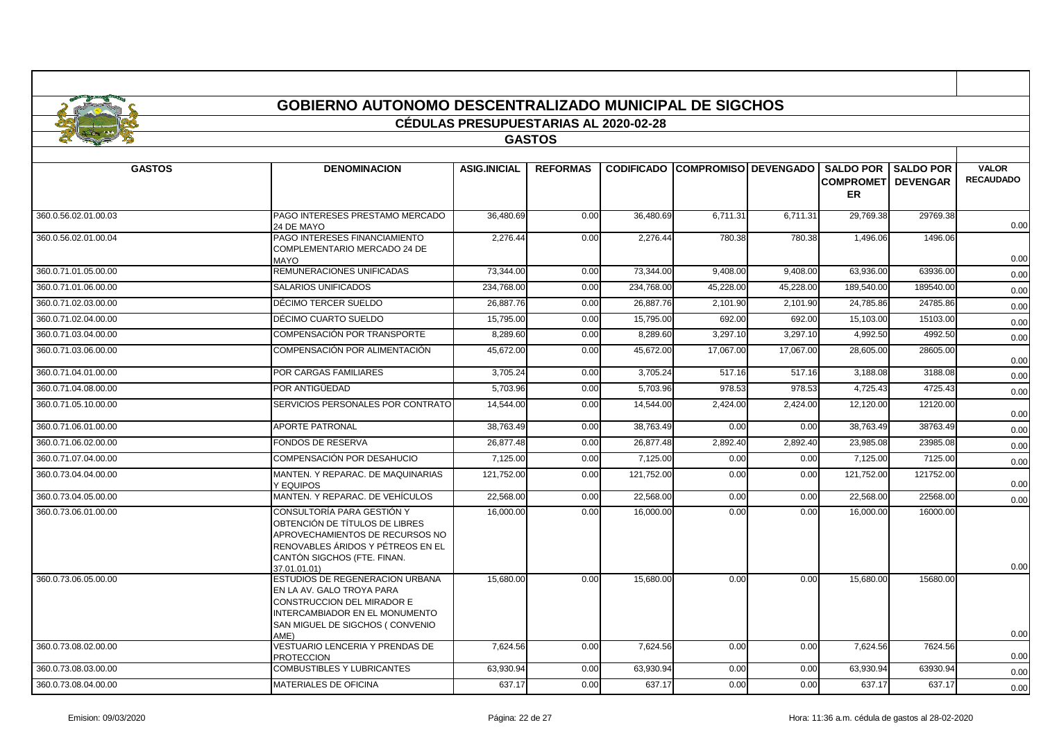# GOBIERNO AUTONOMO DESCENTRALIZADO MUNICIPAL DE SIGCHOS

## CÉDULAS PRESUPUESTARIAS AL 2020-02-28

### GASTOS

| GASTOS | DENOMINACION | ASIG.INICIAL | REFORMAS | CODIFICADO | COMPROMISO | DEVENGADO | SALDO POR COMPROMETER | SALDO POR DEVENGAR | VALOR RECAUDADO |
|---|---|---|---|---|---|---|---|---|---|
| 360.0.56.02.01.00.03 | PAGO INTERESES PRESTAMO MERCADO 24 DE MAYO | 36,480.69 | 0.00 | 36,480.69 | 6,711.31 | 6,711.31 | 29,769.38 | 29769.38 | 0.00 |
| 360.0.56.02.01.00.04 | PAGO INTERESES FINANCIAMIENTO COMPLEMENTARIO MERCADO 24 DE MAYO | 2,276.44 | 0.00 | 2,276.44 | 780.38 | 780.38 | 1,496.06 | 1496.06 | 0.00 |
| 360.0.71.01.05.00.00 | REMUNERACIONES UNIFICADAS | 73,344.00 | 0.00 | 73,344.00 | 9,408.00 | 9,408.00 | 63,936.00 | 63936.00 | 0.00 |
| 360.0.71.01.06.00.00 | SALARIOS UNIFICADOS | 234,768.00 | 0.00 | 234,768.00 | 45,228.00 | 45,228.00 | 189,540.00 | 189540.00 | 0.00 |
| 360.0.71.02.03.00.00 | DÉCIMO TERCER SUELDO | 26,887.76 | 0.00 | 26,887.76 | 2,101.90 | 2,101.90 | 24,785.86 | 24785.86 | 0.00 |
| 360.0.71.02.04.00.00 | DÉCIMO CUARTO SUELDO | 15,795.00 | 0.00 | 15,795.00 | 692.00 | 692.00 | 15,103.00 | 15103.00 | 0.00 |
| 360.0.71.03.04.00.00 | COMPENSACIÓN POR TRANSPORTE | 8,289.60 | 0.00 | 8,289.60 | 3,297.10 | 3,297.10 | 4,992.50 | 4992.50 | 0.00 |
| 360.0.71.03.06.00.00 | COMPENSACIÓN POR ALIMENTACIÓN | 45,672.00 | 0.00 | 45,672.00 | 17,067.00 | 17,067.00 | 28,605.00 | 28605.00 | 0.00 |
| 360.0.71.04.01.00.00 | POR CARGAS FAMILIARES | 3,705.24 | 0.00 | 3,705.24 | 517.16 | 517.16 | 3,188.08 | 3188.08 | 0.00 |
| 360.0.71.04.08.00.00 | POR ANTIGÜEDAD | 5,703.96 | 0.00 | 5,703.96 | 978.53 | 978.53 | 4,725.43 | 4725.43 | 0.00 |
| 360.0.71.05.10.00.00 | SERVICIOS PERSONALES POR CONTRATO | 14,544.00 | 0.00 | 14,544.00 | 2,424.00 | 2,424.00 | 12,120.00 | 12120.00 | 0.00 |
| 360.0.71.06.01.00.00 | APORTE PATRONAL | 38,763.49 | 0.00 | 38,763.49 | 0.00 | 0.00 | 38,763.49 | 38763.49 | 0.00 |
| 360.0.71.06.02.00.00 | FONDOS DE RESERVA | 26,877.48 | 0.00 | 26,877.48 | 2,892.40 | 2,892.40 | 23,985.08 | 23985.08 | 0.00 |
| 360.0.71.07.04.00.00 | COMPENSACIÓN POR DESAHUCIO | 7,125.00 | 0.00 | 7,125.00 | 0.00 | 0.00 | 7,125.00 | 7125.00 | 0.00 |
| 360.0.73.04.04.00.00 | MANTEN. Y REPARAC. DE MAQUINARIAS Y EQUIPOS | 121,752.00 | 0.00 | 121,752.00 | 0.00 | 0.00 | 121,752.00 | 121752.00 | 0.00 |
| 360.0.73.04.05.00.00 | MANTEN. Y REPARAC. DE VEHÍCULOS | 22,568.00 | 0.00 | 22,568.00 | 0.00 | 0.00 | 22,568.00 | 22568.00 | 0.00 |
| 360.0.73.06.01.00.00 | CONSULTORÍA PARA GESTIÓN Y OBTENCIÓN DE TÍTULOS DE LIBRES APROVECHAMIENTOS DE RECURSOS NO RENOVABLES ÁRIDOS Y PÉTREOS EN EL CANTÓN SIGCHOS (FTE. FINAN. 37.01.01.01) | 16,000.00 | 0.00 | 16,000.00 | 0.00 | 0.00 | 16,000.00 | 16000.00 | 0.00 |
| 360.0.73.06.05.00.00 | ESTUDIOS DE REGENERACION URBANA EN LA AV. GALO TROYA PARA CONSTRUCCION DEL MIRADOR E INTERCAMBIADOR EN EL MONUMENTO SAN MIGUEL DE SIGCHOS ( CONVENIO AME) | 15,680.00 | 0.00 | 15,680.00 | 0.00 | 0.00 | 15,680.00 | 15680.00 | 0.00 |
| 360.0.73.08.02.00.00 | VESTUARIO LENCERIA Y PRENDAS DE PROTECCION | 7,624.56 | 0.00 | 7,624.56 | 0.00 | 0.00 | 7,624.56 | 7624.56 | 0.00 |
| 360.0.73.08.03.00.00 | COMBUSTIBLES Y LUBRICANTES | 63,930.94 | 0.00 | 63,930.94 | 0.00 | 0.00 | 63,930.94 | 63930.94 | 0.00 |
| 360.0.73.08.04.00.00 | MATERIALES DE OFICINA | 637.17 | 0.00 | 637.17 | 0.00 | 0.00 | 637.17 | 637.17 | 0.00 |

Emision: 09/03/2020 — Hora: 11:36 a.m. cédula de gastos al 28-02-2020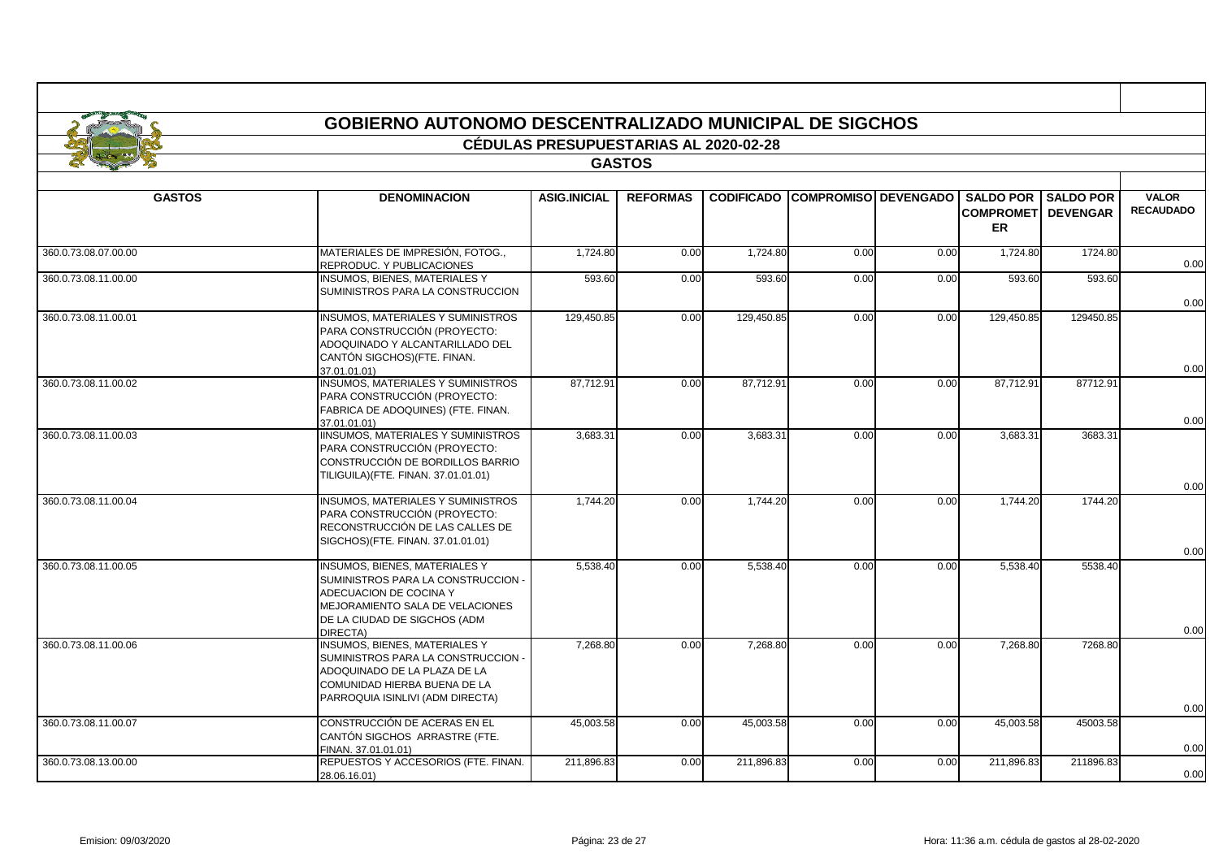# GOBIERNO AUTONOMO DESCENTRALIZADO MUNICIPAL DE SIGCHOS

## CÉDULAS PRESUPUESTARIAS AL 2020-02-28

### GASTOS

| GASTOS | DENOMINACION | ASIG.INICIAL | REFORMAS | CODIFICADO | COMPROMISO | DEVENGADO | SALDO POR COMPROMETER | SALDO POR DEVENGAR | VALOR RECAUDADO |
|---|---|---|---|---|---|---|---|---|---|
| 360.0.73.08.07.00.00 | MATERIALES DE IMPRESIÓN, FOTOG., REPRODUC. Y PUBLICACIONES | 1,724.80 | 0.00 | 1,724.80 | 0.00 | 0.00 | 1,724.80 | 1724.80 | 0.00 |
| 360.0.73.08.11.00.00 | INSUMOS, BIENES, MATERIALES Y SUMINISTROS PARA LA CONSTRUCCION | 593.60 | 0.00 | 593.60 | 0.00 | 0.00 | 593.60 | 593.60 | 0.00 |
| 360.0.73.08.11.00.01 | INSUMOS, MATERIALES Y SUMINISTROS PARA CONSTRUCCIÓN (PROYECTO: ADOQUINADO Y ALCANTARILLADO DEL CANTÓN SIGCHOS)(FTE. FINAN. 37.01.01.01) | 129,450.85 | 0.00 | 129,450.85 | 0.00 | 0.00 | 129,450.85 | 129450.85 | 0.00 |
| 360.0.73.08.11.00.02 | INSUMOS, MATERIALES Y SUMINISTROS PARA CONSTRUCCIÓN (PROYECTO: FABRICA DE ADOQUINES) (FTE. FINAN. 37.01.01.01) | 87,712.91 | 0.00 | 87,712.91 | 0.00 | 0.00 | 87,712.91 | 87712.91 | 0.00 |
| 360.0.73.08.11.00.03 | IINSUMOS, MATERIALES Y SUMINISTROS PARA CONSTRUCCIÓN (PROYECTO: CONSTRUCCIÓN DE BORDILLOS BARRIO TILIGUILA)(FTE. FINAN. 37.01.01.01) | 3,683.31 | 0.00 | 3,683.31 | 0.00 | 0.00 | 3,683.31 | 3683.31 | 0.00 |
| 360.0.73.08.11.00.04 | INSUMOS, MATERIALES Y SUMINISTROS PARA CONSTRUCCIÓN (PROYECTO: RECONSTRUCCIÓN DE LAS CALLES DE SIGCHOS)(FTE. FINAN. 37.01.01.01) | 1,744.20 | 0.00 | 1,744.20 | 0.00 | 0.00 | 1,744.20 | 1744.20 | 0.00 |
| 360.0.73.08.11.00.05 | INSUMOS, BIENES, MATERIALES Y SUMINISTROS PARA LA CONSTRUCCION - ADECUACION DE COCINA Y MEJORAMIENTO SALA DE VELACIONES DE LA CIUDAD DE SIGCHOS (ADM DIRECTA) | 5,538.40 | 0.00 | 5,538.40 | 0.00 | 0.00 | 5,538.40 | 5538.40 | 0.00 |
| 360.0.73.08.11.00.06 | INSUMOS, BIENES, MATERIALES Y SUMINISTROS PARA LA CONSTRUCCION - ADOQUINADO DE LA PLAZA DE LA COMUNIDAD HIERBA BUENA DE LA PARROQUIA ISINLIVI (ADM DIRECTA) | 7,268.80 | 0.00 | 7,268.80 | 0.00 | 0.00 | 7,268.80 | 7268.80 | 0.00 |
| 360.0.73.08.11.00.07 | CONSTRUCCIÓN DE ACERAS EN EL CANTÓN SIGCHOS ARRASTRE (FTE. FINAN. 37.01.01.01) | 45,003.58 | 0.00 | 45,003.58 | 0.00 | 0.00 | 45,003.58 | 45003.58 | 0.00 |
| 360.0.73.08.13.00.00 | REPUESTOS Y ACCESORIOS (FTE. FINAN. 28.06.16.01) | 211,896.83 | 0.00 | 211,896.83 | 0.00 | 0.00 | 211,896.83 | 211896.83 | 0.00 |

Emision: 09/03/2020 — Hora: 11:36 a.m. cédula de gastos al 28-02-2020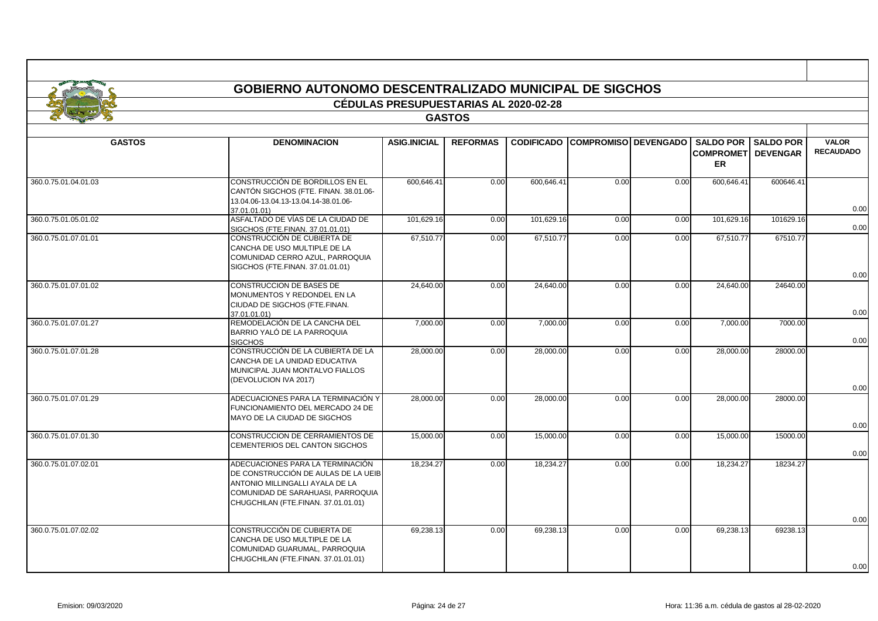# GOBIERNO AUTONOMO DESCENTRALIZADO MUNICIPAL DE SIGCHOS

## CÉDULAS PRESUPUESTARIAS AL 2020-02-28

### GASTOS

| GASTOS | DENOMINACION | ASIG.INICIAL | REFORMAS | CODIFICADO | COMPROMISO | DEVENGADO | SALDO POR COMPROMETER | SALDO POR DEVENGAR | VALOR RECAUDADO |
|---|---|---|---|---|---|---|---|---|---|
| 360.0.75.01.04.01.03 | CONSTRUCCIÓN DE BORDILLOS EN EL CANTÓN SIGCHOS (FTE. FINAN. 38.01.06-13.04.06-13.04.13-13.04.14-38.01.06-37.01.01.01) | 600,646.41 | 0.00 | 600,646.41 | 0.00 | 0.00 | 600,646.41 | 600646.41 | 0.00 |
| 360.0.75.01.05.01.02 | ASFALTADO DE VÍAS DE LA CIUDAD DE SIGCHOS (FTE.FINAN. 37.01.01.01) | 101,629.16 | 0.00 | 101,629.16 | 0.00 | 0.00 | 101,629.16 | 101629.16 | 0.00 |
| 360.0.75.01.07.01.01 | CONSTRUCCIÓN DE CUBIERTA DE CANCHA DE USO MULTIPLE DE LA COMUNIDAD CERRO AZUL, PARROQUIA SIGCHOS (FTE.FINAN. 37.01.01.01) | 67,510.77 | 0.00 | 67,510.77 | 0.00 | 0.00 | 67,510.77 | 67510.77 | 0.00 |
| 360.0.75.01.07.01.02 | CONSTRUCCION DE BASES DE MONUMENTOS Y REDONDEL EN LA CIUDAD DE SIGCHOS (FTE.FINAN. 37.01.01.01) | 24,640.00 | 0.00 | 24,640.00 | 0.00 | 0.00 | 24,640.00 | 24640.00 | 0.00 |
| 360.0.75.01.07.01.27 | REMODELACIÓN DE LA CANCHA DEL BARRIO YALÓ DE LA PARROQUIA SIGCHOS | 7,000.00 | 0.00 | 7,000.00 | 0.00 | 0.00 | 7,000.00 | 7000.00 | 0.00 |
| 360.0.75.01.07.01.28 | CONSTRUCCIÓN DE LA CUBIERTA DE LA CANCHA DE LA UNIDAD EDUCATIVA MUNICIPAL JUAN MONTALVO FIALLOS (DEVOLUCION IVA 2017) | 28,000.00 | 0.00 | 28,000.00 | 0.00 | 0.00 | 28,000.00 | 28000.00 | 0.00 |
| 360.0.75.01.07.01.29 | ADECUACIONES PARA LA TERMINACIÓN Y FUNCIONAMIENTO DEL MERCADO 24 DE MAYO DE LA CIUDAD DE SIGCHOS | 28,000.00 | 0.00 | 28,000.00 | 0.00 | 0.00 | 28,000.00 | 28000.00 | 0.00 |
| 360.0.75.01.07.01.30 | CONSTRUCCION DE CERRAMIENTOS DE CEMENTERIOS DEL CANTON SIGCHOS | 15,000.00 | 0.00 | 15,000.00 | 0.00 | 0.00 | 15,000.00 | 15000.00 | 0.00 |
| 360.0.75.01.07.02.01 | ADECUACIONES PARA LA TERMINACIÓN DE CONSTRUCCIÓN DE AULAS DE LA UEIB ANTONIO MILLINGALLI AYALA DE LA COMUNIDAD DE SARAHUASI, PARROQUIA CHUGCHILAN (FTE.FINAN. 37.01.01.01) | 18,234.27 | 0.00 | 18,234.27 | 0.00 | 0.00 | 18,234.27 | 18234.27 | 0.00 |
| 360.0.75.01.07.02.02 | CONSTRUCCIÓN DE CUBIERTA DE CANCHA DE USO MULTIPLE DE LA COMUNIDAD GUARUMAL, PARROQUIA CHUGCHILAN (FTE.FINAN. 37.01.01.01) | 69,238.13 | 0.00 | 69,238.13 | 0.00 | 0.00 | 69,238.13 | 69238.13 | 0.00 |

Emision: 09/03/2020 | Hora: 11:36 a.m. cédula de gastos al 28-02-2020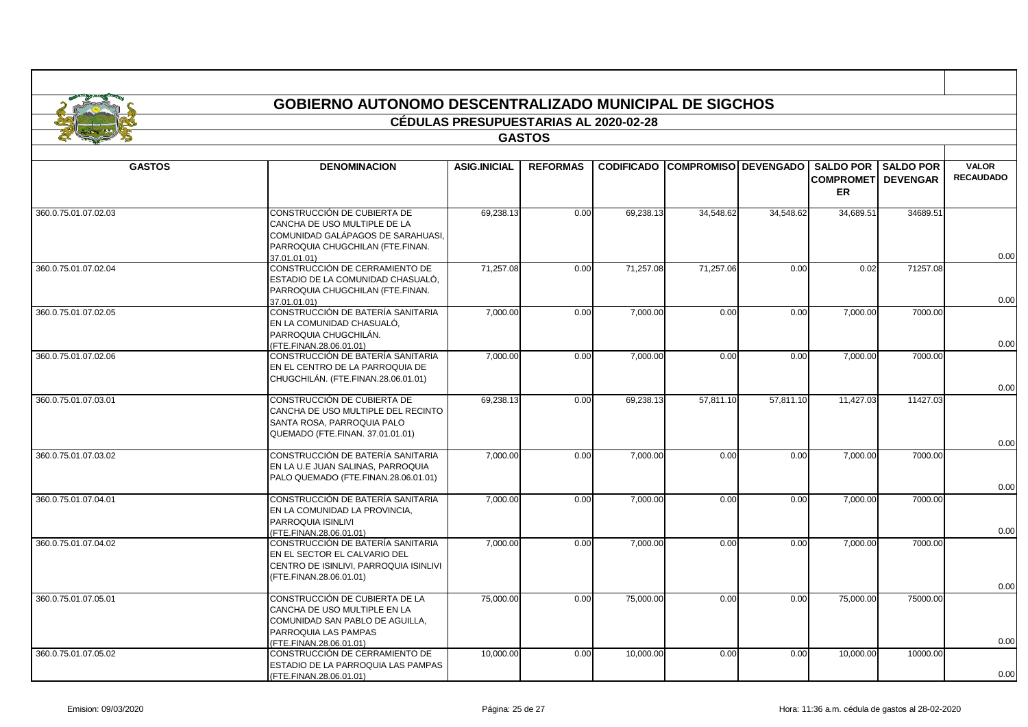# GOBIERNO AUTONOMO DESCENTRALIZADO MUNICIPAL DE SIGCHOS

## CÉDULAS PRESUPUESTARIAS AL 2020-02-28

### GASTOS

| GASTOS | DENOMINACION | ASIG.INICIAL | REFORMAS | CODIFICADO | COMPROMISO | DEVENGADO | SALDO POR COMPROMETER | SALDO POR DEVENGAR | VALOR RECAUDADO |
|---|---|---|---|---|---|---|---|---|---|
| 360.0.75.01.07.02.03 | CONSTRUCCIÓN DE CUBIERTA DE CANCHA DE USO MULTIPLE DE LA COMUNIDAD GALÁPAGOS DE SARAHUASI, PARROQUIA CHUGCHILAN (FTE.FINAN. 37.01.01.01) | 69,238.13 | 0.00 | 69,238.13 | 34,548.62 | 34,548.62 | 34,689.51 | 34689.51 | 0.00 |
| 360.0.75.01.07.02.04 | CONSTRUCCIÓN DE CERRAMIENTO DE ESTADIO DE LA COMUNIDAD CHASUALÓ, PARROQUIA CHUGCHILAN (FTE.FINAN. 37.01.01.01) | 71,257.08 | 0.00 | 71,257.08 | 71,257.06 | 0.00 | 0.02 | 71257.08 | 0.00 |
| 360.0.75.01.07.02.05 | CONSTRUCCIÓN DE BATERÍA SANITARIA EN LA COMUNIDAD CHASUALÓ, PARROQUIA CHUGCHILÁN. (FTE.FINAN.28.06.01.01) | 7,000.00 | 0.00 | 7,000.00 | 0.00 | 0.00 | 7,000.00 | 7000.00 | 0.00 |
| 360.0.75.01.07.02.06 | CONSTRUCCIÓN DE BATERÍA SANITARIA EN EL CENTRO DE LA PARROQUIA DE CHUGCHILÁN. (FTE.FINAN.28.06.01.01) | 7,000.00 | 0.00 | 7,000.00 | 0.00 | 0.00 | 7,000.00 | 7000.00 | 0.00 |
| 360.0.75.01.07.03.01 | CONSTRUCCIÓN DE CUBIERTA DE CANCHA DE USO MULTIPLE DEL RECINTO SANTA ROSA, PARROQUIA PALO QUEMADO (FTE.FINAN. 37.01.01.01) | 69,238.13 | 0.00 | 69,238.13 | 57,811.10 | 57,811.10 | 11,427.03 | 11427.03 | 0.00 |
| 360.0.75.01.07.03.02 | CONSTRUCCIÓN DE BATERÍA SANITARIA EN LA U.E JUAN SALINAS, PARROQUIA PALO QUEMADO (FTE.FINAN.28.06.01.01) | 7,000.00 | 0.00 | 7,000.00 | 0.00 | 0.00 | 7,000.00 | 7000.00 | 0.00 |
| 360.0.75.01.07.04.01 | CONSTRUCCIÓN DE BATERÍA SANITARIA EN LA COMUNIDAD LA PROVINCIA, PARROQUIA ISINLIVI (FTE.FINAN.28.06.01.01) | 7,000.00 | 0.00 | 7,000.00 | 0.00 | 0.00 | 7,000.00 | 7000.00 | 0.00 |
| 360.0.75.01.07.04.02 | CONSTRUCCIÓN DE BATERÍA SANITARIA EN EL SECTOR EL CALVARIO DEL CENTRO DE ISINLIVI, PARROQUIA ISINLIVI (FTE.FINAN.28.06.01.01) | 7,000.00 | 0.00 | 7,000.00 | 0.00 | 0.00 | 7,000.00 | 7000.00 | 0.00 |
| 360.0.75.01.07.05.01 | CONSTRUCCIÓN DE CUBIERTA DE LA CANCHA DE USO MULTIPLE EN LA COMUNIDAD SAN PABLO DE AGUILLA, PARROQUIA LAS PAMPAS (FTE.FINAN.28.06.01.01) | 75,000.00 | 0.00 | 75,000.00 | 0.00 | 0.00 | 75,000.00 | 75000.00 | 0.00 |
| 360.0.75.01.07.05.02 | CONSTRUCCIÓN DE CERRAMIENTO DE ESTADIO DE LA PARROQUIA LAS PAMPAS (FTE.FINAN.28.06.01.01) | 10,000.00 | 0.00 | 10,000.00 | 0.00 | 0.00 | 10,000.00 | 10000.00 | 0.00 |

Emision: 09/03/2020 Hora: 11:36 a.m. cédula de gastos al 28-02-2020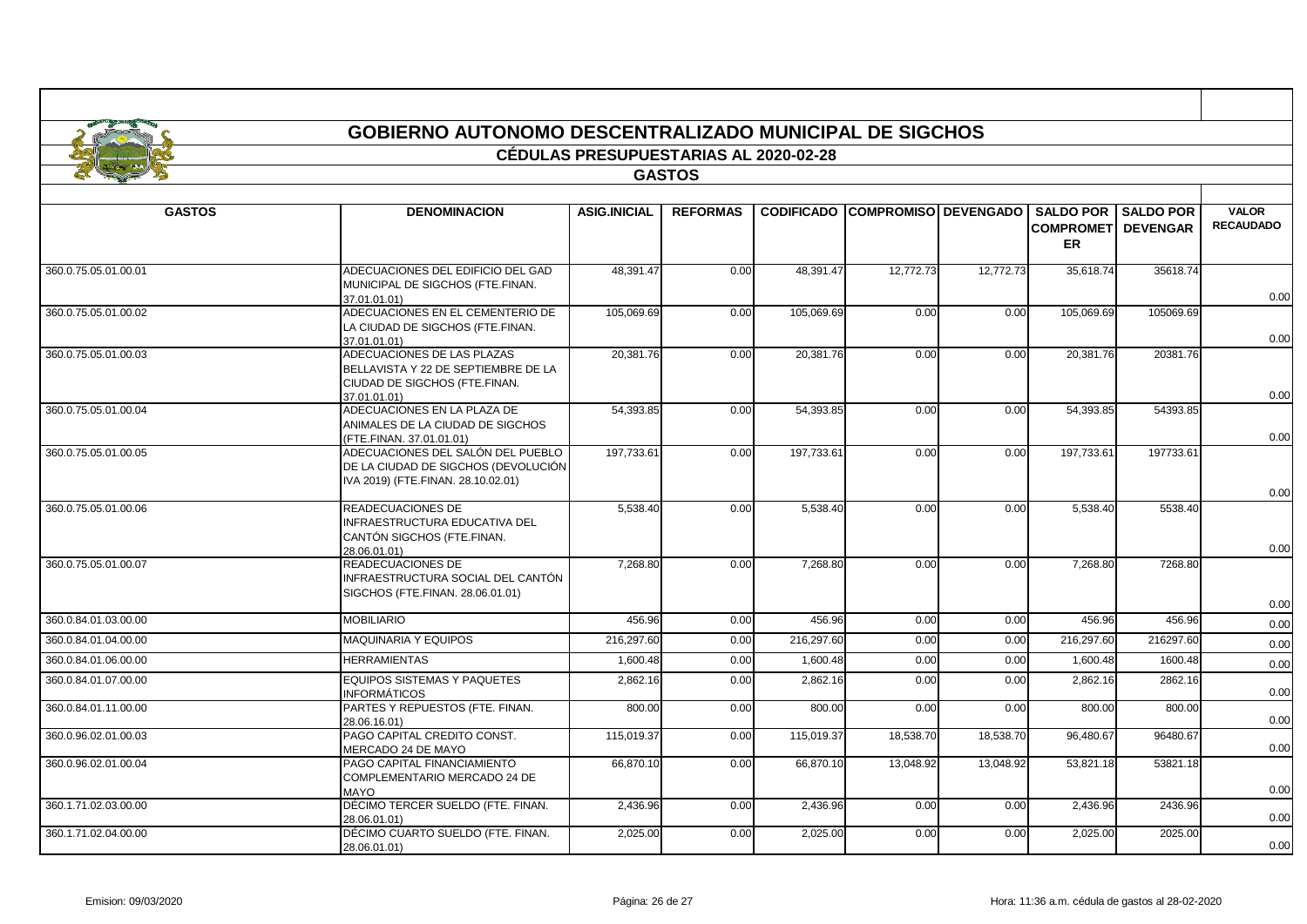# GOBIERNO AUTONOMO DESCENTRALIZADO MUNICIPAL DE SIGCHOS

## CÉDULAS PRESUPUESTARIAS AL 2020-02-28

### GASTOS

| GASTOS | DENOMINACION | ASIG.INICIAL | REFORMAS | CODIFICADO | COMPROMISO | DEVENGADO | SALDO POR COMPROMETER | SALDO POR DEVENGAR | VALOR RECAUDADO |
|---|---|---|---|---|---|---|---|---|---|
| 360.0.75.05.01.00.01 | ADECUACIONES DEL EDIFICIO DEL GAD MUNICIPAL DE SIGCHOS (FTE.FINAN. 37.01.01.01) | 48,391.47 | 0.00 | 48,391.47 | 12,772.73 | 12,772.73 | 35,618.74 | 35618.74 | 0.00 |
| 360.0.75.05.01.00.02 | ADECUACIONES EN EL CEMENTERIO DE LA CIUDAD DE SIGCHOS (FTE.FINAN. 37.01.01.01) | 105,069.69 | 0.00 | 105,069.69 | 0.00 | 0.00 | 105,069.69 | 105069.69 | 0.00 |
| 360.0.75.05.01.00.03 | ADECUACIONES DE LAS PLAZAS BELLAVISTA Y 22 DE SEPTIEMBRE DE LA CIUDAD DE SIGCHOS (FTE.FINAN. 37.01.01.01) | 20,381.76 | 0.00 | 20,381.76 | 0.00 | 0.00 | 20,381.76 | 20381.76 | 0.00 |
| 360.0.75.05.01.00.04 | ADECUACIONES EN LA PLAZA DE ANIMALES DE LA CIUDAD DE SIGCHOS (FTE.FINAN. 37.01.01.01) | 54,393.85 | 0.00 | 54,393.85 | 0.00 | 0.00 | 54,393.85 | 54393.85 | 0.00 |
| 360.0.75.05.01.00.05 | ADECUACIONES DEL SALÓN DEL PUEBLO DE LA CIUDAD DE SIGCHOS (DEVOLUCIÓN IVA 2019) (FTE.FINAN. 28.10.02.01) | 197,733.61 | 0.00 | 197,733.61 | 0.00 | 0.00 | 197,733.61 | 197733.61 | 0.00 |
| 360.0.75.05.01.00.06 | READECUACIONES DE INFRAESTRUCTURA EDUCATIVA DEL CANTÓN SIGCHOS (FTE.FINAN. 28.06.01.01) | 5,538.40 | 0.00 | 5,538.40 | 0.00 | 0.00 | 5,538.40 | 5538.40 | 0.00 |
| 360.0.75.05.01.00.07 | READECUACIONES DE INFRAESTRUCTURA SOCIAL DEL CANTÓN SIGCHOS (FTE.FINAN. 28.06.01.01) | 7,268.80 | 0.00 | 7,268.80 | 0.00 | 0.00 | 7,268.80 | 7268.80 | 0.00 |
| 360.0.84.01.03.00.00 | MOBILIARIO | 456.96 | 0.00 | 456.96 | 0.00 | 0.00 | 456.96 | 456.96 | 0.00 |
| 360.0.84.01.04.00.00 | MAQUINARIA Y EQUIPOS | 216,297.60 | 0.00 | 216,297.60 | 0.00 | 0.00 | 216,297.60 | 216297.60 | 0.00 |
| 360.0.84.01.06.00.00 | HERRAMIENTAS | 1,600.48 | 0.00 | 1,600.48 | 0.00 | 0.00 | 1,600.48 | 1600.48 | 0.00 |
| 360.0.84.01.07.00.00 | EQUIPOS SISTEMAS Y PAQUETES INFORMÁTICOS | 2,862.16 | 0.00 | 2,862.16 | 0.00 | 0.00 | 2,862.16 | 2862.16 | 0.00 |
| 360.0.84.01.11.00.00 | PARTES Y REPUESTOS (FTE. FINAN. 28.06.16.01) | 800.00 | 0.00 | 800.00 | 0.00 | 0.00 | 800.00 | 800.00 | 0.00 |
| 360.0.96.02.01.00.03 | PAGO CAPITAL CREDITO CONST. MERCADO 24 DE MAYO | 115,019.37 | 0.00 | 115,019.37 | 18,538.70 | 18,538.70 | 96,480.67 | 96480.67 | 0.00 |
| 360.0.96.02.01.00.04 | PAGO CAPITAL FINANCIAMIENTO COMPLEMENTARIO MERCADO 24 DE MAYO | 66,870.10 | 0.00 | 66,870.10 | 13,048.92 | 13,048.92 | 53,821.18 | 53821.18 | 0.00 |
| 360.1.71.02.03.00.00 | DÉCIMO TERCER SUELDO (FTE. FINAN. 28.06.01.01) | 2,436.96 | 0.00 | 2,436.96 | 0.00 | 0.00 | 2,436.96 | 2436.96 | 0.00 |
| 360.1.71.02.04.00.00 | DÉCIMO CUARTO SUELDO (FTE. FINAN. 28.06.01.01) | 2,025.00 | 0.00 | 2,025.00 | 0.00 | 0.00 | 2,025.00 | 2025.00 | 0.00 |

Emision: 09/03/2020 | Hora: 11:36 a.m. cédula de gastos al 28-02-2020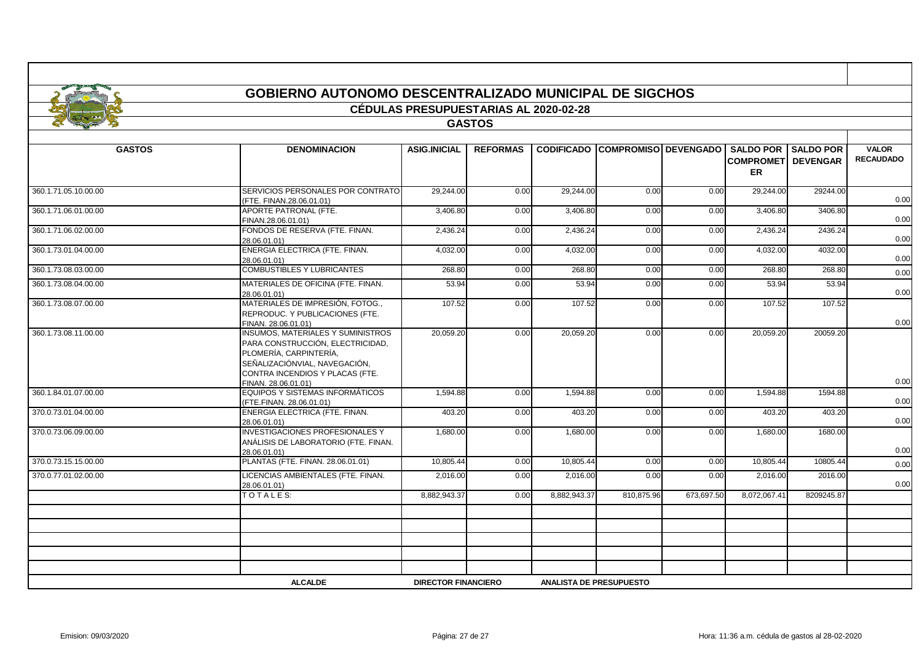# GOBIERNO AUTONOMO DESCENTRALIZADO MUNICIPAL DE SIGCHOS

## CÉDULAS PRESUPUESTARIAS AL 2020-02-28

### GASTOS

| GASTOS | DENOMINACION | ASIG.INICIAL | REFORMAS | CODIFICADO | COMPROMISO | DEVENGADO | SALDO POR COMPROMETER | SALDO POR DEVENGAR | VALOR RECAUDADO |
|---|---|---|---|---|---|---|---|---|---|
| 360.1.71.05.10.00.00 | SERVICIOS PERSONALES POR CONTRATO (FTE. FINAN.28.06.01.01) | 29,244.00 | 0.00 | 29,244.00 | 0.00 | 0.00 | 29,244.00 | 29244.00 | 0.00 |
| 360.1.71.06.01.00.00 | APORTE PATRONAL (FTE. FINAN.28.06.01.01) | 3,406.80 | 0.00 | 3,406.80 | 0.00 | 0.00 | 3,406.80 | 3406.80 | 0.00 |
| 360.1.71.06.02.00.00 | FONDOS DE RESERVA (FTE. FINAN. 28.06.01.01) | 2,436.24 | 0.00 | 2,436.24 | 0.00 | 0.00 | 2,436.24 | 2436.24 | 0.00 |
| 360.1.73.01.04.00.00 | ENERGIA ELECTRICA (FTE. FINAN. 28.06.01.01) | 4,032.00 | 0.00 | 4,032.00 | 0.00 | 0.00 | 4,032.00 | 4032.00 | 0.00 |
| 360.1.73.08.03.00.00 | COMBUSTIBLES Y LUBRICANTES | 268.80 | 0.00 | 268.80 | 0.00 | 0.00 | 268.80 | 268.80 | 0.00 |
| 360.1.73.08.04.00.00 | MATERIALES DE OFICINA (FTE. FINAN. 28.06.01.01) | 53.94 | 0.00 | 53.94 | 0.00 | 0.00 | 53.94 | 53.94 | 0.00 |
| 360.1.73.08.07.00.00 | MATERIALES DE IMPRESIÓN, FOTOG., REPRODUC. Y PUBLICACIONES (FTE. FINAN. 28.06.01.01) | 107.52 | 0.00 | 107.52 | 0.00 | 0.00 | 107.52 | 107.52 | 0.00 |
| 360.1.73.08.11.00.00 | INSUMOS, MATERIALES Y SUMINISTROS PARA CONSTRUCCIÓN, ELECTRICIDAD, PLOMERÍA, CARPINTERÍA, SEÑALIZACIÓNVIAL, NAVEGACIÓN, CONTRA INCENDIOS Y PLACAS (FTE. FINAN. 28.06.01.01) | 20,059.20 | 0.00 | 20,059.20 | 0.00 | 0.00 | 20,059.20 | 20059.20 | 0.00 |
| 360.1.84.01.07.00.00 | EQUIPOS Y SISTEMAS INFORMÁTICOS (FTE.FINAN. 28.06.01.01) | 1,594.88 | 0.00 | 1,594.88 | 0.00 | 0.00 | 1,594.88 | 1594.88 | 0.00 |
| 370.0.73.01.04.00.00 | ENERGIA ELECTRICA (FTE. FINAN. 28.06.01.01) | 403.20 | 0.00 | 403.20 | 0.00 | 0.00 | 403.20 | 403.20 | 0.00 |
| 370.0.73.06.09.00.00 | INVESTIGACIONES PROFESIONALES Y ANÁLISIS DE LABORATORIO (FTE. FINAN. 28.06.01.01) | 1,680.00 | 0.00 | 1,680.00 | 0.00 | 0.00 | 1,680.00 | 1680.00 | 0.00 |
| 370.0.73.15.15.00.00 | PLANTAS (FTE. FINAN. 28.06.01.01) | 10,805.44 | 0.00 | 10,805.44 | 0.00 | 0.00 | 10,805.44 | 10805.44 | 0.00 |
| 370.0.77.01.02.00.00 | LICENCIAS AMBIENTALES (FTE. FINAN. 28.06.01.01) | 2,016.00 | 0.00 | 2,016.00 | 0.00 | 0.00 | 2,016.00 | 2016.00 | 0.00 |
| | T O T A L E S: | 8,882,943.37 | 0.00 | 8,882,943.37 | 810,875.96 | 673,697.50 | 8,072,067.41 | 8209245.87 | |

ALCALDE — DIRECTOR FINANCIERO — ANALISTA DE PRESUPUESTO

Emision: 09/03/2020 — Hora: 11:36 a.m. cédula de gastos al 28-02-2020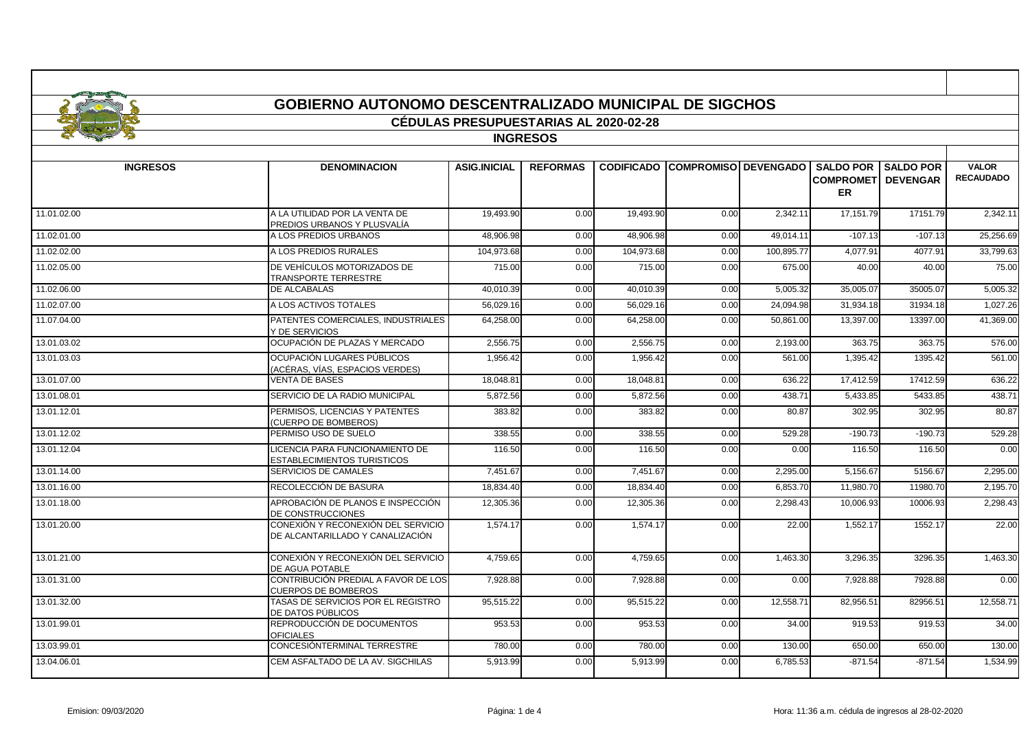# GOBIERNO AUTONOMO DESCENTRALIZADO MUNICIPAL DE SIGCHOS

## CÉDULAS PRESUPUESTARIAS AL 2020-02-28

### INGRESOS

| INGRESOS | DENOMINACION | ASIG.INICIAL | REFORMAS | CODIFICADO | COMPROMISO | DEVENGADO | SALDO POR COMPROMETER | SALDO POR DEVENGAR | VALOR RECAUDADO |
|---|---|---|---|---|---|---|---|---|---|
| 11.01.02.00 | A LA UTILIDAD POR LA VENTA DE PREDIOS URBANOS Y PLUSVALÍA | 19,493.90 | 0.00 | 19,493.90 | 0.00 | 2,342.11 | 17,151.79 | 17151.79 | 2,342.11 |
| 11.02.01.00 | A LOS PREDIOS URBANOS | 48,906.98 | 0.00 | 48,906.98 | 0.00 | 49,014.11 | -107.13 | -107.13 | 25,256.69 |
| 11.02.02.00 | A LOS PREDIOS RURALES | 104,973.68 | 0.00 | 104,973.68 | 0.00 | 100,895.77 | 4,077.91 | 4077.91 | 33,799.63 |
| 11.02.05.00 | DE VEHÍCULOS MOTORIZADOS DE TRANSPORTE TERRESTRE | 715.00 | 0.00 | 715.00 | 0.00 | 675.00 | 40.00 | 40.00 | 75.00 |
| 11.02.06.00 | DE ALCABALAS | 40,010.39 | 0.00 | 40,010.39 | 0.00 | 5,005.32 | 35,005.07 | 35005.07 | 5,005.32 |
| 11.02.07.00 | A LOS ACTIVOS TOTALES | 56,029.16 | 0.00 | 56,029.16 | 0.00 | 24,094.98 | 31,934.18 | 31934.18 | 1,027.26 |
| 11.07.04.00 | PATENTES COMERCIALES, INDUSTRIALES Y DE SERVICIOS | 64,258.00 | 0.00 | 64,258.00 | 0.00 | 50,861.00 | 13,397.00 | 13397.00 | 41,369.00 |
| 13.01.03.02 | OCUPACIÓN DE PLAZAS Y MERCADO | 2,556.75 | 0.00 | 2,556.75 | 0.00 | 2,193.00 | 363.75 | 363.75 | 576.00 |
| 13.01.03.03 | OCUPACIÓN LUGARES PÚBLICOS (ACÉRAS, VÍAS, ESPACIOS VERDES) | 1,956.42 | 0.00 | 1,956.42 | 0.00 | 561.00 | 1,395.42 | 1395.42 | 561.00 |
| 13.01.07.00 | VENTA DE BASES | 18,048.81 | 0.00 | 18,048.81 | 0.00 | 636.22 | 17,412.59 | 17412.59 | 636.22 |
| 13.01.08.01 | SERVICIO DE LA RADIO MUNICIPAL | 5,872.56 | 0.00 | 5,872.56 | 0.00 | 438.71 | 5,433.85 | 5433.85 | 438.71 |
| 13.01.12.01 | PERMISOS, LICENCIAS Y PATENTES (CUERPO DE BOMBEROS) | 383.82 | 0.00 | 383.82 | 0.00 | 80.87 | 302.95 | 302.95 | 80.87 |
| 13.01.12.02 | PERMISO USO DE SUELO | 338.55 | 0.00 | 338.55 | 0.00 | 529.28 | -190.73 | -190.73 | 529.28 |
| 13.01.12.04 | LICENCIA PARA FUNCIONAMIENTO DE ESTABLECIMIENTOS TURISTICOS | 116.50 | 0.00 | 116.50 | 0.00 | 0.00 | 116.50 | 116.50 | 0.00 |
| 13.01.14.00 | SERVICIOS DE CAMALES | 7,451.67 | 0.00 | 7,451.67 | 0.00 | 2,295.00 | 5,156.67 | 5156.67 | 2,295.00 |
| 13.01.16.00 | RECOLECCIÓN DE BASURA | 18,834.40 | 0.00 | 18,834.40 | 0.00 | 6,853.70 | 11,980.70 | 11980.70 | 2,195.70 |
| 13.01.18.00 | APROBACIÓN DE PLANOS E INSPECCIÓN DE CONSTRUCCIONES | 12,305.36 | 0.00 | 12,305.36 | 0.00 | 2,298.43 | 10,006.93 | 10006.93 | 2,298.43 |
| 13.01.20.00 | CONEXIÓN Y RECONEXIÓN DEL SERVICIO DE ALCANTARILLADO Y CANALIZACIÓN | 1,574.17 | 0.00 | 1,574.17 | 0.00 | 22.00 | 1,552.17 | 1552.17 | 22.00 |
| 13.01.21.00 | CONEXIÓN Y RECONEXIÓN DEL SERVICIO DE AGUA POTABLE | 4,759.65 | 0.00 | 4,759.65 | 0.00 | 1,463.30 | 3,296.35 | 3296.35 | 1,463.30 |
| 13.01.31.00 | CONTRIBUCIÓN PREDIAL A FAVOR DE LOS CUERPOS DE BOMBEROS | 7,928.88 | 0.00 | 7,928.88 | 0.00 | 0.00 | 7,928.88 | 7928.88 | 0.00 |
| 13.01.32.00 | TASAS DE SERVICIOS POR EL REGISTRO DE DATOS PÚBLICOS | 95,515.22 | 0.00 | 95,515.22 | 0.00 | 12,558.71 | 82,956.51 | 82956.51 | 12,558.71 |
| 13.01.99.01 | REPRODUCCIÓN DE DOCUMENTOS OFICIALES | 953.53 | 0.00 | 953.53 | 0.00 | 34.00 | 919.53 | 919.53 | 34.00 |
| 13.03.99.01 | CONCESIÓNTERMINAL TERRESTRE | 780.00 | 0.00 | 780.00 | 0.00 | 130.00 | 650.00 | 650.00 | 130.00 |
| 13.04.06.01 | CEM ASFALTADO DE LA AV. SIGCHILAS | 5,913.99 | 0.00 | 5,913.99 | 0.00 | 6,785.53 | -871.54 | -871.54 | 1,534.99 |

Emision: 09/03/2020 | Hora: 11:36 a.m. cédula de ingresos al 28-02-2020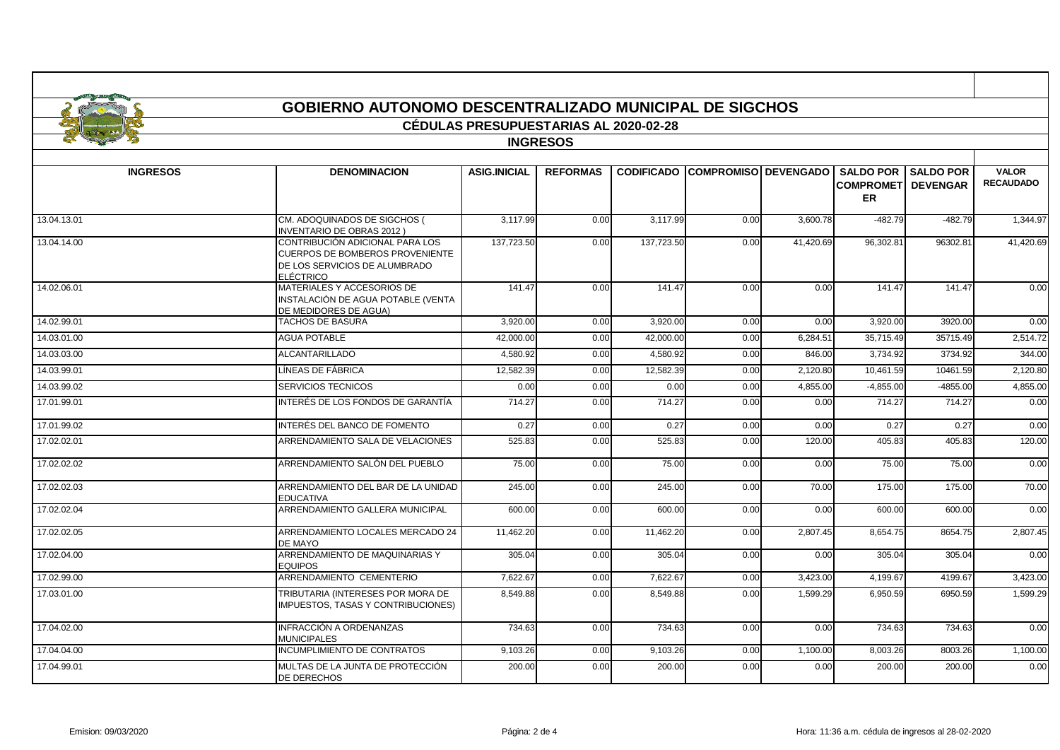# GOBIERNO AUTONOMO DESCENTRALIZADO MUNICIPAL DE SIGCHOS

## CÉDULAS PRESUPUESTARIAS AL 2020-02-28

### INGRESOS

| INGRESOS | DENOMINACION | ASIG.INICIAL | REFORMAS | CODIFICADO | COMPROMISO | DEVENGADO | SALDO POR COMPROMETER | SALDO POR DEVENGAR | VALOR RECAUDADO |
|---|---|---|---|---|---|---|---|---|---|
| 13.04.13.01 | CM. ADOQUINADOS DE SIGCHOS ( INVENTARIO DE OBRAS 2012 ) | 3,117.99 | 0.00 | 3,117.99 | 0.00 | 3,600.78 | -482.79 | -482.79 | 1,344.97 |
| 13.04.14.00 | CONTRIBUCIÓN ADICIONAL PARA LOS CUERPOS DE BOMBEROS PROVENIENTE DE LOS SERVICIOS DE ALUMBRADO ELÉCTRICO | 137,723.50 | 0.00 | 137,723.50 | 0.00 | 41,420.69 | 96,302.81 | 96302.81 | 41,420.69 |
| 14.02.06.01 | MATERIALES Y ACCESORIOS DE INSTALACIÓN DE AGUA POTABLE (VENTA DE MEDIDORES DE AGUA) | 141.47 | 0.00 | 141.47 | 0.00 | 0.00 | 141.47 | 141.47 | 0.00 |
| 14.02.99.01 | TACHOS DE BASURA | 3,920.00 | 0.00 | 3,920.00 | 0.00 | 0.00 | 3,920.00 | 3920.00 | 0.00 |
| 14.03.01.00 | AGUA POTABLE | 42,000.00 | 0.00 | 42,000.00 | 0.00 | 6,284.51 | 35,715.49 | 35715.49 | 2,514.72 |
| 14.03.03.00 | ALCANTARILLADO | 4,580.92 | 0.00 | 4,580.92 | 0.00 | 846.00 | 3,734.92 | 3734.92 | 344.00 |
| 14.03.99.01 | LÍNEAS DE FÁBRICA | 12,582.39 | 0.00 | 12,582.39 | 0.00 | 2,120.80 | 10,461.59 | 10461.59 | 2,120.80 |
| 14.03.99.02 | SERVICIOS TECNICOS | 0.00 | 0.00 | 0.00 | 0.00 | 4,855.00 | -4,855.00 | -4855.00 | 4,855.00 |
| 17.01.99.01 | INTERÉS DE LOS FONDOS DE GARANTÍA | 714.27 | 0.00 | 714.27 | 0.00 | 0.00 | 714.27 | 714.27 | 0.00 |
| 17.01.99.02 | INTERÉS DEL BANCO DE FOMENTO | 0.27 | 0.00 | 0.27 | 0.00 | 0.00 | 0.27 | 0.27 | 0.00 |
| 17.02.02.01 | ARRENDAMIENTO SALA DE VELACIONES | 525.83 | 0.00 | 525.83 | 0.00 | 120.00 | 405.83 | 405.83 | 120.00 |
| 17.02.02.02 | ARRENDAMIENTO SALÓN DEL PUEBLO | 75.00 | 0.00 | 75.00 | 0.00 | 0.00 | 75.00 | 75.00 | 0.00 |
| 17.02.02.03 | ARRENDAMIENTO DEL BAR DE LA UNIDAD EDUCATIVA | 245.00 | 0.00 | 245.00 | 0.00 | 70.00 | 175.00 | 175.00 | 70.00 |
| 17.02.02.04 | ARRENDAMIENTO GALLERA MUNICIPAL | 600.00 | 0.00 | 600.00 | 0.00 | 0.00 | 600.00 | 600.00 | 0.00 |
| 17.02.02.05 | ARRENDAMIENTO LOCALES MERCADO 24 DE MAYO | 11,462.20 | 0.00 | 11,462.20 | 0.00 | 2,807.45 | 8,654.75 | 8654.75 | 2,807.45 |
| 17.02.04.00 | ARRENDAMIENTO DE MAQUINARIAS Y EQUIPOS | 305.04 | 0.00 | 305.04 | 0.00 | 0.00 | 305.04 | 305.04 | 0.00 |
| 17.02.99.00 | ARRENDAMIENTO CEMENTERIO | 7,622.67 | 0.00 | 7,622.67 | 0.00 | 3,423.00 | 4,199.67 | 4199.67 | 3,423.00 |
| 17.03.01.00 | TRIBUTARIA (INTERESES POR MORA DE IMPUESTOS, TASAS Y CONTRIBUCIONES) | 8,549.88 | 0.00 | 8,549.88 | 0.00 | 1,599.29 | 6,950.59 | 6950.59 | 1,599.29 |
| 17.04.02.00 | INFRACCIÓN A ORDENANZAS MUNICIPALES | 734.63 | 0.00 | 734.63 | 0.00 | 0.00 | 734.63 | 734.63 | 0.00 |
| 17.04.04.00 | INCUMPLIMIENTO DE CONTRATOS | 9,103.26 | 0.00 | 9,103.26 | 0.00 | 1,100.00 | 8,003.26 | 8003.26 | 1,100.00 |
| 17.04.99.01 | MULTAS DE LA JUNTA DE PROTECCIÓN DE DERECHOS | 200.00 | 0.00 | 200.00 | 0.00 | 0.00 | 200.00 | 200.00 | 0.00 |

Emision: 09/03/2020 Hora: 11:36 a.m. cédula de ingresos al 28-02-2020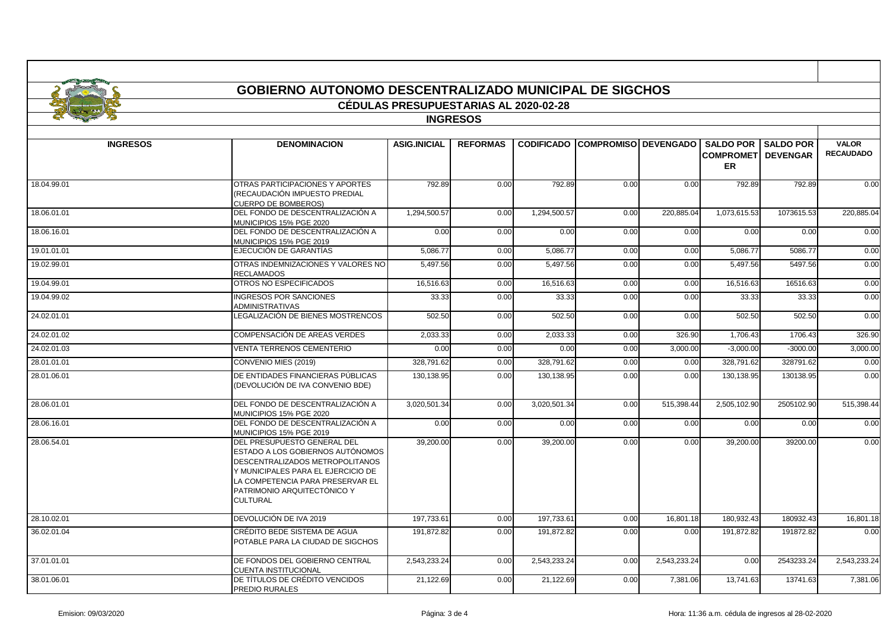# GOBIERNO AUTONOMO DESCENTRALIZADO MUNICIPAL DE SIGCHOS

## CÉDULAS PRESUPUESTARIAS AL 2020-02-28

### INGRESOS

| INGRESOS | DENOMINACION | ASIG.INICIAL | REFORMAS | CODIFICADO | COMPROMISO | DEVENGADO | SALDO POR COMPROMETER | SALDO POR DEVENGAR | VALOR RECAUDADO |
|---|---|---|---|---|---|---|---|---|---|
| 18.04.99.01 | OTRAS PARTICIPACIONES Y APORTES (RECAUDACIÓN IMPUESTO PREDIAL CUERPO DE BOMBEROS) | 792.89 | 0.00 | 792.89 | 0.00 | 0.00 | 792.89 | 792.89 | 0.00 |
| 18.06.01.01 | DEL FONDO DE DESCENTRALIZACIÓN A MUNICIPIOS 15% PGE 2020 | 1,294,500.57 | 0.00 | 1,294,500.57 | 0.00 | 220,885.04 | 1,073,615.53 | 1073615.53 | 220,885.04 |
| 18.06.16.01 | DEL FONDO DE DESCENTRALIZACIÓN A MUNICIPIOS 15% PGE 2019 | 0.00 | 0.00 | 0.00 | 0.00 | 0.00 | 0.00 | 0.00 | 0.00 |
| 19.01.01.01 | EJECUCIÓN DE GARANTÍAS | 5,086.77 | 0.00 | 5,086.77 | 0.00 | 0.00 | 5,086.77 | 5086.77 | 0.00 |
| 19.02.99.01 | OTRAS INDEMNIZACIONES Y VALORES NO RECLAMADOS | 5,497.56 | 0.00 | 5,497.56 | 0.00 | 0.00 | 5,497.56 | 5497.56 | 0.00 |
| 19.04.99.01 | OTROS NO ESPECIFICADOS | 16,516.63 | 0.00 | 16,516.63 | 0.00 | 0.00 | 16,516.63 | 16516.63 | 0.00 |
| 19.04.99.02 | INGRESOS POR SANCIONES ADMINISTRATIVAS | 33.33 | 0.00 | 33.33 | 0.00 | 0.00 | 33.33 | 33.33 | 0.00 |
| 24.02.01.01 | LEGALIZACIÓN DE BIENES MOSTRENCOS | 502.50 | 0.00 | 502.50 | 0.00 | 0.00 | 502.50 | 502.50 | 0.00 |
| 24.02.01.02 | COMPENSACIÓN DE AREAS VERDES | 2,033.33 | 0.00 | 2,033.33 | 0.00 | 326.90 | 1,706.43 | 1706.43 | 326.90 |
| 24.02.01.03 | VENTA TERRENOS CEMENTERIO | 0.00 | 0.00 | 0.00 | 0.00 | 3,000.00 | -3,000.00 | -3000.00 | 3,000.00 |
| 28.01.01.01 | CONVENIO MIES (2019) | 328,791.62 | 0.00 | 328,791.62 | 0.00 | 0.00 | 328,791.62 | 328791.62 | 0.00 |
| 28.01.06.01 | DE ENTIDADES FINANCIERAS PÚBLICAS (DEVOLUCIÓN DE IVA CONVENIO BDE) | 130,138.95 | 0.00 | 130,138.95 | 0.00 | 0.00 | 130,138.95 | 130138.95 | 0.00 |
| 28.06.01.01 | DEL FONDO DE DESCENTRALIZACIÓN A MUNICIPIOS 15% PGE 2020 | 3,020,501.34 | 0.00 | 3,020,501.34 | 0.00 | 515,398.44 | 2,505,102.90 | 2505102.90 | 515,398.44 |
| 28.06.16.01 | DEL FONDO DE DESCENTRALIZACIÓN A MUNICIPIOS 15% PGE 2019 | 0.00 | 0.00 | 0.00 | 0.00 | 0.00 | 0.00 | 0.00 | 0.00 |
| 28.06.54.01 | DEL PRESUPUESTO GENERAL DEL ESTADO A LOS GOBIERNOS AUTÓNOMOS DESCENTRALIZADOS METROPOLITANOS Y MUNICIPALES PARA EL EJERCICIO DE LA COMPETENCIA PARA PRESERVAR EL PATRIMONIO ARQUITECTÓNICO Y CULTURAL | 39,200.00 | 0.00 | 39,200.00 | 0.00 | 0.00 | 39,200.00 | 39200.00 | 0.00 |
| 28.10.02.01 | DEVOLUCIÓN DE IVA 2019 | 197,733.61 | 0.00 | 197,733.61 | 0.00 | 16,801.18 | 180,932.43 | 180932.43 | 16,801.18 |
| 36.02.01.04 | CRÉDITO BEDE SISTEMA DE AGUA POTABLE PARA LA CIUDAD DE SIGCHOS | 191,872.82 | 0.00 | 191,872.82 | 0.00 | 0.00 | 191,872.82 | 191872.82 | 0.00 |
| 37.01.01.01 | DE FONDOS DEL GOBIERNO CENTRAL CUENTA INSTITUCIONAL | 2,543,233.24 | 0.00 | 2,543,233.24 | 0.00 | 2,543,233.24 | 0.00 | 2543233.24 | 2,543,233.24 |
| 38.01.06.01 | DE TÍTULOS DE CRÉDITO VENCIDOS PREDIO RURALES | 21,122.69 | 0.00 | 21,122.69 | 0.00 | 7,381.06 | 13,741.63 | 13741.63 | 7,381.06 |

Emision: 09/03/2020

Hora: 11:36 a.m. cédula de ingresos al 28-02-2020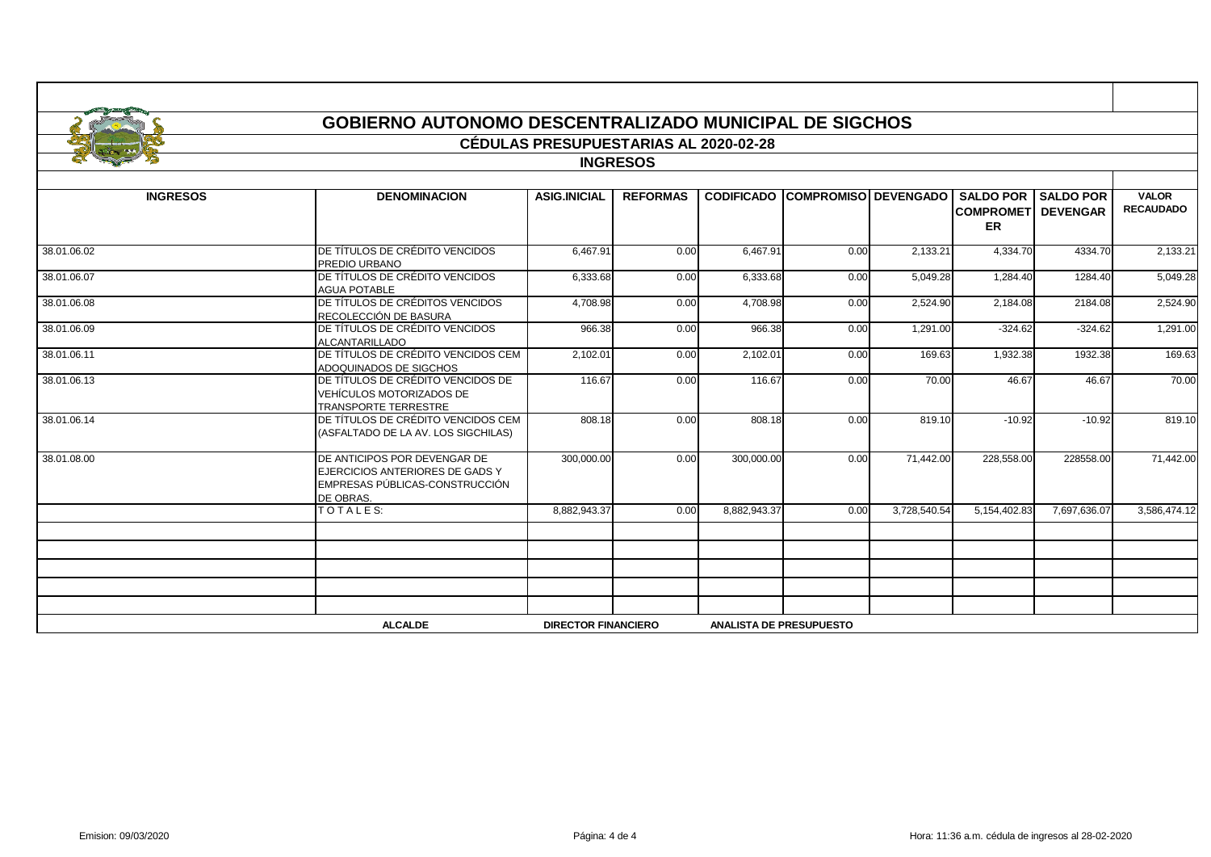# GOBIERNO AUTONOMO DESCENTRALIZADO MUNICIPAL DE SIGCHOS

## CÉDULAS PRESUPUESTARIAS AL 2020-02-28

### INGRESOS

| INGRESOS | DENOMINACION | ASIG.INICIAL | REFORMAS | CODIFICADO | COMPROMISO | DEVENGADO | SALDO POR COMPROMETER | SALDO POR DEVENGAR | VALOR RECAUDADO |
|---|---|---|---|---|---|---|---|---|---|
| 38.01.06.02 | DE TÍTULOS DE CRÉDITO VENCIDOS PREDIO URBANO | 6,467.91 | 0.00 | 6,467.91 | 0.00 | 2,133.21 | 4,334.70 | 4334.70 | 2,133.21 |
| 38.01.06.07 | DE TÍTULOS DE CRÉDITO VENCIDOS AGUA POTABLE | 6,333.68 | 0.00 | 6,333.68 | 0.00 | 5,049.28 | 1,284.40 | 1284.40 | 5,049.28 |
| 38.01.06.08 | DE TÍTULOS DE CRÉDITOS VENCIDOS RECOLECCIÓN DE BASURA | 4,708.98 | 0.00 | 4,708.98 | 0.00 | 2,524.90 | 2,184.08 | 2184.08 | 2,524.90 |
| 38.01.06.09 | DE TÍTULOS DE CRÉDITO VENCIDOS ALCANTARILLADO | 966.38 | 0.00 | 966.38 | 0.00 | 1,291.00 | -324.62 | -324.62 | 1,291.00 |
| 38.01.06.11 | DE TÍTULOS DE CRÉDITO VENCIDOS CEM ADOQUINADOS DE SIGCHOS | 2,102.01 | 0.00 | 2,102.01 | 0.00 | 169.63 | 1,932.38 | 1932.38 | 169.63 |
| 38.01.06.13 | DE TÍTULOS DE CRÉDITO VENCIDOS DE VEHÍCULOS MOTORIZADOS DE TRANSPORTE TERRESTRE | 116.67 | 0.00 | 116.67 | 0.00 | 70.00 | 46.67 | 46.67 | 70.00 |
| 38.01.06.14 | DE TÍTULOS DE CRÉDITO VENCIDOS CEM (ASFALTADO DE LA AV. LOS SIGCHILAS) | 808.18 | 0.00 | 808.18 | 0.00 | 819.10 | -10.92 | -10.92 | 819.10 |
| 38.01.08.00 | DE ANTICIPOS POR DEVENGAR DE EJERCICIOS ANTERIORES DE GADS Y EMPRESAS PÚBLICAS-CONSTRUCCIÓN DE OBRAS. | 300,000.00 | 0.00 | 300,000.00 | 0.00 | 71,442.00 | 228,558.00 | 228558.00 | 71,442.00 |
| | T O T A L E S: | 8,882,943.37 | 0.00 | 8,882,943.37 | 0.00 | 3,728,540.54 | 5,154,402.83 | 7,697,636.07 | 3,586,474.12 |

**ALCALDE** **DIRECTOR FINANCIERO** **ANALISTA DE PRESUPUESTO**

Emision: 09/03/2020

Hora: 11:36 a.m. cédula de ingresos al 28-02-2020